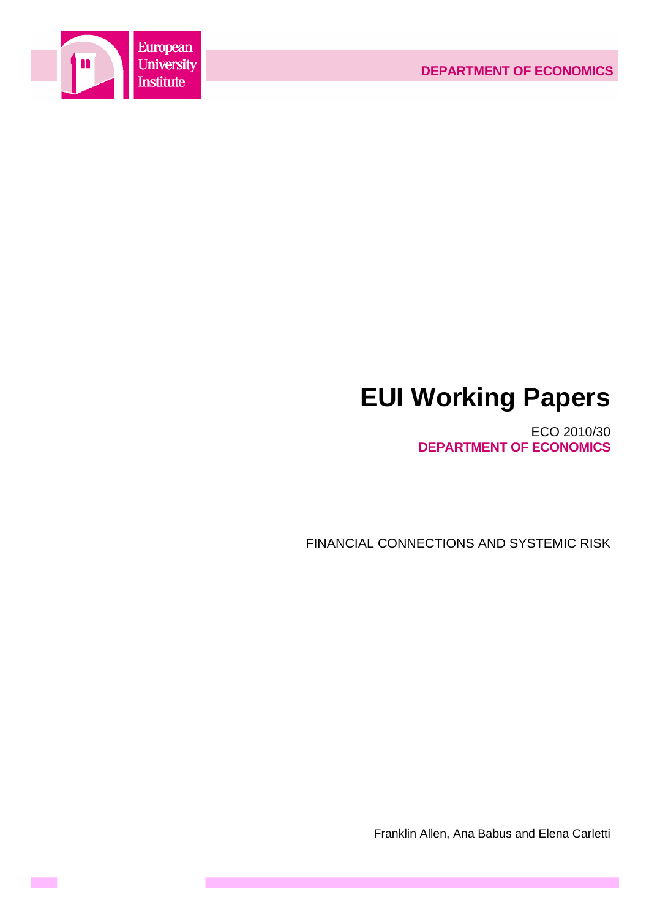European University Institute

DEPARTMENT OF ECONOMICS

# EUI Working Papers

ECO 2010/30

**DEPARTMENT OF ECONOMICS**

FINANCIAL CONNECTIONS AND SYSTEMIC RISK

Franklin Allen, Ana Babus and Elena Carletti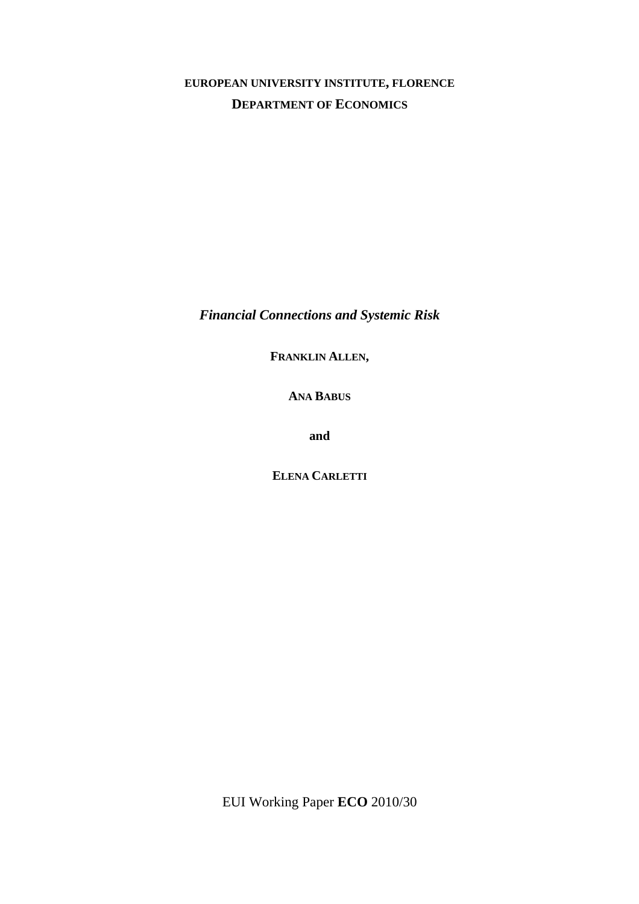**EUROPEAN UNIVERSITY INSTITUTE, FLORENCE**

**DEPARTMENT OF ECONOMICS**

# *Financial Connections and Systemic Risk*

**FRANKLIN ALLEN,**

**ANA BABUS**

**and**

**ELENA CARLETTI**

EUI Working Paper **ECO** 2010/30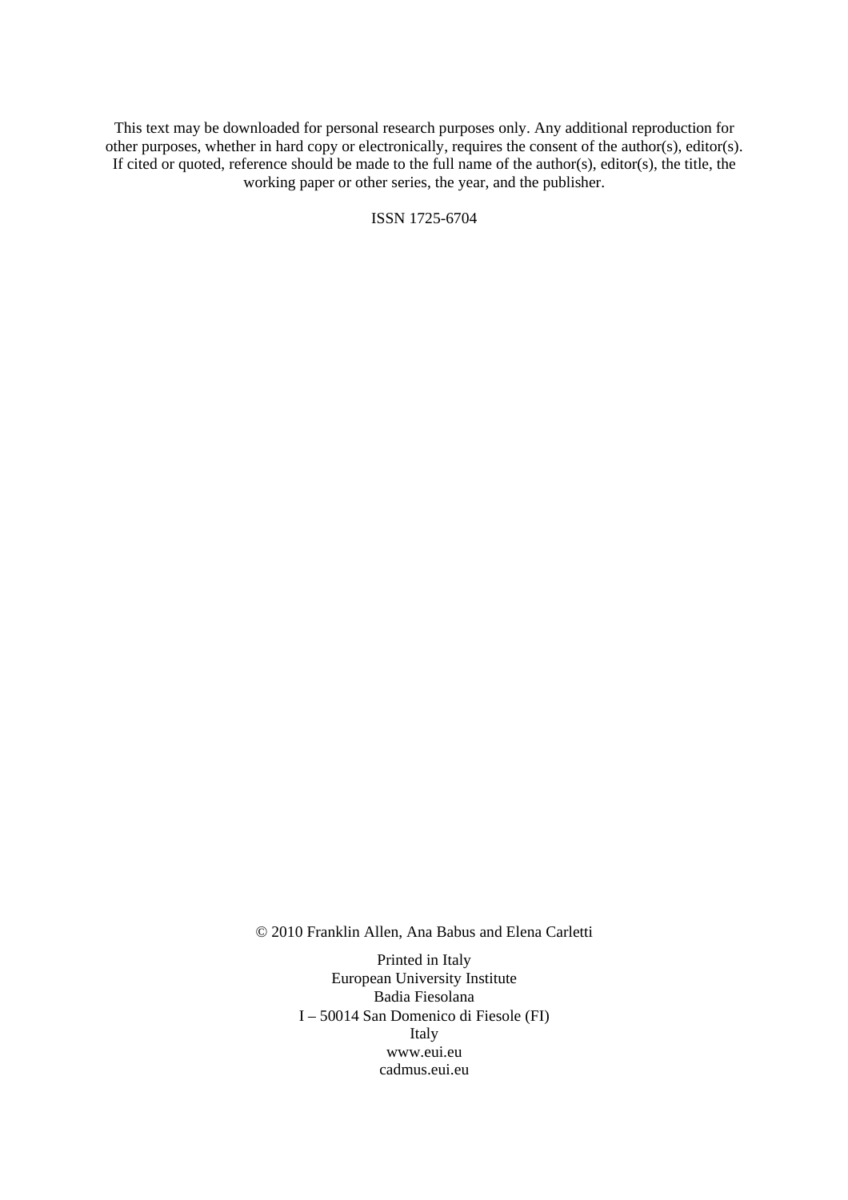This text may be downloaded for personal research purposes only. Any additional reproduction for other purposes, whether in hard copy or electronically, requires the consent of the author(s), editor(s). If cited or quoted, reference should be made to the full name of the author(s), editor(s), the title, the working paper or other series, the year, and the publisher.

ISSN 1725-6704

© 2010 Franklin Allen, Ana Babus and Elena Carletti

Printed in Italy  
European University Institute  
Badia Fiesolana  
I – 50014 San Domenico di Fiesole (FI)  
Italy  
www.eui.eu  
cadmus.eui.eu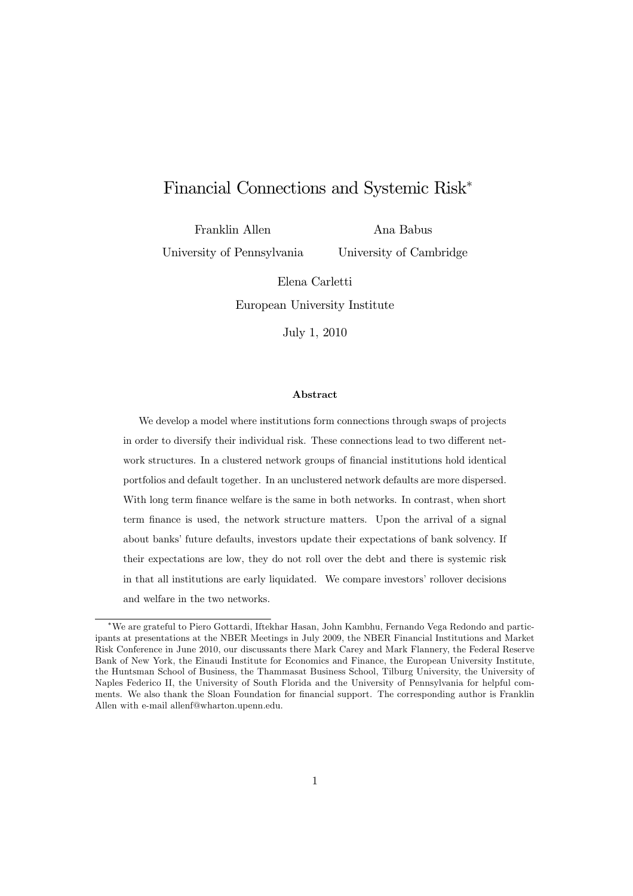# Financial Connections and Systemic Risk*

Franklin Allen
University of Pennsylvania

Ana Babus
University of Cambridge

Elena Carletti
European University Institute

July 1, 2010

### Abstract

We develop a model where institutions form connections through swaps of projects in order to diversify their individual risk. These connections lead to two different network structures. In a clustered network groups of financial institutions hold identical portfolios and default together. In an unclustered network defaults are more dispersed. With long term finance welfare is the same in both networks. In contrast, when short term finance is used, the network structure matters. Upon the arrival of a signal about banks' future defaults, investors update their expectations of bank solvency. If their expectations are low, they do not roll over the debt and there is systemic risk in that all institutions are early liquidated. We compare investors' rollover decisions and welfare in the two networks.

---

*We are grateful to Piero Gottardi, Iftekhar Hasan, John Kambhu, Fernando Vega Redondo and participants at presentations at the NBER Meetings in July 2009, the NBER Financial Institutions and Market Risk Conference in June 2010, our discussants there Mark Carey and Mark Flannery, the Federal Reserve Bank of New York, the Einaudi Institute for Economics and Finance, the European University Institute, the Huntsman School of Business, the Thammasat Business School, Tilburg University, the University of Naples Federico II, the University of South Florida and the University of Pennsylvania for helpful comments. We also thank the Sloan Foundation for financial support. The corresponding author is Franklin Allen with e-mail allenf@wharton.upenn.edu.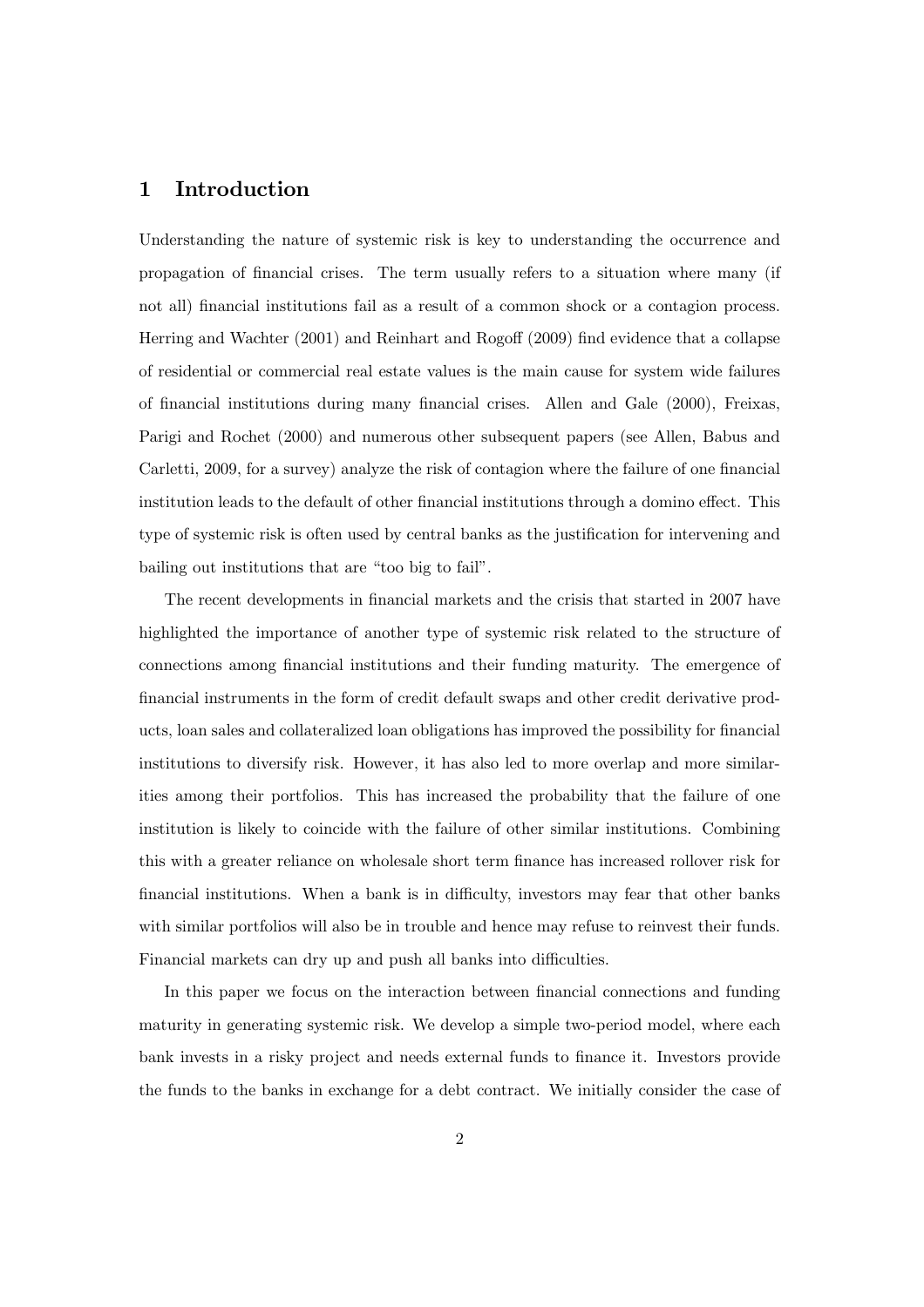# 1 Introduction

Understanding the nature of systemic risk is key to understanding the occurrence and propagation of financial crises. The term usually refers to a situation where many (if not all) financial institutions fail as a result of a common shock or a contagion process. Herring and Wachter (2001) and Reinhart and Rogoff (2009) find evidence that a collapse of residential or commercial real estate values is the main cause for system wide failures of financial institutions during many financial crises. Allen and Gale (2000), Freixas, Parigi and Rochet (2000) and numerous other subsequent papers (see Allen, Babus and Carletti, 2009, for a survey) analyze the risk of contagion where the failure of one financial institution leads to the default of other financial institutions through a domino effect. This type of systemic risk is often used by central banks as the justification for intervening and bailing out institutions that are "too big to fail".

The recent developments in financial markets and the crisis that started in 2007 have highlighted the importance of another type of systemic risk related to the structure of connections among financial institutions and their funding maturity. The emergence of financial instruments in the form of credit default swaps and other credit derivative products, loan sales and collateralized loan obligations has improved the possibility for financial institutions to diversify risk. However, it has also led to more overlap and more similarities among their portfolios. This has increased the probability that the failure of one institution is likely to coincide with the failure of other similar institutions. Combining this with a greater reliance on wholesale short term finance has increased rollover risk for financial institutions. When a bank is in difficulty, investors may fear that other banks with similar portfolios will also be in trouble and hence may refuse to reinvest their funds. Financial markets can dry up and push all banks into difficulties.

In this paper we focus on the interaction between financial connections and funding maturity in generating systemic risk. We develop a simple two-period model, where each bank invests in a risky project and needs external funds to finance it. Investors provide the funds to the banks in exchange for a debt contract. We initially consider the case of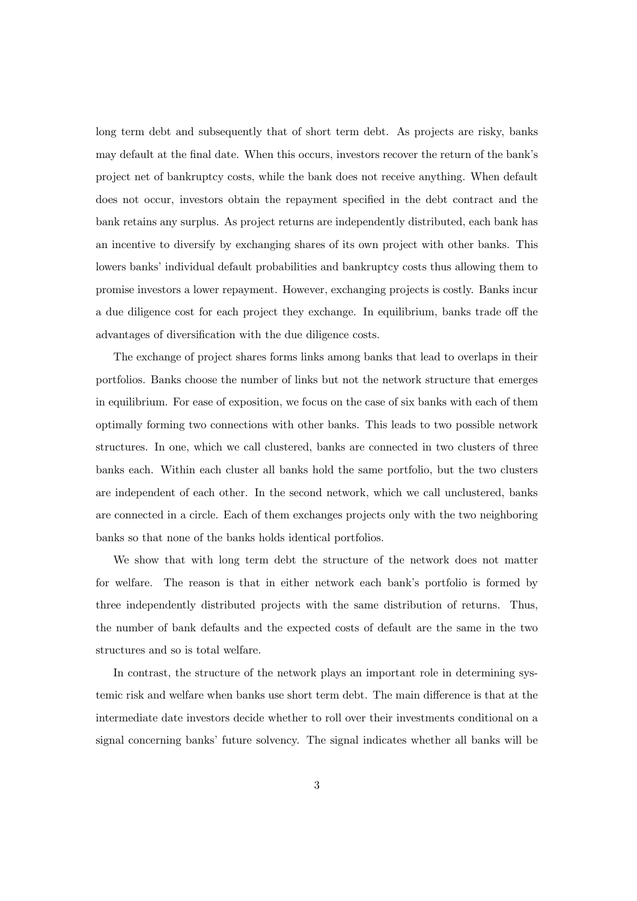long term debt and subsequently that of short term debt. As projects are risky, banks may default at the final date. When this occurs, investors recover the return of the bank's project net of bankruptcy costs, while the bank does not receive anything. When default does not occur, investors obtain the repayment specified in the debt contract and the bank retains any surplus. As project returns are independently distributed, each bank has an incentive to diversify by exchanging shares of its own project with other banks. This lowers banks' individual default probabilities and bankruptcy costs thus allowing them to promise investors a lower repayment. However, exchanging projects is costly. Banks incur a due diligence cost for each project they exchange. In equilibrium, banks trade off the advantages of diversification with the due diligence costs.

The exchange of project shares forms links among banks that lead to overlaps in their portfolios. Banks choose the number of links but not the network structure that emerges in equilibrium. For ease of exposition, we focus on the case of six banks with each of them optimally forming two connections with other banks. This leads to two possible network structures. In one, which we call clustered, banks are connected in two clusters of three banks each. Within each cluster all banks hold the same portfolio, but the two clusters are independent of each other. In the second network, which we call unclustered, banks are connected in a circle. Each of them exchanges projects only with the two neighboring banks so that none of the banks holds identical portfolios.

We show that with long term debt the structure of the network does not matter for welfare. The reason is that in either network each bank's portfolio is formed by three independently distributed projects with the same distribution of returns. Thus, the number of bank defaults and the expected costs of default are the same in the two structures and so is total welfare.

In contrast, the structure of the network plays an important role in determining systemic risk and welfare when banks use short term debt. The main difference is that at the intermediate date investors decide whether to roll over their investments conditional on a signal concerning banks' future solvency. The signal indicates whether all banks will be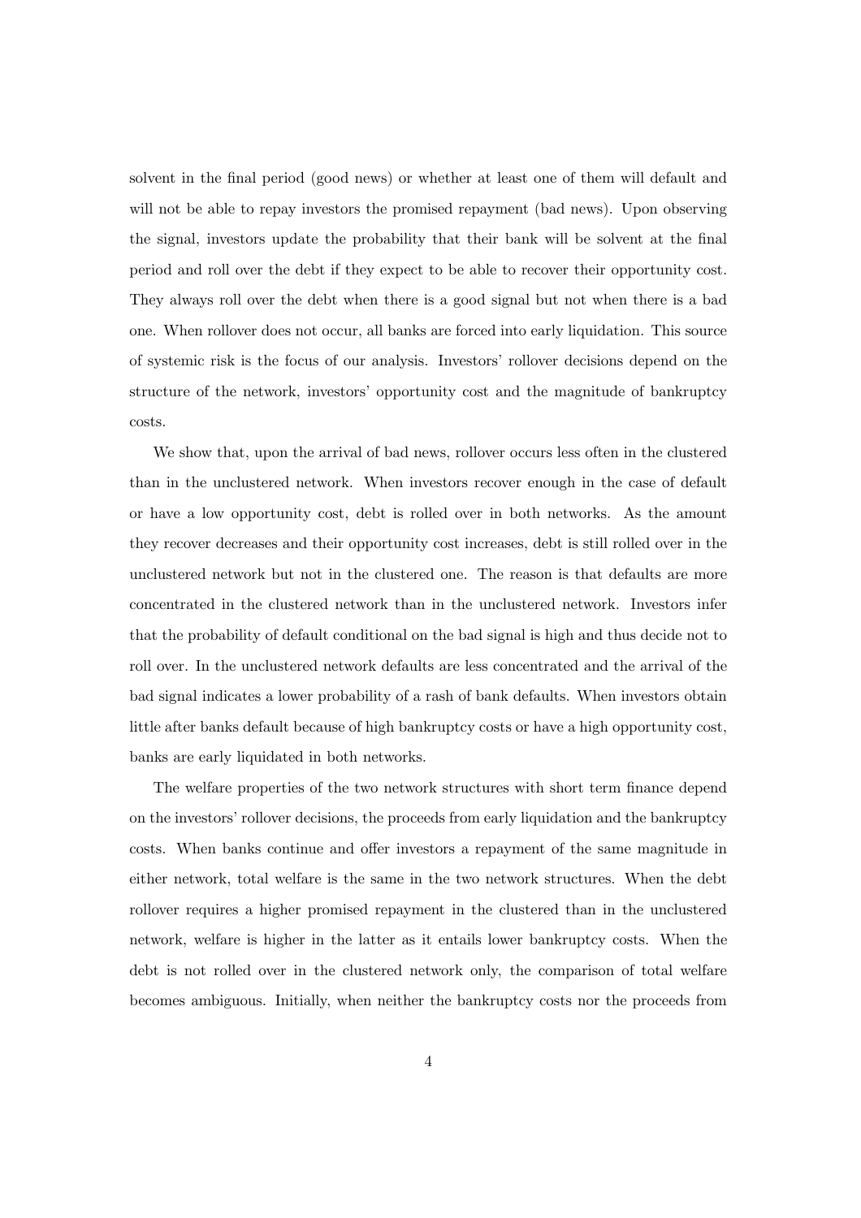solvent in the final period (good news) or whether at least one of them will default and will not be able to repay investors the promised repayment (bad news). Upon observing the signal, investors update the probability that their bank will be solvent at the final period and roll over the debt if they expect to be able to recover their opportunity cost. They always roll over the debt when there is a good signal but not when there is a bad one. When rollover does not occur, all banks are forced into early liquidation. This source of systemic risk is the focus of our analysis. Investors' rollover decisions depend on the structure of the network, investors' opportunity cost and the magnitude of bankruptcy costs.

We show that, upon the arrival of bad news, rollover occurs less often in the clustered than in the unclustered network. When investors recover enough in the case of default or have a low opportunity cost, debt is rolled over in both networks. As the amount they recover decreases and their opportunity cost increases, debt is still rolled over in the unclustered network but not in the clustered one. The reason is that defaults are more concentrated in the clustered network than in the unclustered network. Investors infer that the probability of default conditional on the bad signal is high and thus decide not to roll over. In the unclustered network defaults are less concentrated and the arrival of the bad signal indicates a lower probability of a rash of bank defaults. When investors obtain little after banks default because of high bankruptcy costs or have a high opportunity cost, banks are early liquidated in both networks.

The welfare properties of the two network structures with short term finance depend on the investors' rollover decisions, the proceeds from early liquidation and the bankruptcy costs. When banks continue and offer investors a repayment of the same magnitude in either network, total welfare is the same in the two network structures. When the debt rollover requires a higher promised repayment in the clustered than in the unclustered network, welfare is higher in the latter as it entails lower bankruptcy costs. When the debt is not rolled over in the clustered network only, the comparison of total welfare becomes ambiguous. Initially, when neither the bankruptcy costs nor the proceeds from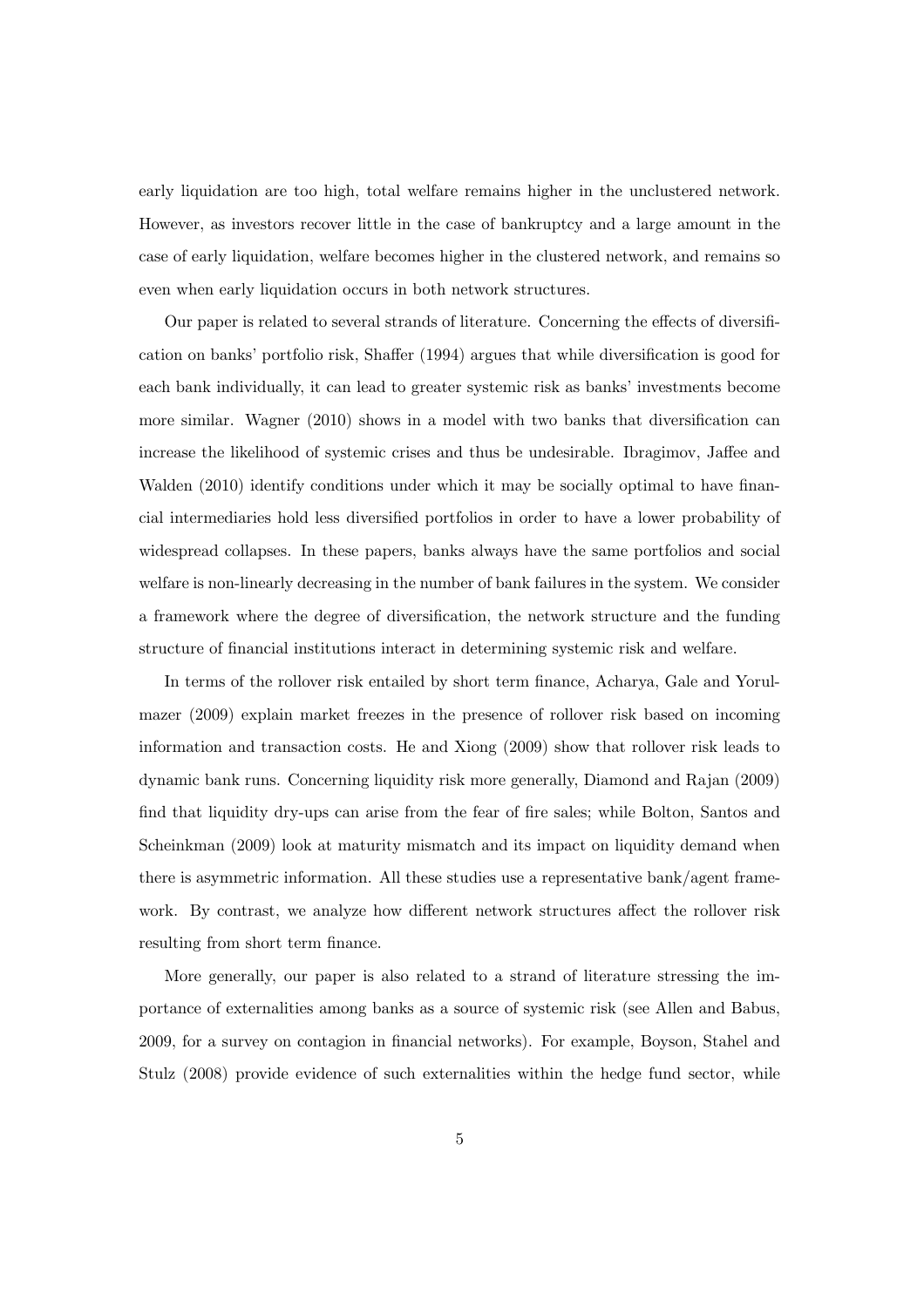early liquidation are too high, total welfare remains higher in the unclustered network. However, as investors recover little in the case of bankruptcy and a large amount in the case of early liquidation, welfare becomes higher in the clustered network, and remains so even when early liquidation occurs in both network structures.

Our paper is related to several strands of literature. Concerning the effects of diversification on banks' portfolio risk, Shaffer (1994) argues that while diversification is good for each bank individually, it can lead to greater systemic risk as banks' investments become more similar. Wagner (2010) shows in a model with two banks that diversification can increase the likelihood of systemic crises and thus be undesirable. Ibragimov, Jaffee and Walden (2010) identify conditions under which it may be socially optimal to have financial intermediaries hold less diversified portfolios in order to have a lower probability of widespread collapses. In these papers, banks always have the same portfolios and social welfare is non-linearly decreasing in the number of bank failures in the system. We consider a framework where the degree of diversification, the network structure and the funding structure of financial institutions interact in determining systemic risk and welfare.

In terms of the rollover risk entailed by short term finance, Acharya, Gale and Yorulmazer (2009) explain market freezes in the presence of rollover risk based on incoming information and transaction costs. He and Xiong (2009) show that rollover risk leads to dynamic bank runs. Concerning liquidity risk more generally, Diamond and Rajan (2009) find that liquidity dry-ups can arise from the fear of fire sales; while Bolton, Santos and Scheinkman (2009) look at maturity mismatch and its impact on liquidity demand when there is asymmetric information. All these studies use a representative bank/agent framework. By contrast, we analyze how different network structures affect the rollover risk resulting from short term finance.

More generally, our paper is also related to a strand of literature stressing the importance of externalities among banks as a source of systemic risk (see Allen and Babus, 2009, for a survey on contagion in financial networks). For example, Boyson, Stahel and Stulz (2008) provide evidence of such externalities within the hedge fund sector, while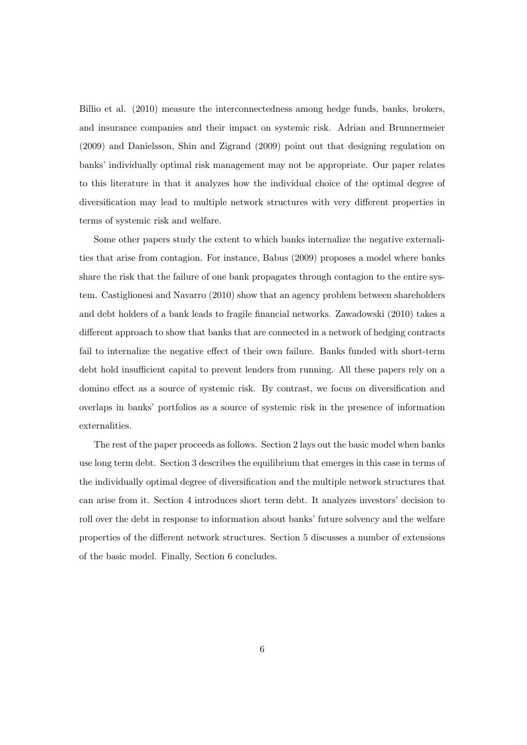Billio et al. (2010) measure the interconnectedness among hedge funds, banks, brokers, and insurance companies and their impact on systemic risk. Adrian and Brunnermeier (2009) and Danielsson, Shin and Zigrand (2009) point out that designing regulation on banks' individually optimal risk management may not be appropriate. Our paper relates to this literature in that it analyzes how the individual choice of the optimal degree of diversification may lead to multiple network structures with very different properties in terms of systemic risk and welfare.

Some other papers study the extent to which banks internalize the negative externalities that arise from contagion. For instance, Babus (2009) proposes a model where banks share the risk that the failure of one bank propagates through contagion to the entire system. Castiglionesi and Navarro (2010) show that an agency problem between shareholders and debt holders of a bank leads to fragile financial networks. Zawadowski (2010) takes a different approach to show that banks that are connected in a network of hedging contracts fail to internalize the negative effect of their own failure. Banks funded with short-term debt hold insufficient capital to prevent lenders from running. All these papers rely on a domino effect as a source of systemic risk. By contrast, we focus on diversification and overlaps in banks' portfolios as a source of systemic risk in the presence of information externalities.

The rest of the paper proceeds as follows. Section 2 lays out the basic model when banks use long term debt. Section 3 describes the equilibrium that emerges in this case in terms of the individually optimal degree of diversification and the multiple network structures that can arise from it. Section 4 introduces short term debt. It analyzes investors' decision to roll over the debt in response to information about banks' future solvency and the welfare properties of the different network structures. Section 5 discusses a number of extensions of the basic model. Finally, Section 6 concludes.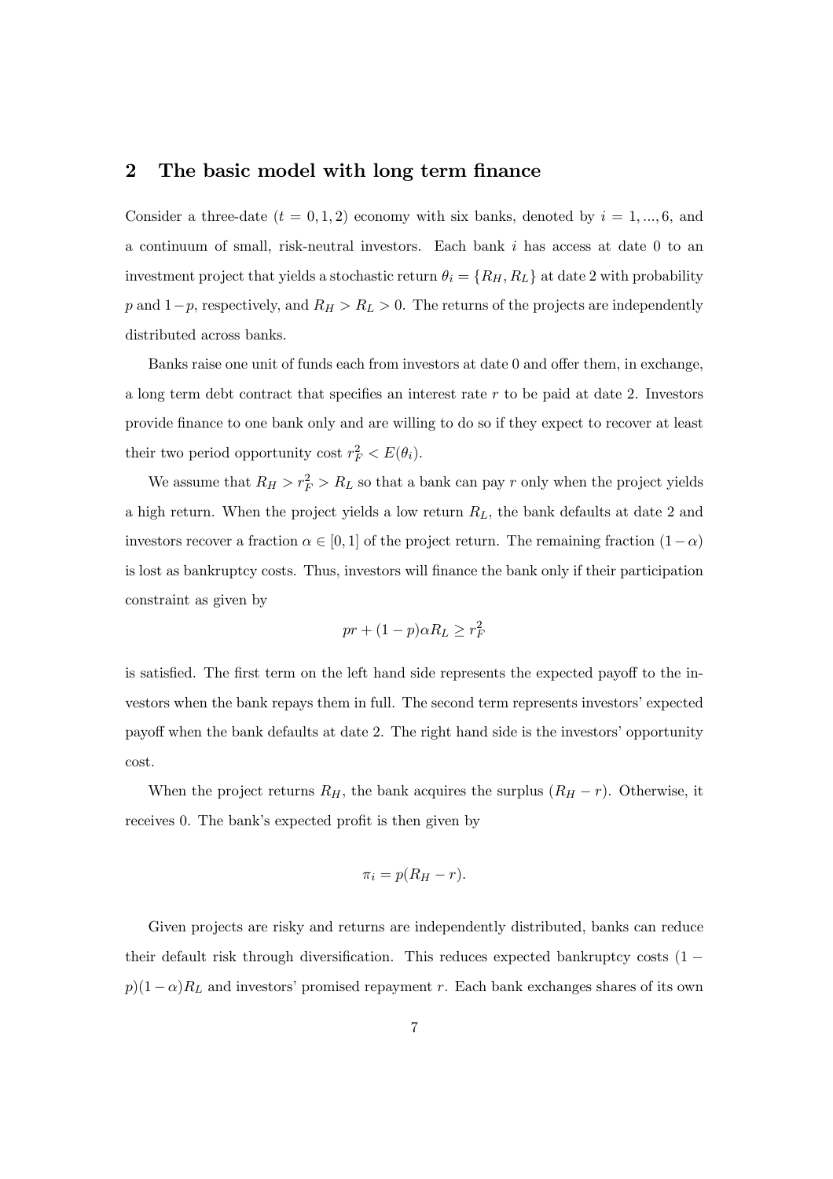## 2 The basic model with long term finance

Consider a three-date ($t = 0, 1, 2$) economy with six banks, denoted by $i = 1, ..., 6$, and a continuum of small, risk-neutral investors. Each bank $i$ has access at date 0 to an investment project that yields a stochastic return $\theta_i = \{R_H, R_L\}$ at date 2 with probability $p$ and $1-p$, respectively, and $R_H > R_L > 0$. The returns of the projects are independently distributed across banks.

Banks raise one unit of funds each from investors at date 0 and offer them, in exchange, a long term debt contract that specifies an interest rate $r$ to be paid at date 2. Investors provide finance to one bank only and are willing to do so if they expect to recover at least their two period opportunity cost $r_F^2 < E(\theta_i)$.

We assume that $R_H > r_F^2 > R_L$ so that a bank can pay $r$ only when the project yields a high return. When the project yields a low return $R_L$, the bank defaults at date 2 and investors recover a fraction $\alpha \in [0, 1]$ of the project return. The remaining fraction $(1 - \alpha)$ is lost as bankruptcy costs. Thus, investors will finance the bank only if their participation constraint as given by

$$pr + (1 - p)\alpha R_L \geq r_F^2$$

is satisfied. The first term on the left hand side represents the expected payoff to the investors when the bank repays them in full. The second term represents investors' expected payoff when the bank defaults at date 2. The right hand side is the investors' opportunity cost.

When the project returns $R_H$, the bank acquires the surplus $(R_H - r)$. Otherwise, it receives 0. The bank's expected profit is then given by

$$\pi_i = p(R_H - r).$$

Given projects are risky and returns are independently distributed, banks can reduce their default risk through diversification. This reduces expected bankruptcy costs $(1 - p)(1 - \alpha)R_L$ and investors' promised repayment $r$. Each bank exchanges shares of its own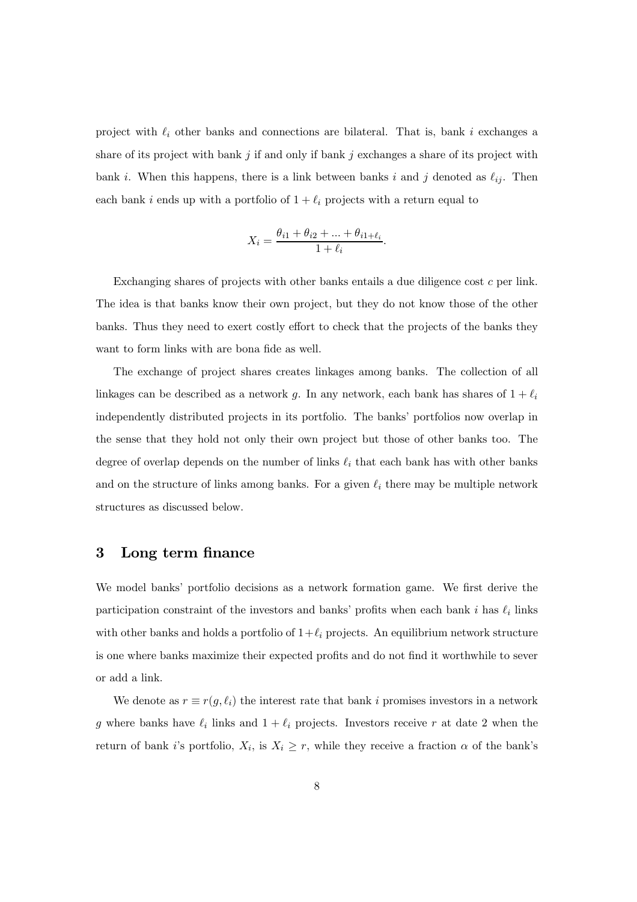project with $\ell_i$ other banks and connections are bilateral. That is, bank $i$ exchanges a share of its project with bank $j$ if and only if bank $j$ exchanges a share of its project with bank $i$. When this happens, there is a link between banks $i$ and $j$ denoted as $\ell_{ij}$. Then each bank $i$ ends up with a portfolio of $1 + \ell_i$ projects with a return equal to

$$X_i = \frac{\theta_{i1} + \theta_{i2} + ... + \theta_{i1+\ell_i}}{1 + \ell_i}.$$

Exchanging shares of projects with other banks entails a due diligence cost $c$ per link. The idea is that banks know their own project, but they do not know those of the other banks. Thus they need to exert costly effort to check that the projects of the banks they want to form links with are bona fide as well.

The exchange of project shares creates linkages among banks. The collection of all linkages can be described as a network $g$. In any network, each bank has shares of $1 + \ell_i$ independently distributed projects in its portfolio. The banks' portfolios now overlap in the sense that they hold not only their own project but those of other banks too. The degree of overlap depends on the number of links $\ell_i$ that each bank has with other banks and on the structure of links among banks. For a given $\ell_i$ there may be multiple network structures as discussed below.

## 3 Long term finance

We model banks' portfolio decisions as a network formation game. We first derive the participation constraint of the investors and banks' profits when each bank $i$ has $\ell_i$ links with other banks and holds a portfolio of $1+\ell_i$ projects. An equilibrium network structure is one where banks maximize their expected profits and do not find it worthwhile to sever or add a link.

We denote as $r \equiv r(g, \ell_i)$ the interest rate that bank $i$ promises investors in a network $g$ where banks have $\ell_i$ links and $1 + \ell_i$ projects. Investors receive $r$ at date 2 when the return of bank $i$'s portfolio, $X_i$, is $X_i \geq r$, while they receive a fraction $\alpha$ of the bank's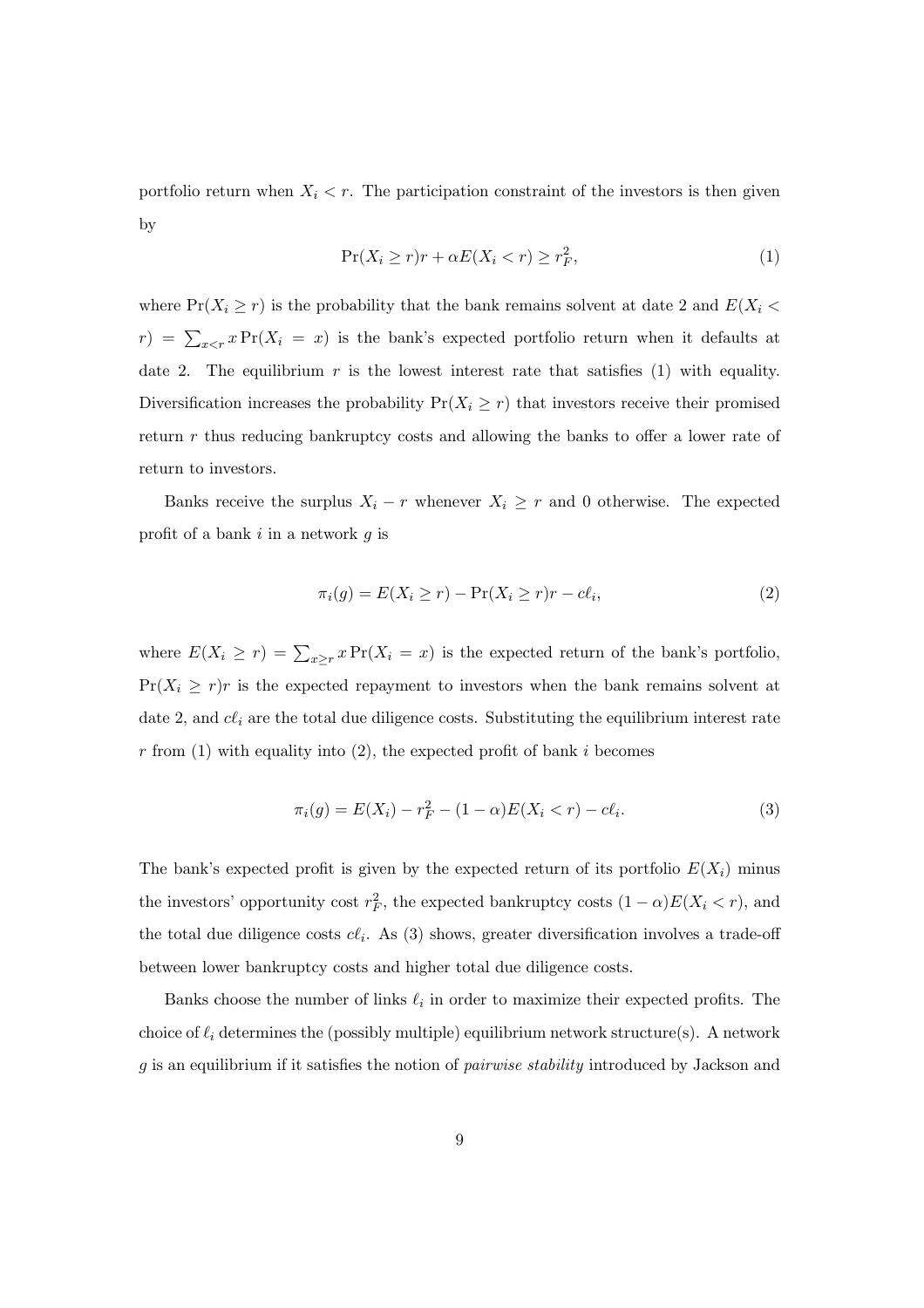portfolio return when $X_i < r$. The participation constraint of the investors is then given by

$$\Pr(X_i \geq r)r + \alpha E(X_i < r) \geq r_F^2, \tag{1}$$

where $\Pr(X_i \geq r)$ is the probability that the bank remains solvent at date 2 and $E(X_i < r) = \sum_{x<r} x \Pr(X_i = x)$ is the bank's expected portfolio return when it defaults at date 2. The equilibrium $r$ is the lowest interest rate that satisfies (1) with equality. Diversification increases the probability $\Pr(X_i \geq r)$ that investors receive their promised return $r$ thus reducing bankruptcy costs and allowing the banks to offer a lower rate of return to investors.

Banks receive the surplus $X_i - r$ whenever $X_i \geq r$ and 0 otherwise. The expected profit of a bank $i$ in a network $g$ is

$$\pi_i(g) = E(X_i \geq r) - \Pr(X_i \geq r)r - c\ell_i, \tag{2}$$

where $E(X_i \geq r) = \sum_{x \geq r} x \Pr(X_i = x)$ is the expected return of the bank's portfolio, $\Pr(X_i \geq r)r$ is the expected repayment to investors when the bank remains solvent at date 2, and $c\ell_i$ are the total due diligence costs. Substituting the equilibrium interest rate $r$ from (1) with equality into (2), the expected profit of bank $i$ becomes

$$\pi_i(g) = E(X_i) - r_F^2 - (1-\alpha)E(X_i < r) - c\ell_i. \tag{3}$$

The bank's expected profit is given by the expected return of its portfolio $E(X_i)$ minus the investors' opportunity cost $r_F^2$, the expected bankruptcy costs $(1-\alpha)E(X_i < r)$, and the total due diligence costs $c\ell_i$. As (3) shows, greater diversification involves a trade-off between lower bankruptcy costs and higher total due diligence costs.

Banks choose the number of links $\ell_i$ in order to maximize their expected profits. The choice of $\ell_i$ determines the (possibly multiple) equilibrium network structure(s). A network $g$ is an equilibrium if it satisfies the notion of *pairwise stability* introduced by Jackson and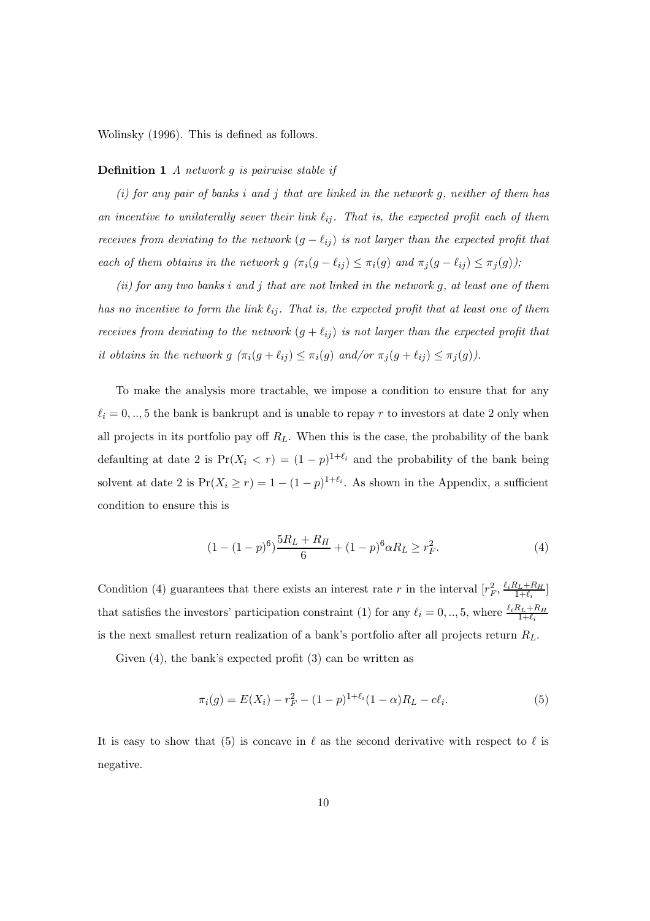Wolinsky (1996). This is defined as follows.

**Definition 1** *A network $g$ is pairwise stable if*

*(i) for any pair of banks $i$ and $j$ that are linked in the network $g$, neither of them has an incentive to unilaterally sever their link $\ell_{ij}$. That is, the expected profit each of them receives from deviating to the network $(g - \ell_{ij})$ is not larger than the expected profit that each of them obtains in the network $g$ ($\pi_i(g - \ell_{ij}) \leq \pi_i(g)$ and $\pi_j(g - \ell_{ij}) \leq \pi_j(g)$);*

*(ii) for any two banks $i$ and $j$ that are not linked in the network $g$, at least one of them has no incentive to form the link $\ell_{ij}$. That is, the expected profit that at least one of them receives from deviating to the network $(g + \ell_{ij})$ is not larger than the expected profit that it obtains in the network $g$ ($\pi_i(g + \ell_{ij}) \leq \pi_i(g)$ and/or $\pi_j(g + \ell_{ij}) \leq \pi_j(g)$).*

To make the analysis more tractable, we impose a condition to ensure that for any $\ell_i = 0, .., 5$ the bank is bankrupt and is unable to repay $r$ to investors at date 2 only when all projects in its portfolio pay off $R_L$. When this is the case, the probability of the bank defaulting at date 2 is $\Pr(X_i < r) = (1-p)^{1+\ell_i}$ and the probability of the bank being solvent at date 2 is $\Pr(X_i \geq r) = 1 - (1-p)^{1+\ell_i}$. As shown in the Appendix, a sufficient condition to ensure this is

$$(1 - (1-p)^6)\frac{5R_L + R_H}{6} + (1-p)^6 \alpha R_L \geq r_F^2. \tag{4}$$

Condition (4) guarantees that there exists an interest rate $r$ in the interval $[r_F^2, \frac{\ell_i R_L + R_H}{1+\ell_i}]$ that satisfies the investors' participation constraint (1) for any $\ell_i = 0, .., 5$, where $\frac{\ell_i R_L + R_H}{1+\ell_i}$ is the next smallest return realization of a bank's portfolio after all projects return $R_L$.

Given (4), the bank's expected profit (3) can be written as

$$\pi_i(g) = E(X_i) - r_F^2 - (1-p)^{1+\ell_i}(1-\alpha)R_L - c\ell_i. \tag{5}$$

It is easy to show that (5) is concave in $\ell$ as the second derivative with respect to $\ell$ is negative.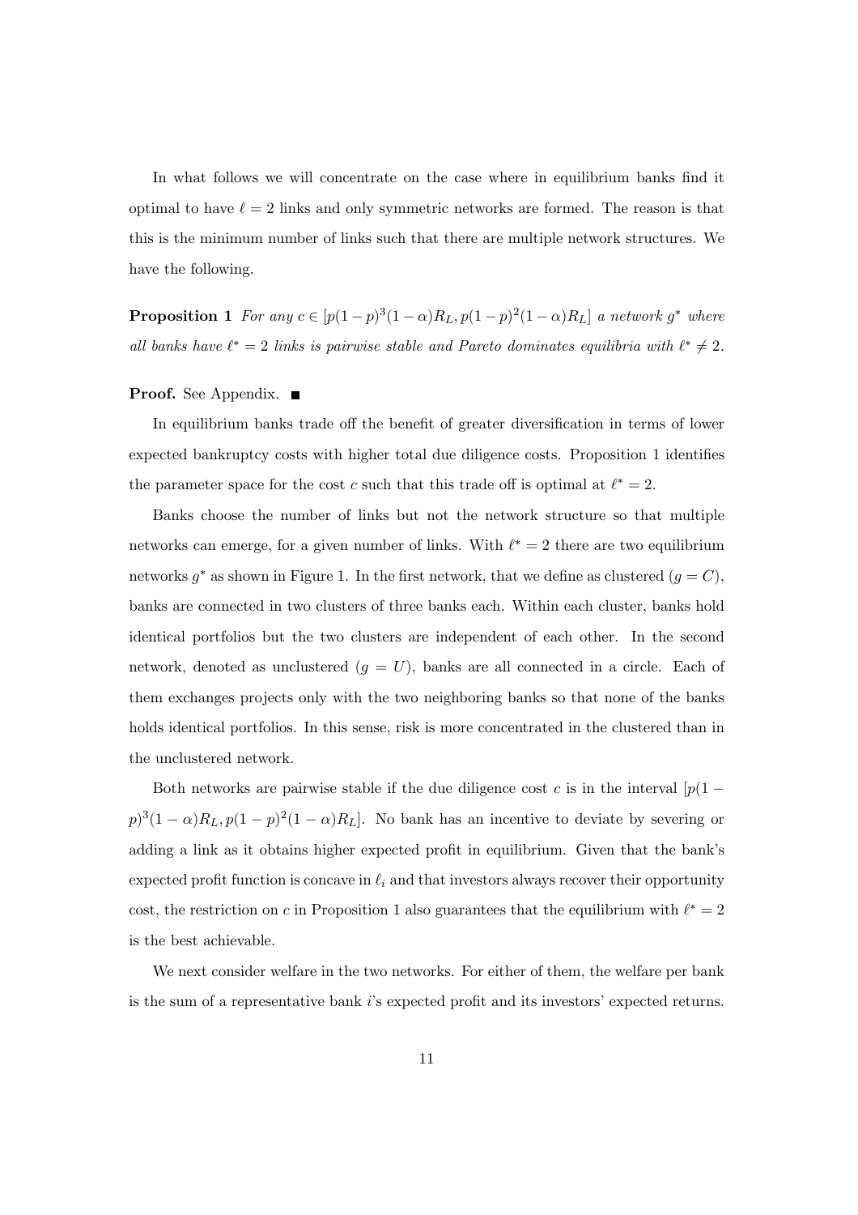In what follows we will concentrate on the case where in equilibrium banks find it optimal to have $\ell = 2$ links and only symmetric networks are formed. The reason is that this is the minimum number of links such that there are multiple network structures. We have the following.

**Proposition 1** *For any $c \in [p(1-p)^3(1-\alpha)R_L, p(1-p)^2(1-\alpha)R_L]$ a network $g^*$ where all banks have $\ell^* = 2$ links is pairwise stable and Pareto dominates equilibria with $\ell^* \neq 2$.*

**Proof.** See Appendix. ■

In equilibrium banks trade off the benefit of greater diversification in terms of lower expected bankruptcy costs with higher total due diligence costs. Proposition 1 identifies the parameter space for the cost $c$ such that this trade off is optimal at $\ell^* = 2$.

Banks choose the number of links but not the network structure so that multiple networks can emerge, for a given number of links. With $\ell^* = 2$ there are two equilibrium networks $g^*$ as shown in Figure 1. In the first network, that we define as clustered ($g = C$), banks are connected in two clusters of three banks each. Within each cluster, banks hold identical portfolios but the two clusters are independent of each other. In the second network, denoted as unclustered ($g = U$), banks are all connected in a circle. Each of them exchanges projects only with the two neighboring banks so that none of the banks holds identical portfolios. In this sense, risk is more concentrated in the clustered than in the unclustered network.

Both networks are pairwise stable if the due diligence cost $c$ is in the interval $[p(1-p)^3(1-\alpha)R_L, p(1-p)^2(1-\alpha)R_L]$. No bank has an incentive to deviate by severing or adding a link as it obtains higher expected profit in equilibrium. Given that the bank's expected profit function is concave in $\ell_i$ and that investors always recover their opportunity cost, the restriction on $c$ in Proposition 1 also guarantees that the equilibrium with $\ell^* = 2$ is the best achievable.

We next consider welfare in the two networks. For either of them, the welfare per bank is the sum of a representative bank $i$'s expected profit and its investors' expected returns.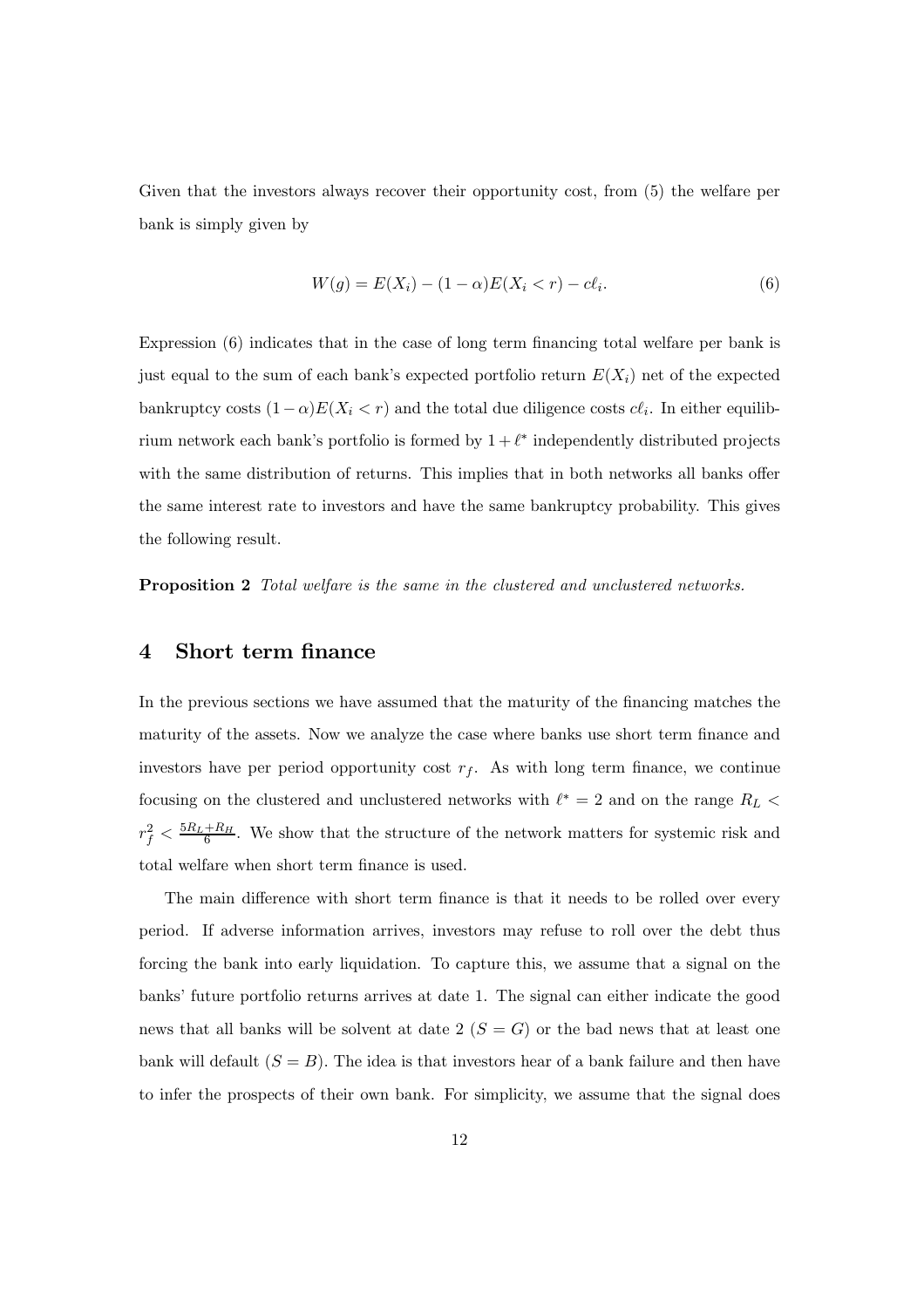Given that the investors always recover their opportunity cost, from (5) the welfare per bank is simply given by

$$W(g) = E(X_i) - (1-\alpha)E(X_i < r) - c\ell_i. \tag{6}$$

Expression (6) indicates that in the case of long term financing total welfare per bank is just equal to the sum of each bank's expected portfolio return $E(X_i)$ net of the expected bankruptcy costs $(1-\alpha)E(X_i < r)$ and the total due diligence costs $c\ell_i$. In either equilibrium network each bank's portfolio is formed by $1+\ell^*$ independently distributed projects with the same distribution of returns. This implies that in both networks all banks offer the same interest rate to investors and have the same bankruptcy probability. This gives the following result.

**Proposition 2** *Total welfare is the same in the clustered and unclustered networks.*

## 4 Short term finance

In the previous sections we have assumed that the maturity of the financing matches the maturity of the assets. Now we analyze the case where banks use short term finance and investors have per period opportunity cost $r_f$. As with long term finance, we continue focusing on the clustered and unclustered networks with $\ell^* = 2$ and on the range $R_L < r_f^2 < \frac{5R_L + R_H}{6}$. We show that the structure of the network matters for systemic risk and total welfare when short term finance is used.

The main difference with short term finance is that it needs to be rolled over every period. If adverse information arrives, investors may refuse to roll over the debt thus forcing the bank into early liquidation. To capture this, we assume that a signal on the banks' future portfolio returns arrives at date 1. The signal can either indicate the good news that all banks will be solvent at date 2 ($S = G$) or the bad news that at least one bank will default ($S = B$). The idea is that investors hear of a bank failure and then have to infer the prospects of their own bank. For simplicity, we assume that the signal does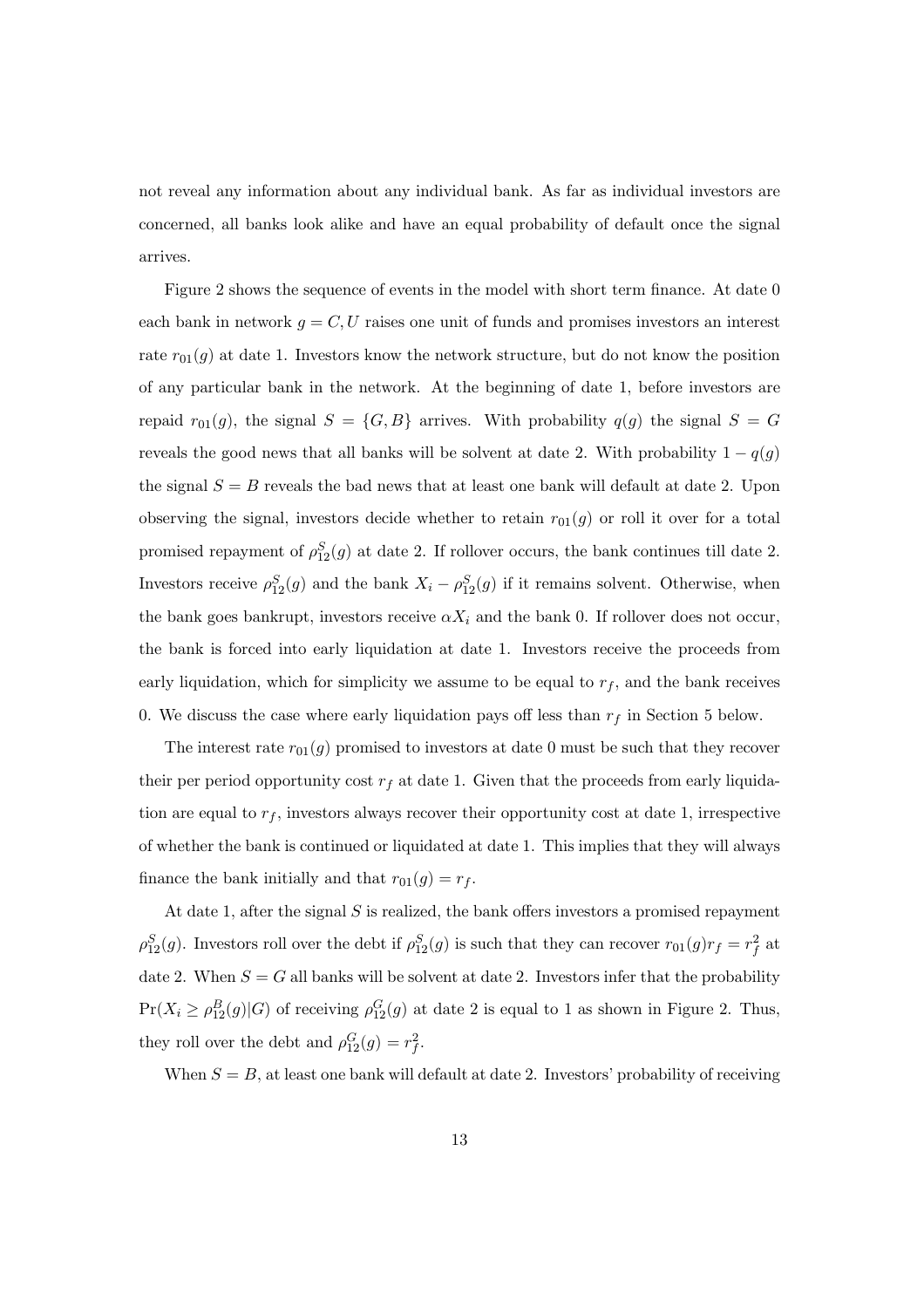not reveal any information about any individual bank. As far as individual investors are concerned, all banks look alike and have an equal probability of default once the signal arrives.

Figure 2 shows the sequence of events in the model with short term finance. At date 0 each bank in network $g = C, U$ raises one unit of funds and promises investors an interest rate $r_{01}(g)$ at date 1. Investors know the network structure, but do not know the position of any particular bank in the network. At the beginning of date 1, before investors are repaid $r_{01}(g)$, the signal $S = \{G, B\}$ arrives. With probability $q(g)$ the signal $S = G$ reveals the good news that all banks will be solvent at date 2. With probability $1 - q(g)$ the signal $S = B$ reveals the bad news that at least one bank will default at date 2. Upon observing the signal, investors decide whether to retain $r_{01}(g)$ or roll it over for a total promised repayment of $\rho_{12}^S(g)$ at date 2. If rollover occurs, the bank continues till date 2. Investors receive $\rho_{12}^S(g)$ and the bank $X_i - \rho_{12}^S(g)$ if it remains solvent. Otherwise, when the bank goes bankrupt, investors receive $\alpha X_i$ and the bank 0. If rollover does not occur, the bank is forced into early liquidation at date 1. Investors receive the proceeds from early liquidation, which for simplicity we assume to be equal to $r_f$, and the bank receives 0. We discuss the case where early liquidation pays off less than $r_f$ in Section 5 below.

The interest rate $r_{01}(g)$ promised to investors at date 0 must be such that they recover their per period opportunity cost $r_f$ at date 1. Given that the proceeds from early liquidation are equal to $r_f$, investors always recover their opportunity cost at date 1, irrespective of whether the bank is continued or liquidated at date 1. This implies that they will always finance the bank initially and that $r_{01}(g) = r_f$.

At date 1, after the signal $S$ is realized, the bank offers investors a promised repayment $\rho_{12}^S(g)$. Investors roll over the debt if $\rho_{12}^S(g)$ is such that they can recover $r_{01}(g) r_f = r_f^2$ at date 2. When $S = G$ all banks will be solvent at date 2. Investors infer that the probability $\Pr(X_i \geq \rho_{12}^B(g)|G)$ of receiving $\rho_{12}^G(g)$ at date 2 is equal to 1 as shown in Figure 2. Thus, they roll over the debt and $\rho_{12}^G(g) = r_f^2$.

When $S = B$, at least one bank will default at date 2. Investors' probability of receiving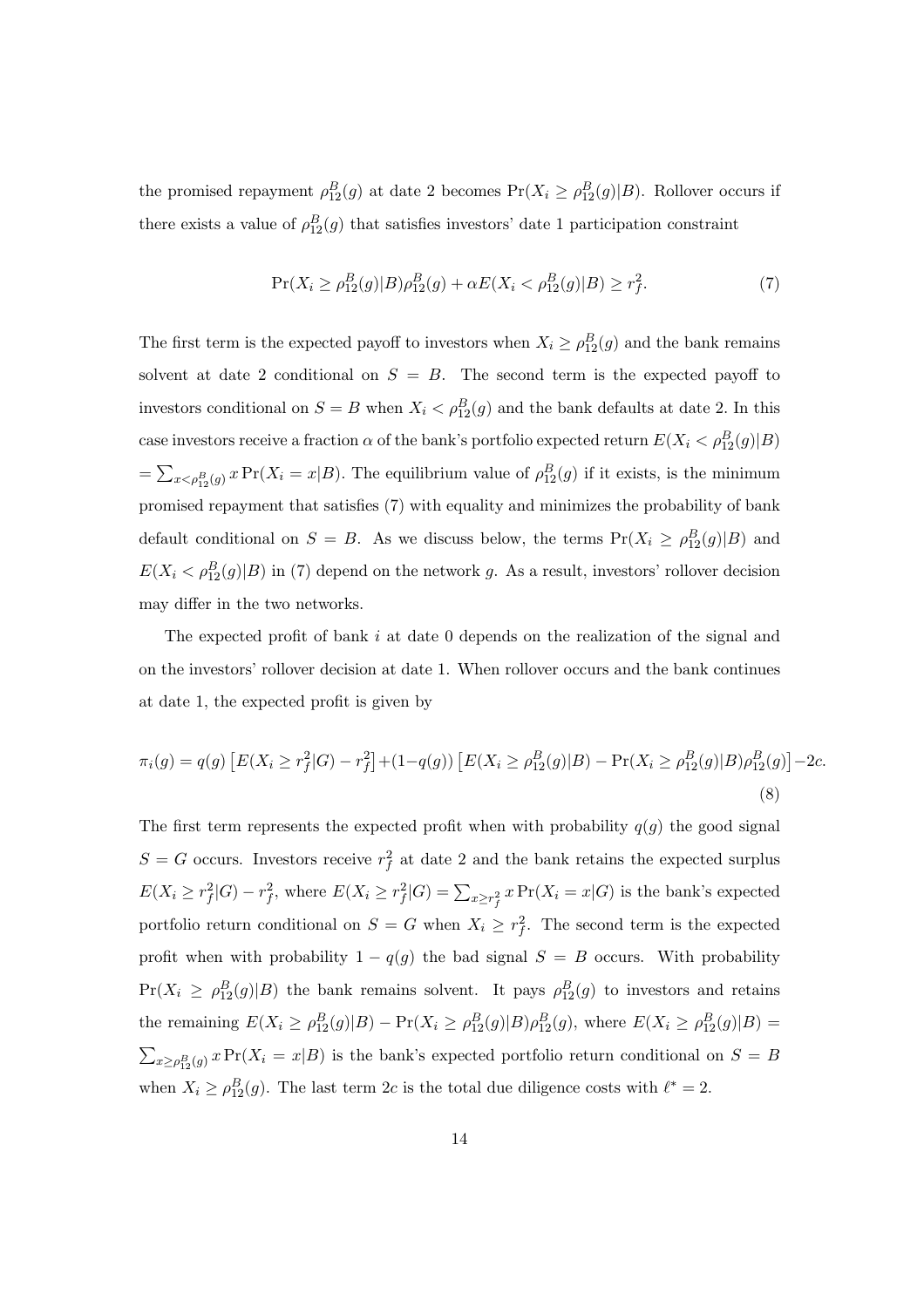the promised repayment $\rho_{12}^B(g)$ at date 2 becomes $\Pr(X_i \geq \rho_{12}^B(g)|B)$. Rollover occurs if there exists a value of $\rho_{12}^B(g)$ that satisfies investors' date 1 participation constraint

$$\Pr(X_i \geq \rho_{12}^B(g)|B)\rho_{12}^B(g) + \alpha E(X_i < \rho_{12}^B(g)|B) \geq r_f^2. \tag{7}$$

The first term is the expected payoff to investors when $X_i \geq \rho_{12}^B(g)$ and the bank remains solvent at date 2 conditional on $S = B$. The second term is the expected payoff to investors conditional on $S = B$ when $X_i < \rho_{12}^B(g)$ and the bank defaults at date 2. In this case investors receive a fraction $\alpha$ of the bank's portfolio expected return $E(X_i < \rho_{12}^B(g)|B)$ $= \sum_{x<\rho_{12}^B(g)} x \Pr(X_i = x|B)$. The equilibrium value of $\rho_{12}^B(g)$ if it exists, is the minimum promised repayment that satisfies (7) with equality and minimizes the probability of bank default conditional on $S = B$. As we discuss below, the terms $\Pr(X_i \geq \rho_{12}^B(g)|B)$ and $E(X_i < \rho_{12}^B(g)|B)$ in (7) depend on the network $g$. As a result, investors' rollover decision may differ in the two networks.

The expected profit of bank $i$ at date 0 depends on the realization of the signal and on the investors' rollover decision at date 1. When rollover occurs and the bank continues at date 1, the expected profit is given by

$$\pi_i(g) = q(g)\left[E(X_i \geq r_f^2|G) - r_f^2\right] + (1-q(g))\left[E(X_i \geq \rho_{12}^B(g)|B) - \Pr(X_i \geq \rho_{12}^B(g)|B)\rho_{12}^B(g)\right] - 2c. \tag{8}$$

The first term represents the expected profit when with probability $q(g)$ the good signal $S = G$ occurs. Investors receive $r_f^2$ at date 2 and the bank retains the expected surplus $E(X_i \geq r_f^2|G) - r_f^2$, where $E(X_i \geq r_f^2|G) = \sum_{x \geq r_f^2} x \Pr(X_i = x|G)$ is the bank's expected portfolio return conditional on $S = G$ when $X_i \geq r_f^2$. The second term is the expected profit when with probability $1 - q(g)$ the bad signal $S = B$ occurs. With probability $\Pr(X_i \geq \rho_{12}^B(g)|B)$ the bank remains solvent. It pays $\rho_{12}^B(g)$ to investors and retains the remaining $E(X_i \geq \rho_{12}^B(g)|B) - \Pr(X_i \geq \rho_{12}^B(g)|B)\rho_{12}^B(g)$, where $E(X_i \geq \rho_{12}^B(g)|B) = \sum_{x \geq \rho_{12}^B(g)} x \Pr(X_i = x|B)$ is the bank's expected portfolio return conditional on $S = B$ when $X_i \geq \rho_{12}^B(g)$. The last term $2c$ is the total due diligence costs with $\ell^* = 2$.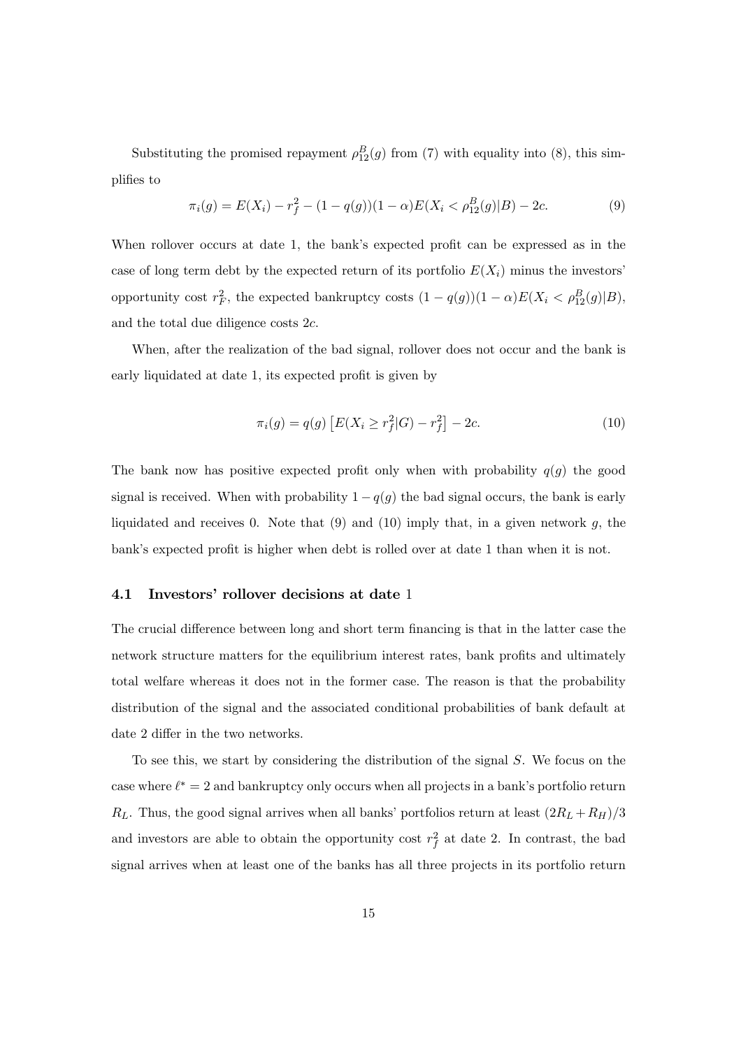Substituting the promised repayment $\rho_{12}^B(g)$ from (7) with equality into (8), this simplifies to

$$\pi_i(g) = E(X_i) - r_f^2 - (1-q(g))(1-\alpha)E(X_i < \rho_{12}^B(g)|B) - 2c. \tag{9}$$

When rollover occurs at date 1, the bank's expected profit can be expressed as in the case of long term debt by the expected return of its portfolio $E(X_i)$ minus the investors' opportunity cost $r_F^2$, the expected bankruptcy costs $(1-q(g))(1-\alpha)E(X_i < \rho_{12}^B(g)|B)$, and the total due diligence costs $2c$.

When, after the realization of the bad signal, rollover does not occur and the bank is early liquidated at date 1, its expected profit is given by

$$\pi_i(g) = q(g)\left[E(X_i \geq r_f^2|G) - r_f^2\right] - 2c. \tag{10}$$

The bank now has positive expected profit only when with probability $q(g)$ the good signal is received. When with probability $1-q(g)$ the bad signal occurs, the bank is early liquidated and receives 0. Note that (9) and (10) imply that, in a given network $g$, the bank's expected profit is higher when debt is rolled over at date 1 than when it is not.

### 4.1 Investors' rollover decisions at date 1

The crucial difference between long and short term financing is that in the latter case the network structure matters for the equilibrium interest rates, bank profits and ultimately total welfare whereas it does not in the former case. The reason is that the probability distribution of the signal and the associated conditional probabilities of bank default at date 2 differ in the two networks.

To see this, we start by considering the distribution of the signal $S$. We focus on the case where $\ell^* = 2$ and bankruptcy only occurs when all projects in a bank's portfolio return $R_L$. Thus, the good signal arrives when all banks' portfolios return at least $(2R_L + R_H)/3$ and investors are able to obtain the opportunity cost $r_f^2$ at date 2. In contrast, the bad signal arrives when at least one of the banks has all three projects in its portfolio return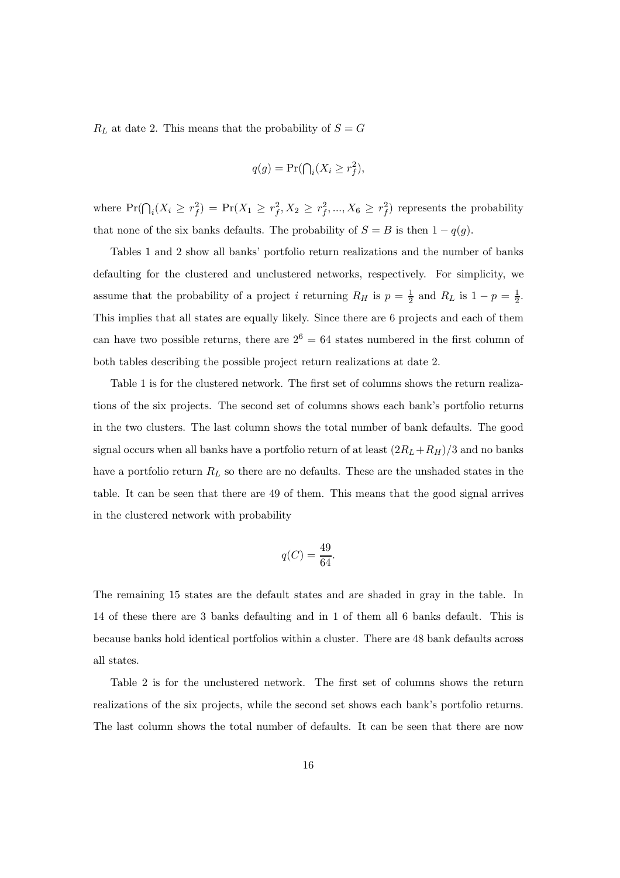$R_L$ at date 2. This means that the probability of $S = G$

$$q(g) = \Pr(\bigcap_i (X_i \geq r_f^2),$$

where $\Pr(\bigcap_i (X_i \geq r_f^2) = \Pr(X_1 \geq r_f^2, X_2 \geq r_f^2, ..., X_6 \geq r_f^2)$ represents the probability that none of the six banks defaults. The probability of $S = B$ is then $1 - q(g)$.

Tables 1 and 2 show all banks' portfolio return realizations and the number of banks defaulting for the clustered and unclustered networks, respectively. For simplicity, we assume that the probability of a project $i$ returning $R_H$ is $p = \frac{1}{2}$ and $R_L$ is $1 - p = \frac{1}{2}$. This implies that all states are equally likely. Since there are 6 projects and each of them can have two possible returns, there are $2^6 = 64$ states numbered in the first column of both tables describing the possible project return realizations at date 2.

Table 1 is for the clustered network. The first set of columns shows the return realizations of the six projects. The second set of columns shows each bank's portfolio returns in the two clusters. The last column shows the total number of bank defaults. The good signal occurs when all banks have a portfolio return of at least $(2R_L + R_H)/3$ and no banks have a portfolio return $R_L$ so there are no defaults. These are the unshaded states in the table. It can be seen that there are 49 of them. This means that the good signal arrives in the clustered network with probability

$$q(C) = \frac{49}{64}.$$

The remaining 15 states are the default states and are shaded in gray in the table. In 14 of these there are 3 banks defaulting and in 1 of them all 6 banks default. This is because banks hold identical portfolios within a cluster. There are 48 bank defaults across all states.

Table 2 is for the unclustered network. The first set of columns shows the return realizations of the six projects, while the second set shows each bank's portfolio returns. The last column shows the total number of defaults. It can be seen that there are now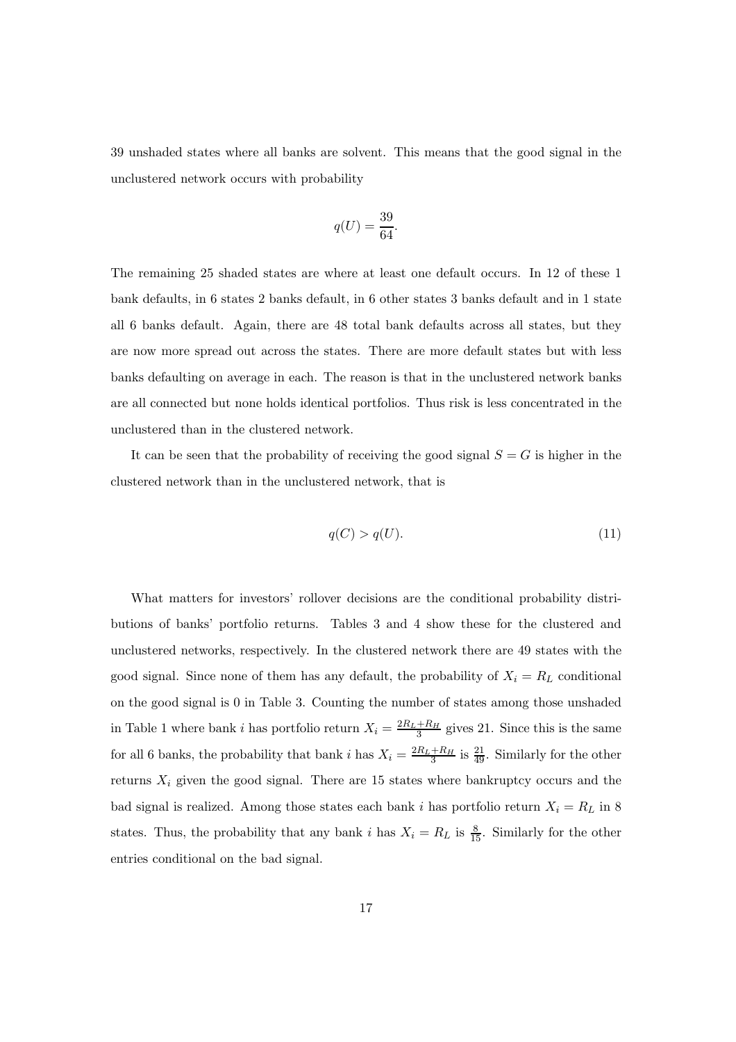39 unshaded states where all banks are solvent. This means that the good signal in the unclustered network occurs with probability

$$q(U) = \frac{39}{64}.$$

The remaining 25 shaded states are where at least one default occurs. In 12 of these 1 bank defaults, in 6 states 2 banks default, in 6 other states 3 banks default and in 1 state all 6 banks default. Again, there are 48 total bank defaults across all states, but they are now more spread out across the states. There are more default states but with less banks defaulting on average in each. The reason is that in the unclustered network banks are all connected but none holds identical portfolios. Thus risk is less concentrated in the unclustered than in the clustered network.

It can be seen that the probability of receiving the good signal $S = G$ is higher in the clustered network than in the unclustered network, that is

$$q(C) > q(U). \tag{11}$$

What matters for investors' rollover decisions are the conditional probability distributions of banks' portfolio returns. Tables 3 and 4 show these for the clustered and unclustered networks, respectively. In the clustered network there are 49 states with the good signal. Since none of them has any default, the probability of $X_i = R_L$ conditional on the good signal is 0 in Table 3. Counting the number of states among those unshaded in Table 1 where bank $i$ has portfolio return $X_i = \frac{2R_L+R_H}{3}$ gives 21. Since this is the same for all 6 banks, the probability that bank $i$ has $X_i = \frac{2R_L+R_H}{3}$ is $\frac{21}{49}$. Similarly for the other returns $X_i$ given the good signal. There are 15 states where bankruptcy occurs and the bad signal is realized. Among those states each bank $i$ has portfolio return $X_i = R_L$ in 8 states. Thus, the probability that any bank $i$ has $X_i = R_L$ is $\frac{8}{15}$. Similarly for the other entries conditional on the bad signal.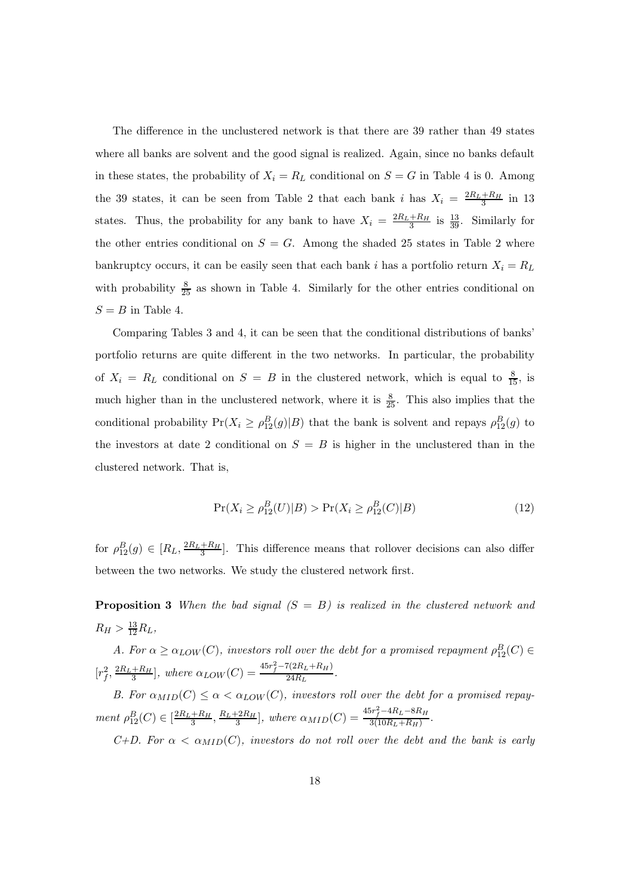The difference in the unclustered network is that there are 39 rather than 49 states where all banks are solvent and the good signal is realized. Again, since no banks default in these states, the probability of $X_i = R_L$ conditional on $S = G$ in Table 4 is 0. Among the 39 states, it can be seen from Table 2 that each bank $i$ has $X_i = \frac{2R_L+R_H}{3}$ in 13 states. Thus, the probability for any bank to have $X_i = \frac{2R_L+R_H}{3}$ is $\frac{13}{39}$. Similarly for the other entries conditional on $S = G$. Among the shaded 25 states in Table 2 where bankruptcy occurs, it can be easily seen that each bank $i$ has a portfolio return $X_i = R_L$ with probability $\frac{8}{25}$ as shown in Table 4. Similarly for the other entries conditional on $S = B$ in Table 4.

Comparing Tables 3 and 4, it can be seen that the conditional distributions of banks' portfolio returns are quite different in the two networks. In particular, the probability of $X_i = R_L$ conditional on $S = B$ in the clustered network, which is equal to $\frac{8}{15}$, is much higher than in the unclustered network, where it is $\frac{8}{25}$. This also implies that the conditional probability $\Pr(X_i \geq \rho_{12}^B(g)|B)$ that the bank is solvent and repays $\rho_{12}^B(g)$ to the investors at date 2 conditional on $S = B$ is higher in the unclustered than in the clustered network. That is,

$$\Pr(X_i \geq \rho_{12}^B(U)|B) > \Pr(X_i \geq \rho_{12}^B(C)|B) \tag{12}$$

for $\rho_{12}^B(g) \in [R_L, \frac{2R_L+R_H}{3}]$. This difference means that rollover decisions can also differ between the two networks. We study the clustered network first.

**Proposition 3** *When the bad signal ($S = B$) is realized in the clustered network and $R_H > \frac{13}{12}R_L$,*

*A. For $\alpha \geq \alpha_{LOW}(C)$, investors roll over the debt for a promised repayment $\rho_{12}^B(C) \in [r_f^2, \frac{2R_L+R_H}{3}]$, where $\alpha_{LOW}(C) = \frac{45r_f^2-7(2R_L+R_H)}{24R_L}$.*

*B. For $\alpha_{MID}(C) \leq \alpha < \alpha_{LOW}(C)$, investors roll over the debt for a promised repayment $\rho_{12}^B(C) \in [\frac{2R_L+R_H}{3}, \frac{R_L+2R_H}{3}]$, where $\alpha_{MID}(C) = \frac{45r_f^2-4R_L-8R_H}{3(10R_L+R_H)}$.*

*C+D. For $\alpha < \alpha_{MID}(C)$, investors do not roll over the debt and the bank is early*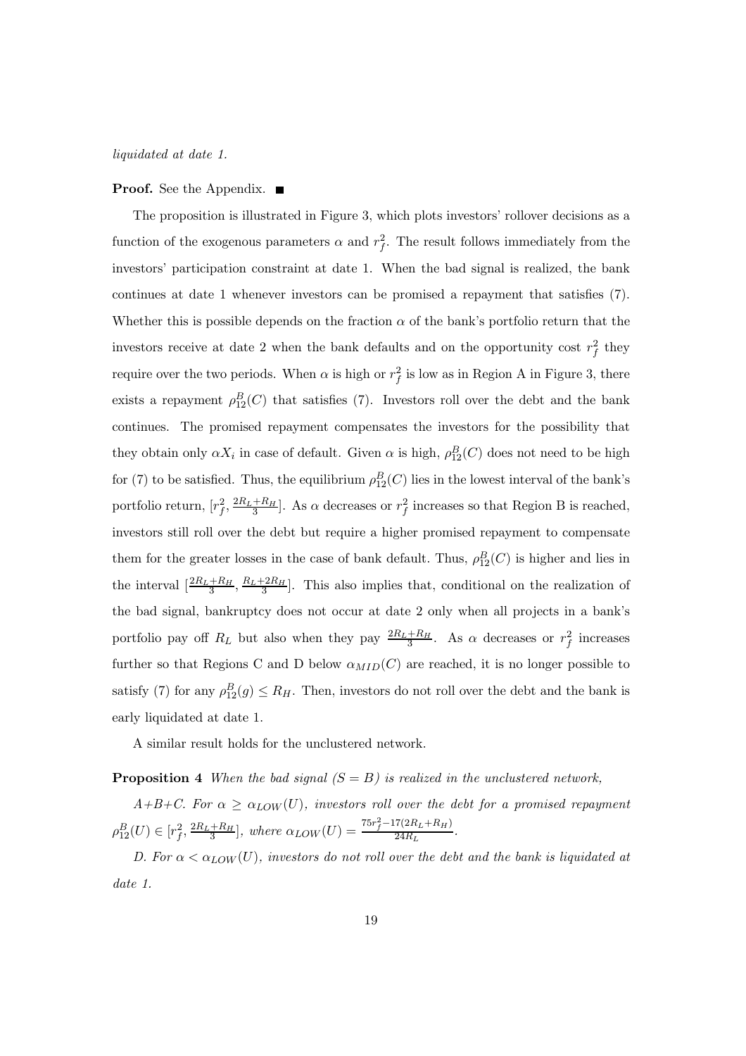*liquidated at date 1.*

**Proof.** See the Appendix. ■

The proposition is illustrated in Figure 3, which plots investors' rollover decisions as a function of the exogenous parameters $\alpha$ and $r_f^2$. The result follows immediately from the investors' participation constraint at date 1. When the bad signal is realized, the bank continues at date 1 whenever investors can be promised a repayment that satisfies (7). Whether this is possible depends on the fraction $\alpha$ of the bank's portfolio return that the investors receive at date 2 when the bank defaults and on the opportunity cost $r_f^2$ they require over the two periods. When $\alpha$ is high or $r_f^2$ is low as in Region A in Figure 3, there exists a repayment $\rho_{12}^B(C)$ that satisfies (7). Investors roll over the debt and the bank continues. The promised repayment compensates the investors for the possibility that they obtain only $\alpha X_i$ in case of default. Given $\alpha$ is high, $\rho_{12}^B(C)$ does not need to be high for (7) to be satisfied. Thus, the equilibrium $\rho_{12}^B(C)$ lies in the lowest interval of the bank's portfolio return, $[r_f^2, \frac{2R_L+R_H}{3}]$. As $\alpha$ decreases or $r_f^2$ increases so that Region B is reached, investors still roll over the debt but require a higher promised repayment to compensate them for the greater losses in the case of bank default. Thus, $\rho_{12}^B(C)$ is higher and lies in the interval $[\frac{2R_L+R_H}{3}, \frac{R_L+2R_H}{3}]$. This also implies that, conditional on the realization of the bad signal, bankruptcy does not occur at date 2 only when all projects in a bank's portfolio pay off $R_L$ but also when they pay $\frac{2R_L+R_H}{3}$. As $\alpha$ decreases or $r_f^2$ increases further so that Regions C and D below $\alpha_{MID}(C)$ are reached, it is no longer possible to satisfy (7) for any $\rho_{12}^B(g) \leq R_H$. Then, investors do not roll over the debt and the bank is early liquidated at date 1.

A similar result holds for the unclustered network.

**Proposition 4** *When the bad signal ($S = B$) is realized in the unclustered network,*

*A+B+C. For $\alpha \geq \alpha_{LOW}(U)$, investors roll over the debt for a promised repayment $\rho_{12}^B(U) \in [r_f^2, \frac{2R_L+R_H}{3}]$, where $\alpha_{LOW}(U) = \frac{75r_f^2-17(2R_L+R_H)}{24R_L}$.*

*D. For $\alpha < \alpha_{LOW}(U)$, investors do not roll over the debt and the bank is liquidated at date 1.*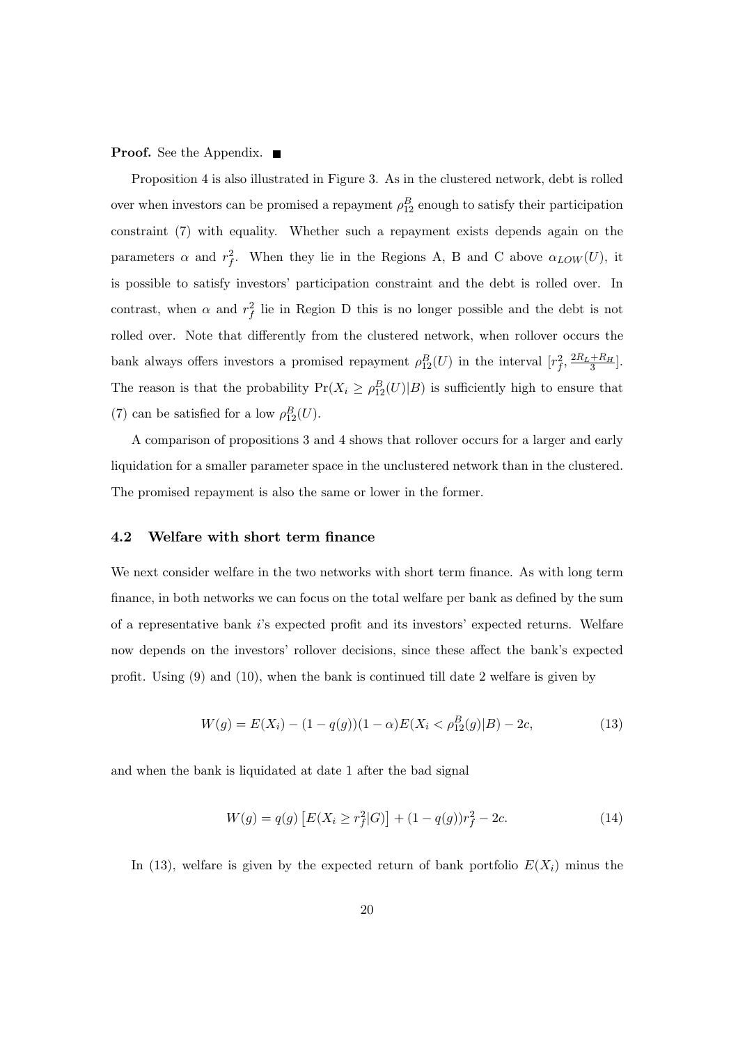**Proof.** See the Appendix. ■

Proposition 4 is also illustrated in Figure 3. As in the clustered network, debt is rolled over when investors can be promised a repayment $\rho_{12}^{B}$ enough to satisfy their participation constraint (7) with equality. Whether such a repayment exists depends again on the parameters $\alpha$ and $r_f^2$. When they lie in the Regions A, B and C above $\alpha_{LOW}(U)$, it is possible to satisfy investors' participation constraint and the debt is rolled over. In contrast, when $\alpha$ and $r_f^2$ lie in Region D this is no longer possible and the debt is not rolled over. Note that differently from the clustered network, when rollover occurs the bank always offers investors a promised repayment $\rho_{12}^{B}(U)$ in the interval $[r_f^2, \frac{2R_L+R_H}{3}]$. The reason is that the probability $\Pr(X_i \geq \rho_{12}^{B}(U)|B)$ is sufficiently high to ensure that (7) can be satisfied for a low $\rho_{12}^{B}(U)$.

A comparison of propositions 3 and 4 shows that rollover occurs for a larger and early liquidation for a smaller parameter space in the unclustered network than in the clustered. The promised repayment is also the same or lower in the former.

### 4.2 Welfare with short term finance

We next consider welfare in the two networks with short term finance. As with long term finance, in both networks we can focus on the total welfare per bank as defined by the sum of a representative bank $i$'s expected profit and its investors' expected returns. Welfare now depends on the investors' rollover decisions, since these affect the bank's expected profit. Using (9) and (10), when the bank is continued till date 2 welfare is given by

$$W(g) = E(X_i) - (1-q(g))(1-\alpha)E(X_i < \rho_{12}^{B}(g)|B) - 2c, \tag{13}$$

and when the bank is liquidated at date 1 after the bad signal

$$W(g) = q(g)\left[E(X_i \geq r_f^2|G)\right] + (1-q(g))r_f^2 - 2c. \tag{14}$$

In (13), welfare is given by the expected return of bank portfolio $E(X_i)$ minus the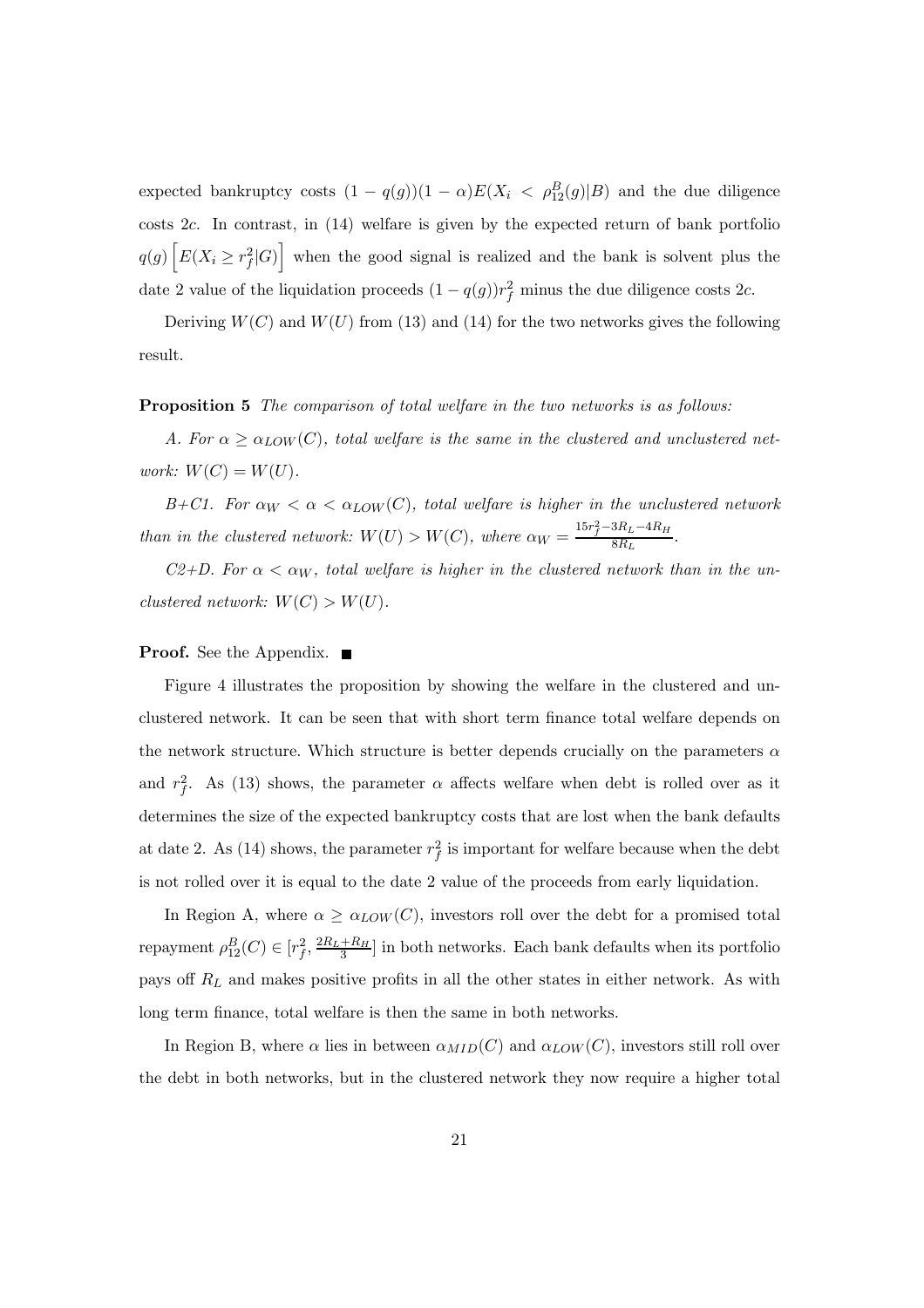expected bankruptcy costs $(1 - q(g))(1 - \alpha)E(X_i < \rho_{12}^B(g)|B)$ and the due diligence costs $2c$. In contrast, in (14) welfare is given by the expected return of bank portfolio $q(g)\left[E(X_i \geq r_f^2|G)\right]$ when the good signal is realized and the bank is solvent plus the date 2 value of the liquidation proceeds $(1 - q(g))r_f^2$ minus the due diligence costs $2c$.

Deriving $W(C)$ and $W(U)$ from (13) and (14) for the two networks gives the following result.

**Proposition 5** *The comparison of total welfare in the two networks is as follows:*

*A. For $\alpha \geq \alpha_{LOW}(C)$, total welfare is the same in the clustered and unclustered network: $W(C) = W(U)$.*

*B+C1. For $\alpha_W < \alpha < \alpha_{LOW}(C)$, total welfare is higher in the unclustered network than in the clustered network: $W(U) > W(C)$, where $\alpha_W = \frac{15r_f^2 - 3R_L - 4R_H}{8R_L}$.*

*C2+D. For $\alpha < \alpha_W$, total welfare is higher in the clustered network than in the unclustered network: $W(C) > W(U)$.*

**Proof.** See the Appendix. ■

Figure 4 illustrates the proposition by showing the welfare in the clustered and unclustered network. It can be seen that with short term finance total welfare depends on the network structure. Which structure is better depends crucially on the parameters $\alpha$ and $r_f^2$. As (13) shows, the parameter $\alpha$ affects welfare when debt is rolled over as it determines the size of the expected bankruptcy costs that are lost when the bank defaults at date 2. As (14) shows, the parameter $r_f^2$ is important for welfare because when the debt is not rolled over it is equal to the date 2 value of the proceeds from early liquidation.

In Region A, where $\alpha \geq \alpha_{LOW}(C)$, investors roll over the debt for a promised total repayment $\rho_{12}^B(C) \in [r_f^2, \frac{2R_L + R_H}{3}]$ in both networks. Each bank defaults when its portfolio pays off $R_L$ and makes positive profits in all the other states in either network. As with long term finance, total welfare is then the same in both networks.

In Region B, where $\alpha$ lies in between $\alpha_{MID}(C)$ and $\alpha_{LOW}(C)$, investors still roll over the debt in both networks, but in the clustered network they now require a higher total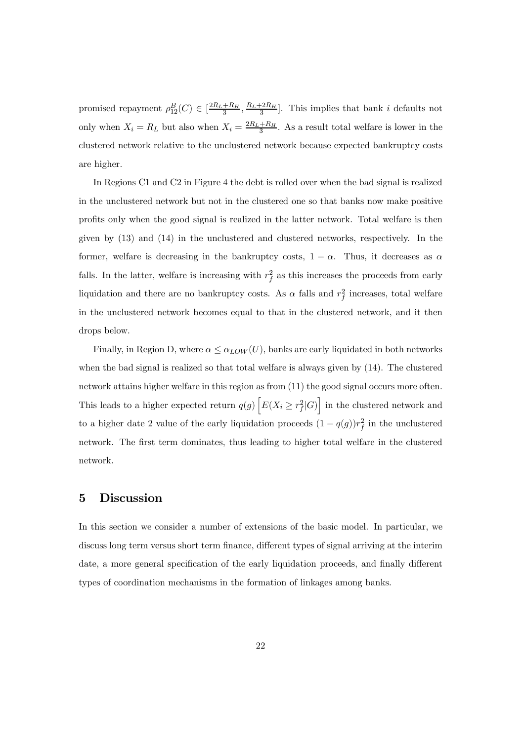promised repayment $\rho_{12}^B(C) \in [\frac{2R_L+R_H}{3}, \frac{R_L+2R_H}{3}]$. This implies that bank $i$ defaults not only when $X_i = R_L$ but also when $X_i = \frac{2R_L+R_H}{3}$. As a result total welfare is lower in the clustered network relative to the unclustered network because expected bankruptcy costs are higher.

In Regions C1 and C2 in Figure 4 the debt is rolled over when the bad signal is realized in the unclustered network but not in the clustered one so that banks now make positive profits only when the good signal is realized in the latter network. Total welfare is then given by (13) and (14) in the unclustered and clustered networks, respectively. In the former, welfare is decreasing in the bankruptcy costs, $1 - \alpha$. Thus, it decreases as $\alpha$ falls. In the latter, welfare is increasing with $r_f^2$ as this increases the proceeds from early liquidation and there are no bankruptcy costs. As $\alpha$ falls and $r_f^2$ increases, total welfare in the unclustered network becomes equal to that in the clustered network, and it then drops below.

Finally, in Region D, where $\alpha \leq \alpha_{LOW}(U)$, banks are early liquidated in both networks when the bad signal is realized so that total welfare is always given by (14). The clustered network attains higher welfare in this region as from (11) the good signal occurs more often. This leads to a higher expected return $q(g)\left[E(X_i \geq r_f^2|G)\right]$ in the clustered network and to a higher date 2 value of the early liquidation proceeds $(1 - q(g))r_f^2$ in the unclustered network. The first term dominates, thus leading to higher total welfare in the clustered network.

# 5 Discussion

In this section we consider a number of extensions of the basic model. In particular, we discuss long term versus short term finance, different types of signal arriving at the interim date, a more general specification of the early liquidation proceeds, and finally different types of coordination mechanisms in the formation of linkages among banks.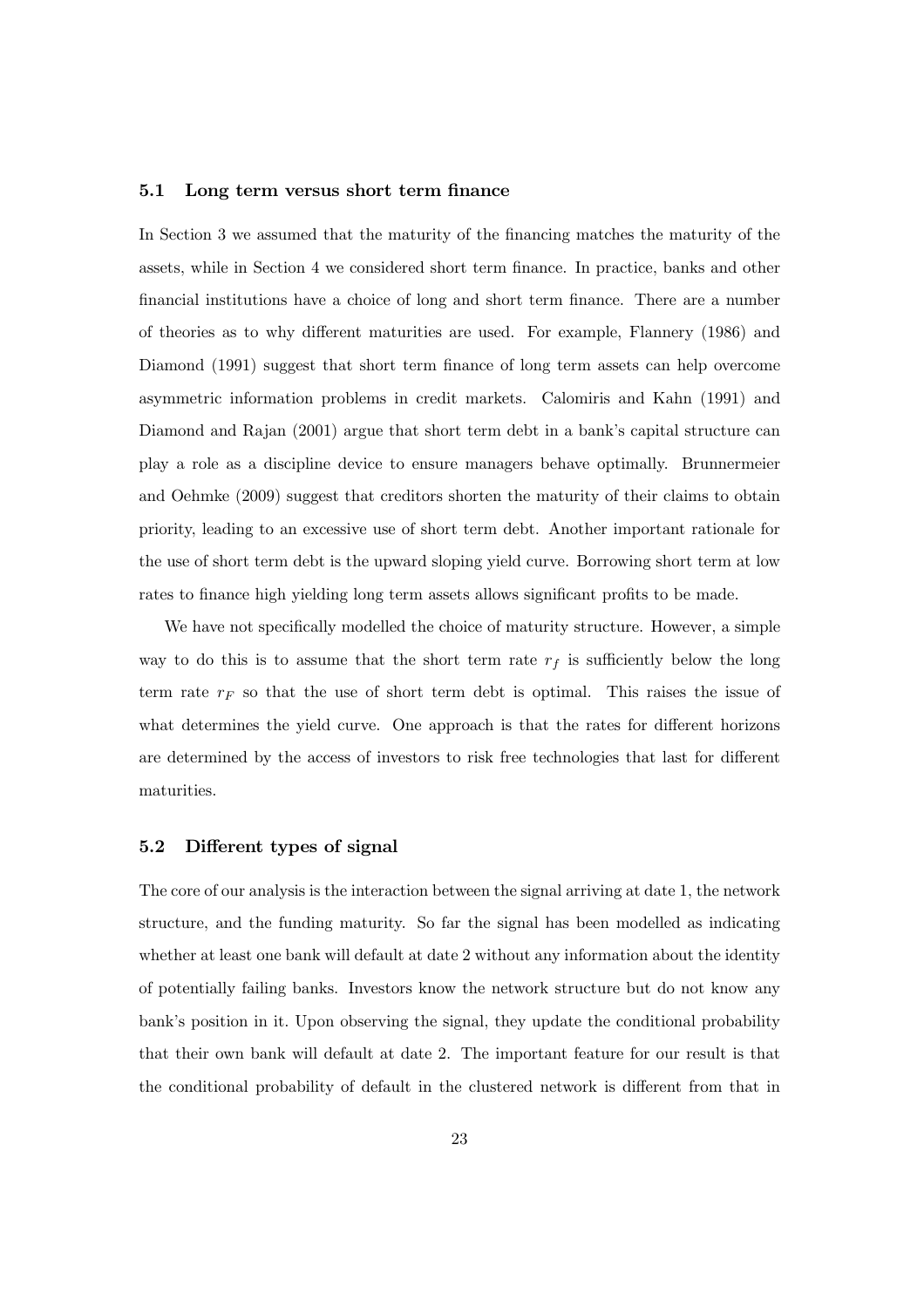### 5.1 Long term versus short term finance

In Section 3 we assumed that the maturity of the financing matches the maturity of the assets, while in Section 4 we considered short term finance. In practice, banks and other financial institutions have a choice of long and short term finance. There are a number of theories as to why different maturities are used. For example, Flannery (1986) and Diamond (1991) suggest that short term finance of long term assets can help overcome asymmetric information problems in credit markets. Calomiris and Kahn (1991) and Diamond and Rajan (2001) argue that short term debt in a bank's capital structure can play a role as a discipline device to ensure managers behave optimally. Brunnermeier and Oehmke (2009) suggest that creditors shorten the maturity of their claims to obtain priority, leading to an excessive use of short term debt. Another important rationale for the use of short term debt is the upward sloping yield curve. Borrowing short term at low rates to finance high yielding long term assets allows significant profits to be made.

We have not specifically modelled the choice of maturity structure. However, a simple way to do this is to assume that the short term rate $r_f$ is sufficiently below the long term rate $r_F$ so that the use of short term debt is optimal. This raises the issue of what determines the yield curve. One approach is that the rates for different horizons are determined by the access of investors to risk free technologies that last for different maturities.

### 5.2 Different types of signal

The core of our analysis is the interaction between the signal arriving at date 1, the network structure, and the funding maturity. So far the signal has been modelled as indicating whether at least one bank will default at date 2 without any information about the identity of potentially failing banks. Investors know the network structure but do not know any bank's position in it. Upon observing the signal, they update the conditional probability that their own bank will default at date 2. The important feature for our result is that the conditional probability of default in the clustered network is different from that in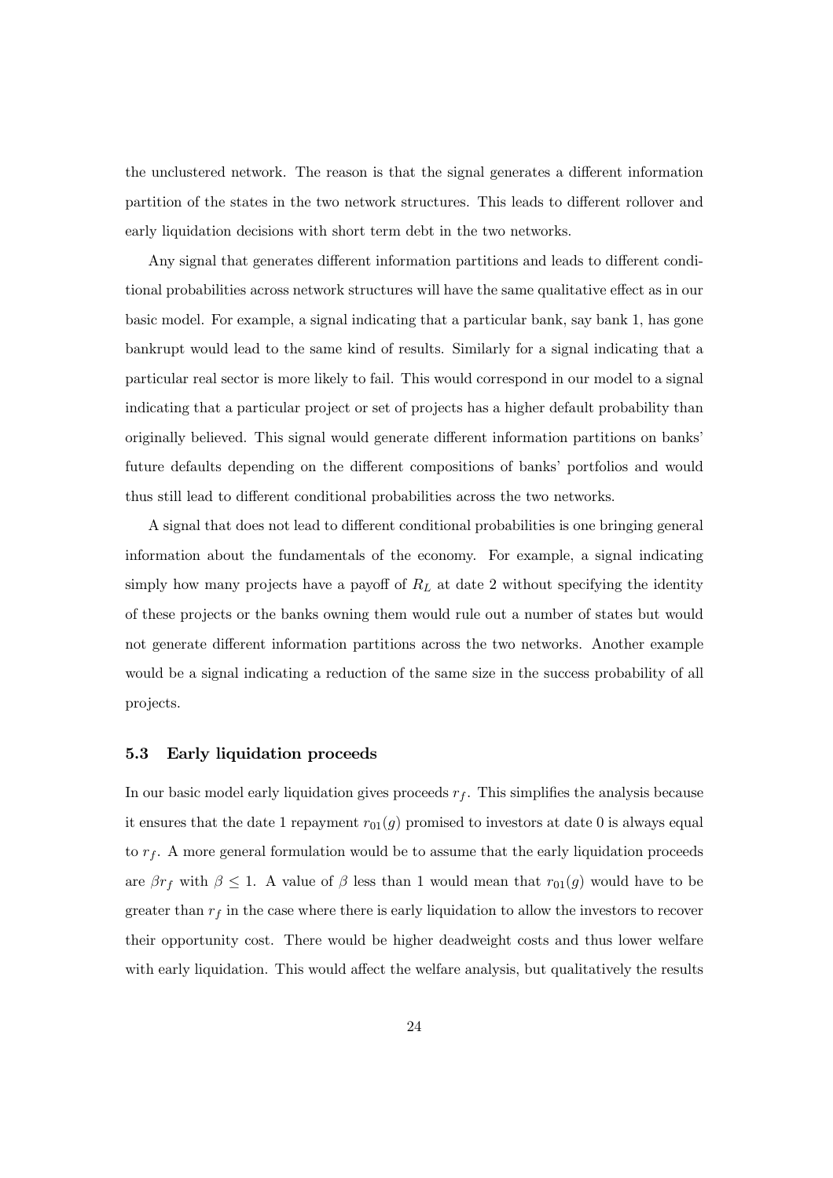the unclustered network. The reason is that the signal generates a different information partition of the states in the two network structures. This leads to different rollover and early liquidation decisions with short term debt in the two networks.

Any signal that generates different information partitions and leads to different conditional probabilities across network structures will have the same qualitative effect as in our basic model. For example, a signal indicating that a particular bank, say bank 1, has gone bankrupt would lead to the same kind of results. Similarly for a signal indicating that a particular real sector is more likely to fail. This would correspond in our model to a signal indicating that a particular project or set of projects has a higher default probability than originally believed. This signal would generate different information partitions on banks' future defaults depending on the different compositions of banks' portfolios and would thus still lead to different conditional probabilities across the two networks.

A signal that does not lead to different conditional probabilities is one bringing general information about the fundamentals of the economy. For example, a signal indicating simply how many projects have a payoff of $R_L$ at date 2 without specifying the identity of these projects or the banks owning them would rule out a number of states but would not generate different information partitions across the two networks. Another example would be a signal indicating a reduction of the same size in the success probability of all projects.

### 5.3 Early liquidation proceeds

In our basic model early liquidation gives proceeds $r_f$. This simplifies the analysis because it ensures that the date 1 repayment $r_{01}(g)$ promised to investors at date 0 is always equal to $r_f$. A more general formulation would be to assume that the early liquidation proceeds are $\beta r_f$ with $\beta \leq 1$. A value of $\beta$ less than 1 would mean that $r_{01}(g)$ would have to be greater than $r_f$ in the case where there is early liquidation to allow the investors to recover their opportunity cost. There would be higher deadweight costs and thus lower welfare with early liquidation. This would affect the welfare analysis, but qualitatively the results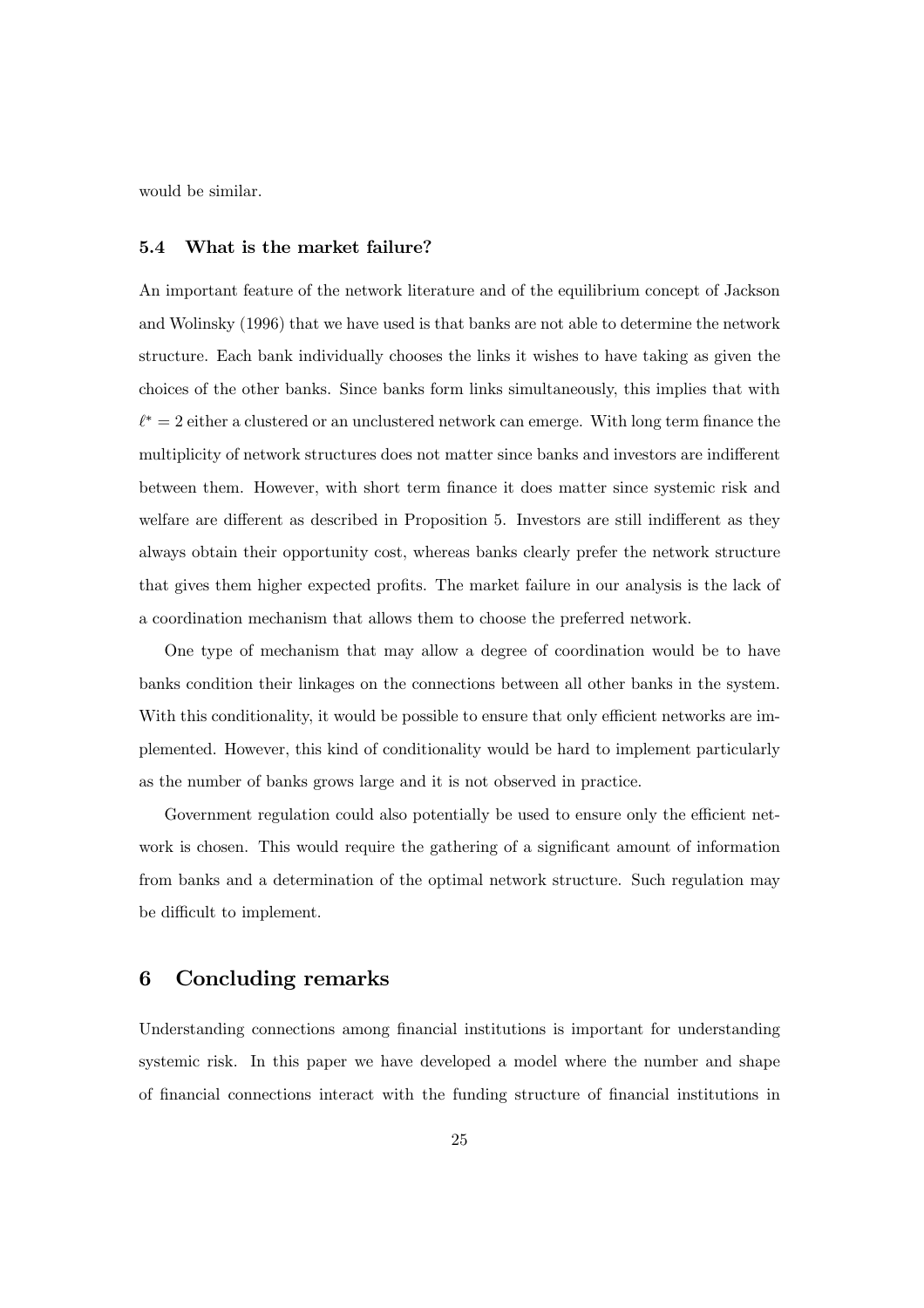would be similar.

### 5.4 What is the market failure?

An important feature of the network literature and of the equilibrium concept of Jackson and Wolinsky (1996) that we have used is that banks are not able to determine the network structure. Each bank individually chooses the links it wishes to have taking as given the choices of the other banks. Since banks form links simultaneously, this implies that with $\ell^* = 2$ either a clustered or an unclustered network can emerge. With long term finance the multiplicity of network structures does not matter since banks and investors are indifferent between them. However, with short term finance it does matter since systemic risk and welfare are different as described in Proposition 5. Investors are still indifferent as they always obtain their opportunity cost, whereas banks clearly prefer the network structure that gives them higher expected profits. The market failure in our analysis is the lack of a coordination mechanism that allows them to choose the preferred network.

One type of mechanism that may allow a degree of coordination would be to have banks condition their linkages on the connections between all other banks in the system. With this conditionality, it would be possible to ensure that only efficient networks are implemented. However, this kind of conditionality would be hard to implement particularly as the number of banks grows large and it is not observed in practice.

Government regulation could also potentially be used to ensure only the efficient network is chosen. This would require the gathering of a significant amount of information from banks and a determination of the optimal network structure. Such regulation may be difficult to implement.

## 6 Concluding remarks

Understanding connections among financial institutions is important for understanding systemic risk. In this paper we have developed a model where the number and shape of financial connections interact with the funding structure of financial institutions in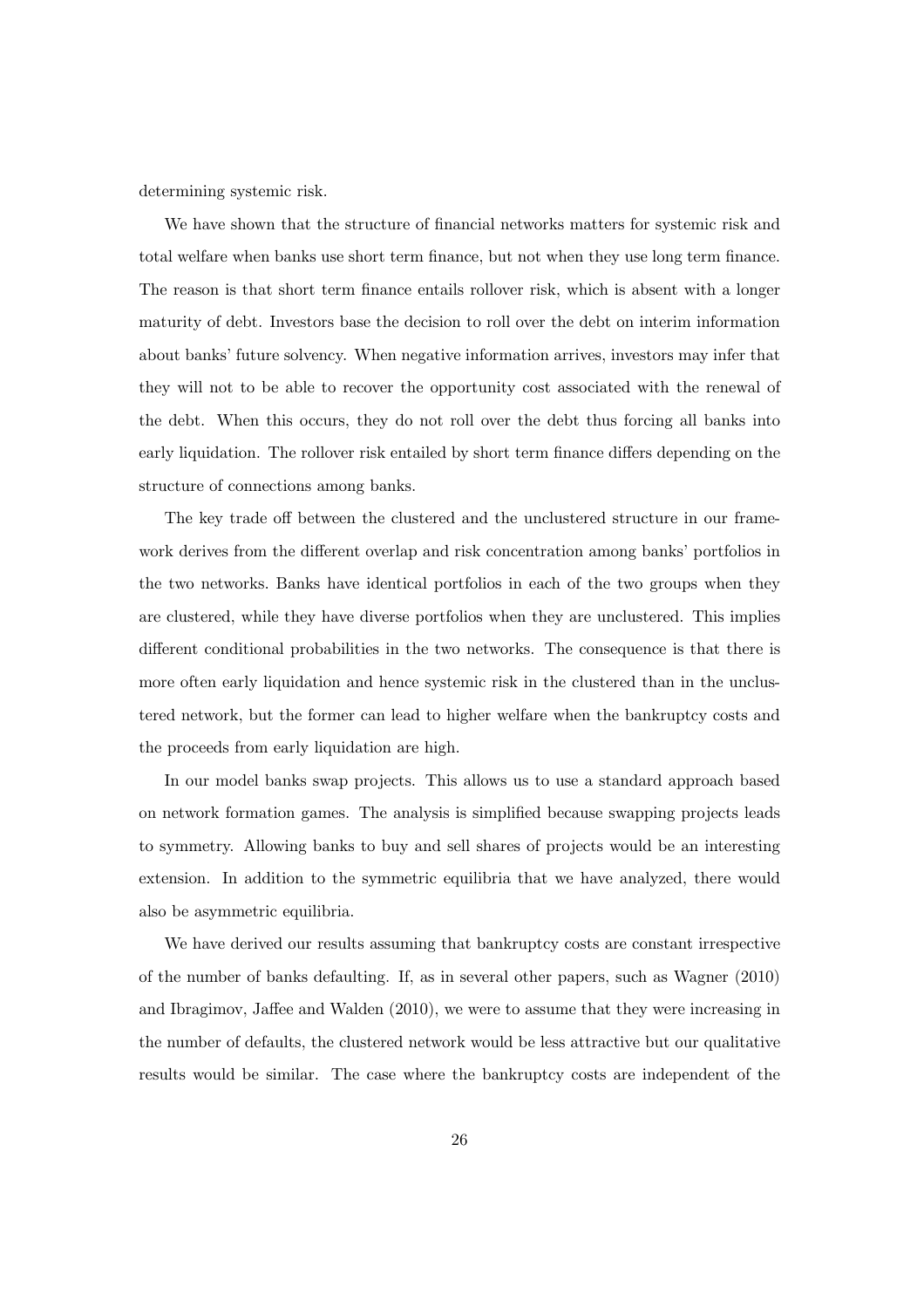determining systemic risk.

We have shown that the structure of financial networks matters for systemic risk and total welfare when banks use short term finance, but not when they use long term finance. The reason is that short term finance entails rollover risk, which is absent with a longer maturity of debt. Investors base the decision to roll over the debt on interim information about banks' future solvency. When negative information arrives, investors may infer that they will not to be able to recover the opportunity cost associated with the renewal of the debt. When this occurs, they do not roll over the debt thus forcing all banks into early liquidation. The rollover risk entailed by short term finance differs depending on the structure of connections among banks.

The key trade off between the clustered and the unclustered structure in our framework derives from the different overlap and risk concentration among banks' portfolios in the two networks. Banks have identical portfolios in each of the two groups when they are clustered, while they have diverse portfolios when they are unclustered. This implies different conditional probabilities in the two networks. The consequence is that there is more often early liquidation and hence systemic risk in the clustered than in the unclustered network, but the former can lead to higher welfare when the bankruptcy costs and the proceeds from early liquidation are high.

In our model banks swap projects. This allows us to use a standard approach based on network formation games. The analysis is simplified because swapping projects leads to symmetry. Allowing banks to buy and sell shares of projects would be an interesting extension. In addition to the symmetric equilibria that we have analyzed, there would also be asymmetric equilibria.

We have derived our results assuming that bankruptcy costs are constant irrespective of the number of banks defaulting. If, as in several other papers, such as Wagner (2010) and Ibragimov, Jaffee and Walden (2010), we were to assume that they were increasing in the number of defaults, the clustered network would be less attractive but our qualitative results would be similar. The case where the bankruptcy costs are independent of the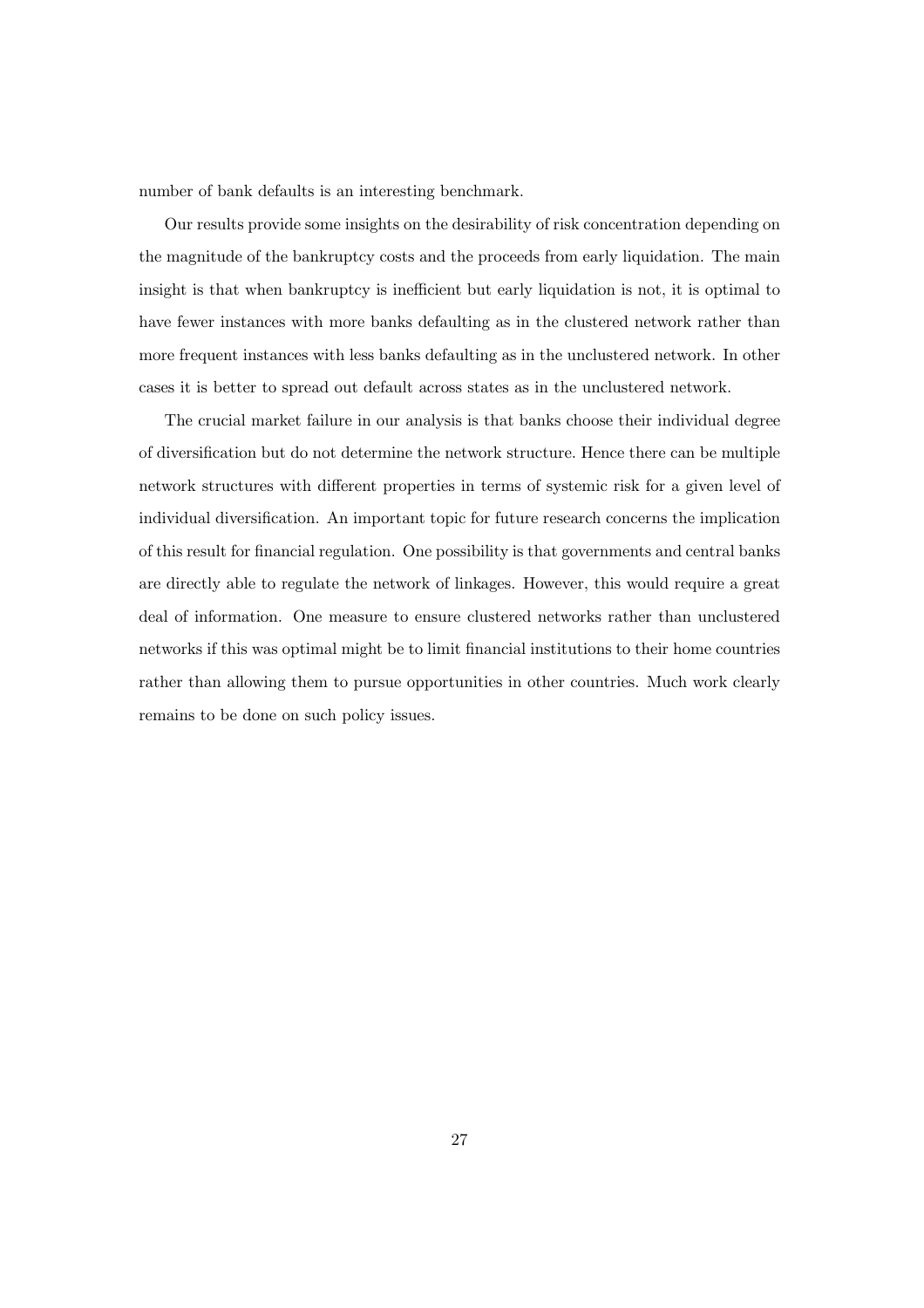number of bank defaults is an interesting benchmark.

Our results provide some insights on the desirability of risk concentration depending on the magnitude of the bankruptcy costs and the proceeds from early liquidation. The main insight is that when bankruptcy is inefficient but early liquidation is not, it is optimal to have fewer instances with more banks defaulting as in the clustered network rather than more frequent instances with less banks defaulting as in the unclustered network. In other cases it is better to spread out default across states as in the unclustered network.

The crucial market failure in our analysis is that banks choose their individual degree of diversification but do not determine the network structure. Hence there can be multiple network structures with different properties in terms of systemic risk for a given level of individual diversification. An important topic for future research concerns the implication of this result for financial regulation. One possibility is that governments and central banks are directly able to regulate the network of linkages. However, this would require a great deal of information. One measure to ensure clustered networks rather than unclustered networks if this was optimal might be to limit financial institutions to their home countries rather than allowing them to pursue opportunities in other countries. Much work clearly remains to be done on such policy issues.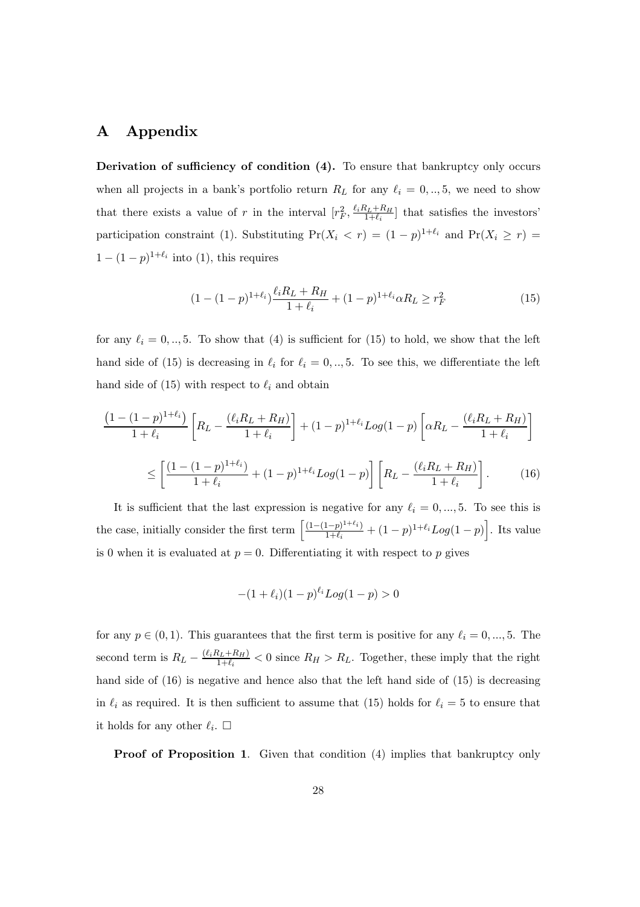# A Appendix

**Derivation of sufficiency of condition (4).** To ensure that bankruptcy only occurs when all projects in a bank's portfolio return $R_L$ for any $\ell_i = 0, .., 5$, we need to show that there exists a value of $r$ in the interval $[r_F^2, \frac{\ell_i R_L + R_H}{1+\ell_i}]$ that satisfies the investors' participation constraint (1). Substituting $\Pr(X_i < r) = (1-p)^{1+\ell_i}$ and $\Pr(X_i \geq r) = 1-(1-p)^{1+\ell_i}$ into (1), this requires

$$(1-(1-p)^{1+\ell_i})\frac{\ell_i R_L + R_H}{1+\ell_i} + (1-p)^{1+\ell_i}\alpha R_L \geq r_F^2 \tag{15}$$

for any $\ell_i = 0, .., 5$. To show that (4) is sufficient for (15) to hold, we show that the left hand side of (15) is decreasing in $\ell_i$ for $\ell_i = 0, .., 5$. To see this, we differentiate the left hand side of (15) with respect to $\ell_i$ and obtain

$$\frac{\left(1-(1-p)^{1+\ell_i}\right)}{1+\ell_i}\left[R_L - \frac{(\ell_i R_L + R_H)}{1+\ell_i}\right] + (1-p)^{1+\ell_i} Log(1-p)\left[\alpha R_L - \frac{(\ell_i R_L + R_H)}{1+\ell_i}\right]$$

$$\leq \left[\frac{(1-(1-p)^{1+\ell_i})}{1+\ell_i} + (1-p)^{1+\ell_i} Log(1-p)\right]\left[R_L - \frac{(\ell_i R_L + R_H)}{1+\ell_i}\right]. \tag{16}$$

It is sufficient that the last expression is negative for any $\ell_i = 0, ..., 5$. To see this is the case, initially consider the first term $\left[\frac{(1-(1-p)^{1+\ell_i})}{1+\ell_i} + (1-p)^{1+\ell_i} Log(1-p)\right]$. Its value is 0 when it is evaluated at $p = 0$. Differentiating it with respect to $p$ gives

$$-(1+\ell_i)(1-p)^{\ell_i} Log(1-p) > 0$$

for any $p \in (0, 1)$. This guarantees that the first term is positive for any $\ell_i = 0, ..., 5$. The second term is $R_L - \frac{(\ell_i R_L + R_H)}{1+\ell_i} < 0$ since $R_H > R_L$. Together, these imply that the right hand side of (16) is negative and hence also that the left hand side of (15) is decreasing in $\ell_i$ as required. It is then sufficient to assume that (15) holds for $\ell_i = 5$ to ensure that it holds for any other $\ell_i$. $\square$

**Proof of Proposition 1**. Given that condition (4) implies that bankruptcy only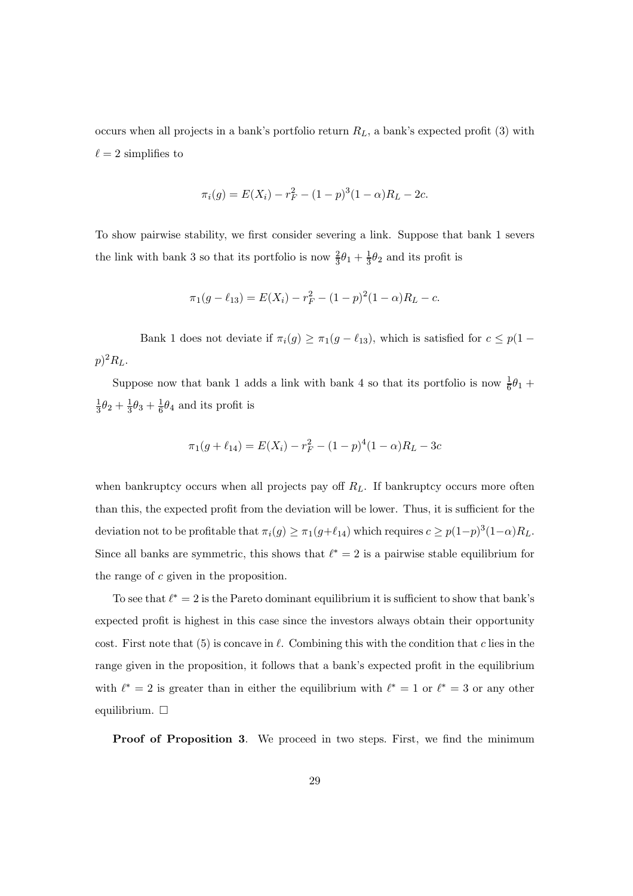occurs when all projects in a bank's portfolio return $R_L$, a bank's expected profit (3) with $\ell = 2$ simplifies to

$$\pi_i(g) = E(X_i) - r_F^2 - (1-p)^3(1-\alpha)R_L - 2c.$$

To show pairwise stability, we first consider severing a link. Suppose that bank 1 severs the link with bank 3 so that its portfolio is now $\frac{2}{3}\theta_1 + \frac{1}{3}\theta_2$ and its profit is

$$\pi_1(g - \ell_{13}) = E(X_i) - r_F^2 - (1-p)^2(1-\alpha)R_L - c.$$

Bank 1 does not deviate if $\pi_i(g) \geq \pi_1(g - \ell_{13})$, which is satisfied for $c \leq p(1-p)^2 R_L$.

Suppose now that bank 1 adds a link with bank 4 so that its portfolio is now $\frac{1}{6}\theta_1 + \frac{1}{3}\theta_2 + \frac{1}{3}\theta_3 + \frac{1}{6}\theta_4$ and its profit is

$$\pi_1(g + \ell_{14}) = E(X_i) - r_F^2 - (1-p)^4(1-\alpha)R_L - 3c$$

when bankruptcy occurs when all projects pay off $R_L$. If bankruptcy occurs more often than this, the expected profit from the deviation will be lower. Thus, it is sufficient for the deviation not to be profitable that $\pi_i(g) \geq \pi_1(g+\ell_{14})$ which requires $c \geq p(1-p)^3(1-\alpha)R_L$. Since all banks are symmetric, this shows that $\ell^* = 2$ is a pairwise stable equilibrium for the range of $c$ given in the proposition.

To see that $\ell^* = 2$ is the Pareto dominant equilibrium it is sufficient to show that bank's expected profit is highest in this case since the investors always obtain their opportunity cost. First note that (5) is concave in $\ell$. Combining this with the condition that $c$ lies in the range given in the proposition, it follows that a bank's expected profit in the equilibrium with $\ell^* = 2$ is greater than in either the equilibrium with $\ell^* = 1$ or $\ell^* = 3$ or any other equilibrium. □

**Proof of Proposition 3**. We proceed in two steps. First, we find the minimum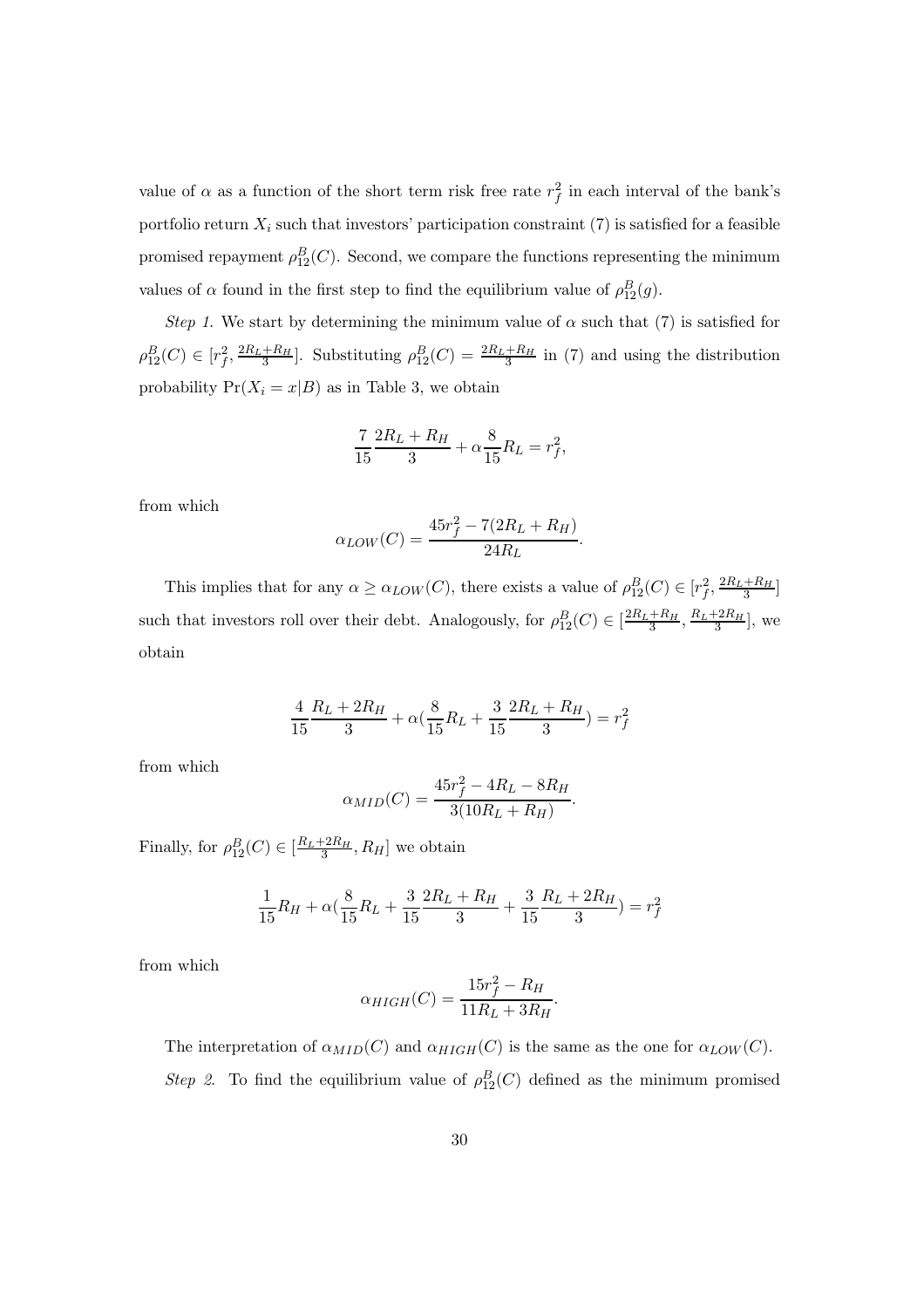value of $\alpha$ as a function of the short term risk free rate $r_f^2$ in each interval of the bank's portfolio return $X_i$ such that investors' participation constraint (7) is satisfied for a feasible promised repayment $\rho_{12}^B(C)$. Second, we compare the functions representing the minimum values of $\alpha$ found in the first step to find the equilibrium value of $\rho_{12}^B(g)$.

*Step 1.* We start by determining the minimum value of $\alpha$ such that (7) is satisfied for $\rho_{12}^B(C) \in [r_f^2, \frac{2R_L+R_H}{3}]$. Substituting $\rho_{12}^B(C) = \frac{2R_L+R_H}{3}$ in (7) and using the distribution probability $\Pr(X_i = x|B)$ as in Table 3, we obtain

$$\frac{7}{15}\frac{2R_L+R_H}{3} + \alpha\frac{8}{15}R_L = r_f^2,$$

from which

$$\alpha_{LOW}(C) = \frac{45r_f^2 - 7(2R_L+R_H)}{24R_L}.$$

This implies that for any $\alpha \geq \alpha_{LOW}(C)$, there exists a value of $\rho_{12}^B(C) \in [r_f^2, \frac{2R_L+R_H}{3}]$ such that investors roll over their debt. Analogously, for $\rho_{12}^B(C) \in [\frac{2R_L+R_H}{3}, \frac{R_L+2R_H}{3}]$, we obtain

$$\frac{4}{15}\frac{R_L+2R_H}{3} + \alpha(\frac{8}{15}R_L + \frac{3}{15}\frac{2R_L+R_H}{3}) = r_f^2$$

from which

$$\alpha_{MID}(C) = \frac{45r_f^2 - 4R_L - 8R_H}{3(10R_L+R_H)}.$$

Finally, for $\rho_{12}^B(C) \in [\frac{R_L+2R_H}{3}, R_H]$ we obtain

$$\frac{1}{15}R_H + \alpha(\frac{8}{15}R_L + \frac{3}{15}\frac{2R_L+R_H}{3} + \frac{3}{15}\frac{R_L+2R_H}{3}) = r_f^2$$

from which

$$\alpha_{HIGH}(C) = \frac{15r_f^2 - R_H}{11R_L+3R_H}.$$

The interpretation of $\alpha_{MID}(C)$ and $\alpha_{HIGH}(C)$ is the same as the one for $\alpha_{LOW}(C)$.

*Step 2.* To find the equilibrium value of $\rho_{12}^B(C)$ defined as the minimum promised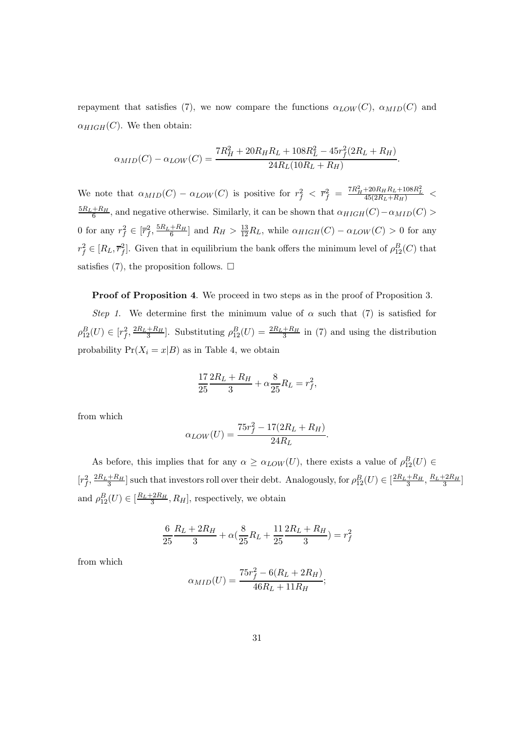repayment that satisfies (7), we now compare the functions $\alpha_{LOW}(C)$, $\alpha_{MID}(C)$ and $\alpha_{HIGH}(C)$. We then obtain:

$$\alpha_{MID}(C) - \alpha_{LOW}(C) = \frac{7R_H^2 + 20R_H R_L + 108R_L^2 - 45r_f^2(2R_L + R_H)}{24R_L(10R_L + R_H)}.$$

We note that $\alpha_{MID}(C) - \alpha_{LOW}(C)$ is positive for $r_f^2 < \bar{r}_f^2 = \frac{7R_H^2+20R_H R_L+108R_L^2}{45(2R_L+R_H)} < \frac{5R_L+R_H}{6}$, and negative otherwise. Similarly, it can be shown that $\alpha_{HIGH}(C) - \alpha_{MID}(C) > 0$ for any $r_f^2 \in [\bar{r}_f^2, \frac{5R_L+R_H}{6}]$ and $R_H > \frac{13}{12}R_L$, while $\alpha_{HIGH}(C) - \alpha_{LOW}(C) > 0$ for any $r_f^2 \in [R_L, \bar{r}_f^2]$. Given that in equilibrium the bank offers the minimum level of $\rho_{12}^B(C)$ that satisfies (7), the proposition follows. $\square$

**Proof of Proposition 4**. We proceed in two steps as in the proof of Proposition 3.

*Step 1.* We determine first the minimum value of $\alpha$ such that (7) is satisfied for $\rho_{12}^B(U) \in [r_f^2, \frac{2R_L+R_H}{3}]$. Substituting $\rho_{12}^B(U) = \frac{2R_L+R_H}{3}$ in (7) and using the distribution probability $\Pr(X_i = x|B)$ as in Table 4, we obtain

$$\frac{17}{25}\frac{2R_L + R_H}{3} + \alpha\frac{8}{25}R_L = r_f^2,$$

from which

$$\alpha_{LOW}(U) = \frac{75r_f^2 - 17(2R_L + R_H)}{24R_L}.$$

As before, this implies that for any $\alpha \geq \alpha_{LOW}(U)$, there exists a value of $\rho_{12}^B(U) \in [r_f^2, \frac{2R_L+R_H}{3}]$ such that investors roll over their debt. Analogously, for $\rho_{12}^B(U) \in [\frac{2R_L+R_H}{3}, \frac{R_L+2R_H}{3}]$ and $\rho_{12}^B(U) \in [\frac{R_L+2R_H}{3}, R_H]$, respectively, we obtain

$$\frac{6}{25}\frac{R_L + 2R_H}{3} + \alpha(\frac{8}{25}R_L + \frac{11}{25}\frac{2R_L + R_H}{3}) = r_f^2$$

from which

$$\alpha_{MID}(U) = \frac{75r_f^2 - 6(R_L + 2R_H)}{46R_L + 11R_H};$$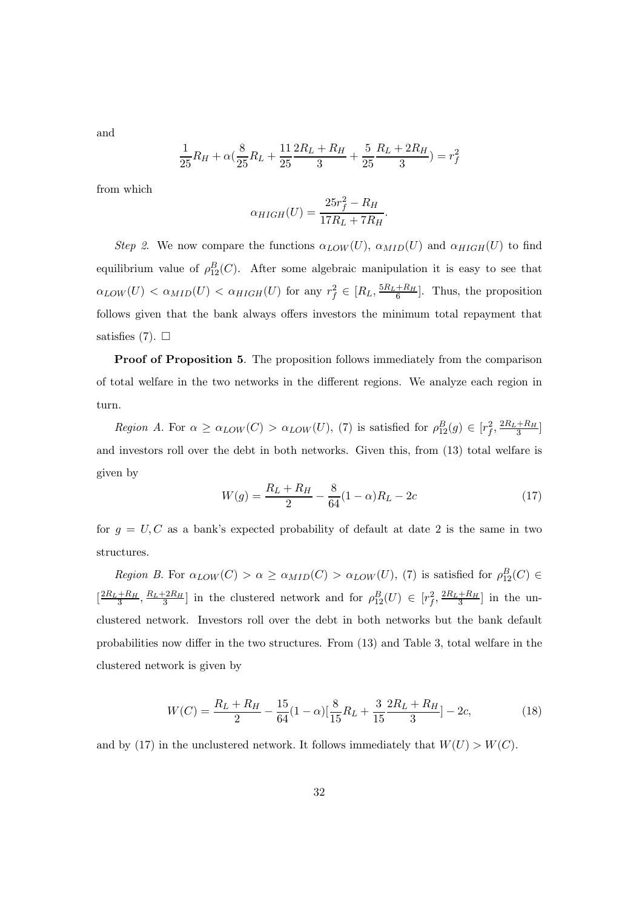and

$$\frac{1}{25}R_H + \alpha(\frac{8}{25}R_L + \frac{11}{25}\frac{2R_L + R_H}{3} + \frac{5}{25}\frac{R_L + 2R_H}{3}) = r_f^2$$

from which

$$\alpha_{HIGH}(U) = \frac{25r_f^2 - R_H}{17R_L + 7R_H}.$$

*Step 2.* We now compare the functions $\alpha_{LOW}(U)$, $\alpha_{MID}(U)$ and $\alpha_{HIGH}(U)$ to find equilibrium value of $\rho_{12}^B(C)$. After some algebraic manipulation it is easy to see that $\alpha_{LOW}(U) < \alpha_{MID}(U) < \alpha_{HIGH}(U)$ for any $r_f^2 \in [R_L, \frac{5R_L+R_H}{6}]$. Thus, the proposition follows given that the bank always offers investors the minimum total repayment that satisfies (7). $\square$

**Proof of Proposition 5**. The proposition follows immediately from the comparison of total welfare in the two networks in the different regions. We analyze each region in turn.

*Region A.* For $\alpha \geq \alpha_{LOW}(C) > \alpha_{LOW}(U)$, (7) is satisfied for $\rho_{12}^B(g) \in [r_f^2, \frac{2R_L+R_H}{3}]$ and investors roll over the debt in both networks. Given this, from (13) total welfare is given by

$$W(g) = \frac{R_L + R_H}{2} - \frac{8}{64}(1-\alpha)R_L - 2c \tag{17}$$

for $g = U, C$ as a bank's expected probability of default at date 2 is the same in two structures.

*Region B.* For $\alpha_{LOW}(C) > \alpha \geq \alpha_{MID}(C) > \alpha_{LOW}(U)$, (7) is satisfied for $\rho_{12}^B(C) \in [\frac{2R_L+R_H}{3}, \frac{R_L+2R_H}{3}]$ in the clustered network and for $\rho_{12}^B(U) \in [r_f^2, \frac{2R_L+R_H}{3}]$ in the unclustered network. Investors roll over the debt in both networks but the bank default probabilities now differ in the two structures. From (13) and Table 3, total welfare in the clustered network is given by

$$W(C) = \frac{R_L + R_H}{2} - \frac{15}{64}(1-\alpha)[\frac{8}{15}R_L + \frac{3}{15}\frac{2R_L + R_H}{3}] - 2c, \tag{18}$$

and by (17) in the unclustered network. It follows immediately that $W(U) > W(C)$.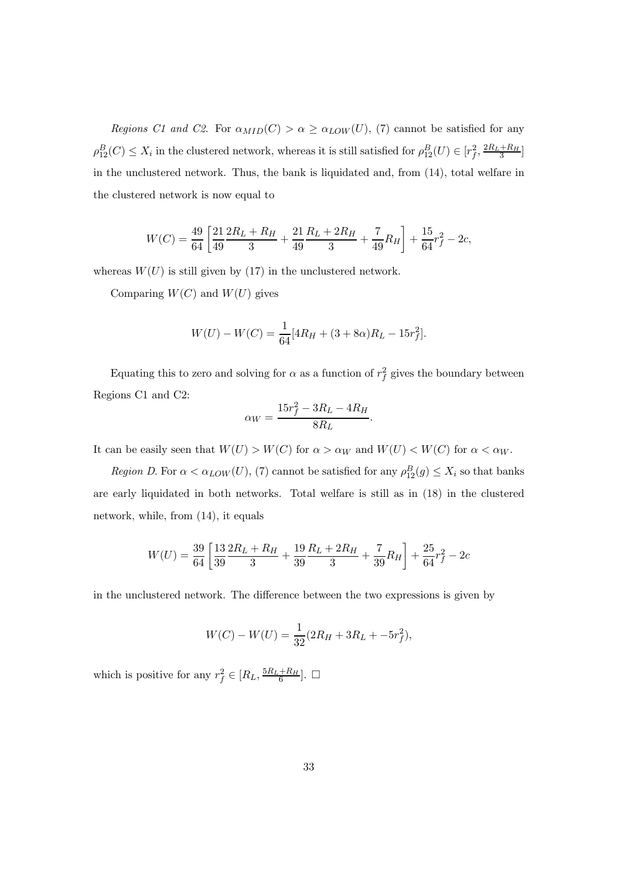*Regions C1 and C2.* For $\alpha_{MID}(C) > \alpha \geq \alpha_{LOW}(U)$, (7) cannot be satisfied for any $\rho_{12}^B(C) \leq X_i$ in the clustered network, whereas it is still satisfied for $\rho_{12}^B(U) \in [r_f^2, \frac{2R_L+R_H}{3}]$ in the unclustered network. Thus, the bank is liquidated and, from (14), total welfare in the clustered network is now equal to

$$W(C) = \frac{49}{64}\left[\frac{21}{49}\frac{2R_L + R_H}{3} + \frac{21}{49}\frac{R_L + 2R_H}{3} + \frac{7}{49}R_H\right] + \frac{15}{64}r_f^2 - 2c,$$

whereas $W(U)$ is still given by (17) in the unclustered network.

Comparing $W(C)$ and $W(U)$ gives

$$W(U) - W(C) = \frac{1}{64}[4R_H + (3 + 8\alpha)R_L - 15r_f^2].$$

Equating this to zero and solving for $\alpha$ as a function of $r_f^2$ gives the boundary between Regions C1 and C2:

$$\alpha_W = \frac{15r_f^2 - 3R_L - 4R_H}{8R_L}.$$

It can be easily seen that $W(U) > W(C)$ for $\alpha > \alpha_W$ and $W(U) < W(C)$ for $\alpha < \alpha_W$.

*Region D.* For $\alpha < \alpha_{LOW}(U)$, (7) cannot be satisfied for any $\rho_{12}^B(g) \leq X_i$ so that banks are early liquidated in both networks. Total welfare is still as in (18) in the clustered network, while, from (14), it equals

$$W(U) = \frac{39}{64}\left[\frac{13}{39}\frac{2R_L + R_H}{3} + \frac{19}{39}\frac{R_L + 2R_H}{3} + \frac{7}{39}R_H\right] + \frac{25}{64}r_f^2 - 2c$$

in the unclustered network. The difference between the two expressions is given by

$$W(C) - W(U) = \frac{1}{32}(2R_H + 3R_L + -5r_f^2),$$

which is positive for any $r_f^2 \in [R_L, \frac{5R_L+R_H}{6}]$. $\square$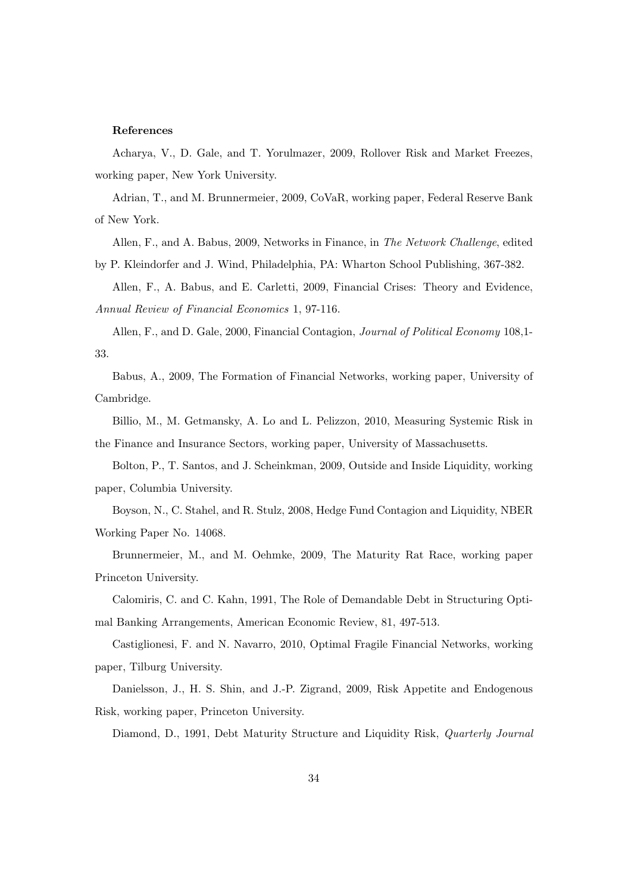**References**

Acharya, V., D. Gale, and T. Yorulmazer, 2009, Rollover Risk and Market Freezes, working paper, New York University.

Adrian, T., and M. Brunnermeier, 2009, CoVaR, working paper, Federal Reserve Bank of New York.

Allen, F., and A. Babus, 2009, Networks in Finance, in *The Network Challenge*, edited by P. Kleindorfer and J. Wind, Philadelphia, PA: Wharton School Publishing, 367-382.

Allen, F., A. Babus, and E. Carletti, 2009, Financial Crises: Theory and Evidence, *Annual Review of Financial Economics* 1, 97-116.

Allen, F., and D. Gale, 2000, Financial Contagion, *Journal of Political Economy* 108,1-33.

Babus, A., 2009, The Formation of Financial Networks, working paper, University of Cambridge.

Billio, M., M. Getmansky, A. Lo and L. Pelizzon, 2010, Measuring Systemic Risk in the Finance and Insurance Sectors, working paper, University of Massachusetts.

Bolton, P., T. Santos, and J. Scheinkman, 2009, Outside and Inside Liquidity, working paper, Columbia University.

Boyson, N., C. Stahel, and R. Stulz, 2008, Hedge Fund Contagion and Liquidity, NBER Working Paper No. 14068.

Brunnermeier, M., and M. Oehmke, 2009, The Maturity Rat Race, working paper Princeton University.

Calomiris, C. and C. Kahn, 1991, The Role of Demandable Debt in Structuring Optimal Banking Arrangements, American Economic Review, 81, 497-513.

Castiglionesi, F. and N. Navarro, 2010, Optimal Fragile Financial Networks, working paper, Tilburg University.

Danielsson, J., H. S. Shin, and J.-P. Zigrand, 2009, Risk Appetite and Endogenous Risk, working paper, Princeton University.

Diamond, D., 1991, Debt Maturity Structure and Liquidity Risk, *Quarterly Journal*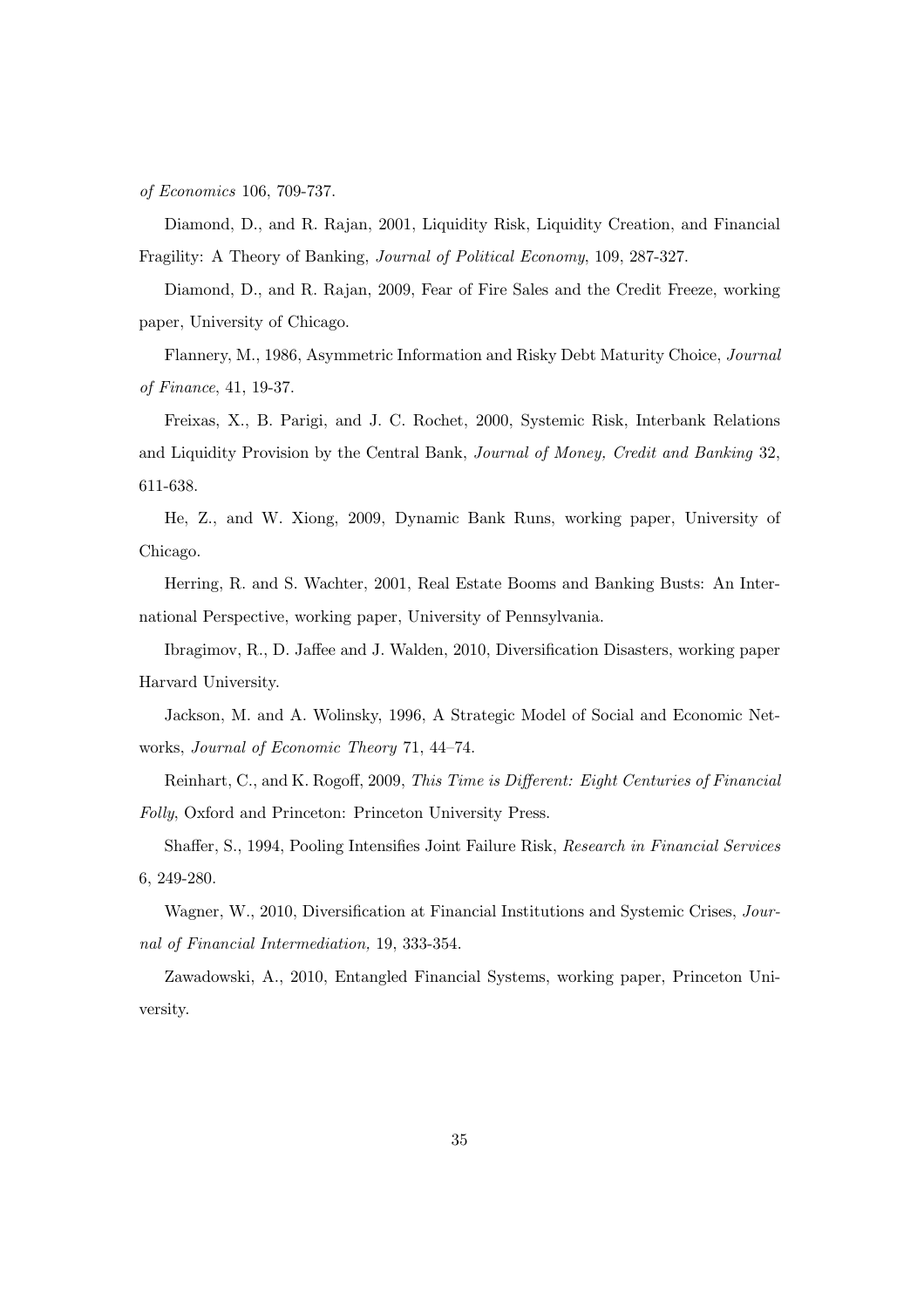*of Economics* 106, 709-737.

Diamond, D., and R. Rajan, 2001, Liquidity Risk, Liquidity Creation, and Financial Fragility: A Theory of Banking, *Journal of Political Economy*, 109, 287-327.

Diamond, D., and R. Rajan, 2009, Fear of Fire Sales and the Credit Freeze, working paper, University of Chicago.

Flannery, M., 1986, Asymmetric Information and Risky Debt Maturity Choice, *Journal of Finance*, 41, 19-37.

Freixas, X., B. Parigi, and J. C. Rochet, 2000, Systemic Risk, Interbank Relations and Liquidity Provision by the Central Bank, *Journal of Money, Credit and Banking* 32, 611-638.

He, Z., and W. Xiong, 2009, Dynamic Bank Runs, working paper, University of Chicago.

Herring, R. and S. Wachter, 2001, Real Estate Booms and Banking Busts: An International Perspective, working paper, University of Pennsylvania.

Ibragimov, R., D. Jaffee and J. Walden, 2010, Diversification Disasters, working paper Harvard University.

Jackson, M. and A. Wolinsky, 1996, A Strategic Model of Social and Economic Networks, *Journal of Economic Theory* 71, 44–74.

Reinhart, C., and K. Rogoff, 2009, *This Time is Different: Eight Centuries of Financial Folly*, Oxford and Princeton: Princeton University Press.

Shaffer, S., 1994, Pooling Intensifies Joint Failure Risk, *Research in Financial Services* 6, 249-280.

Wagner, W., 2010, Diversification at Financial Institutions and Systemic Crises, *Journal of Financial Intermediation,* 19, 333-354.

Zawadowski, A., 2010, Entangled Financial Systems, working paper, Princeton University.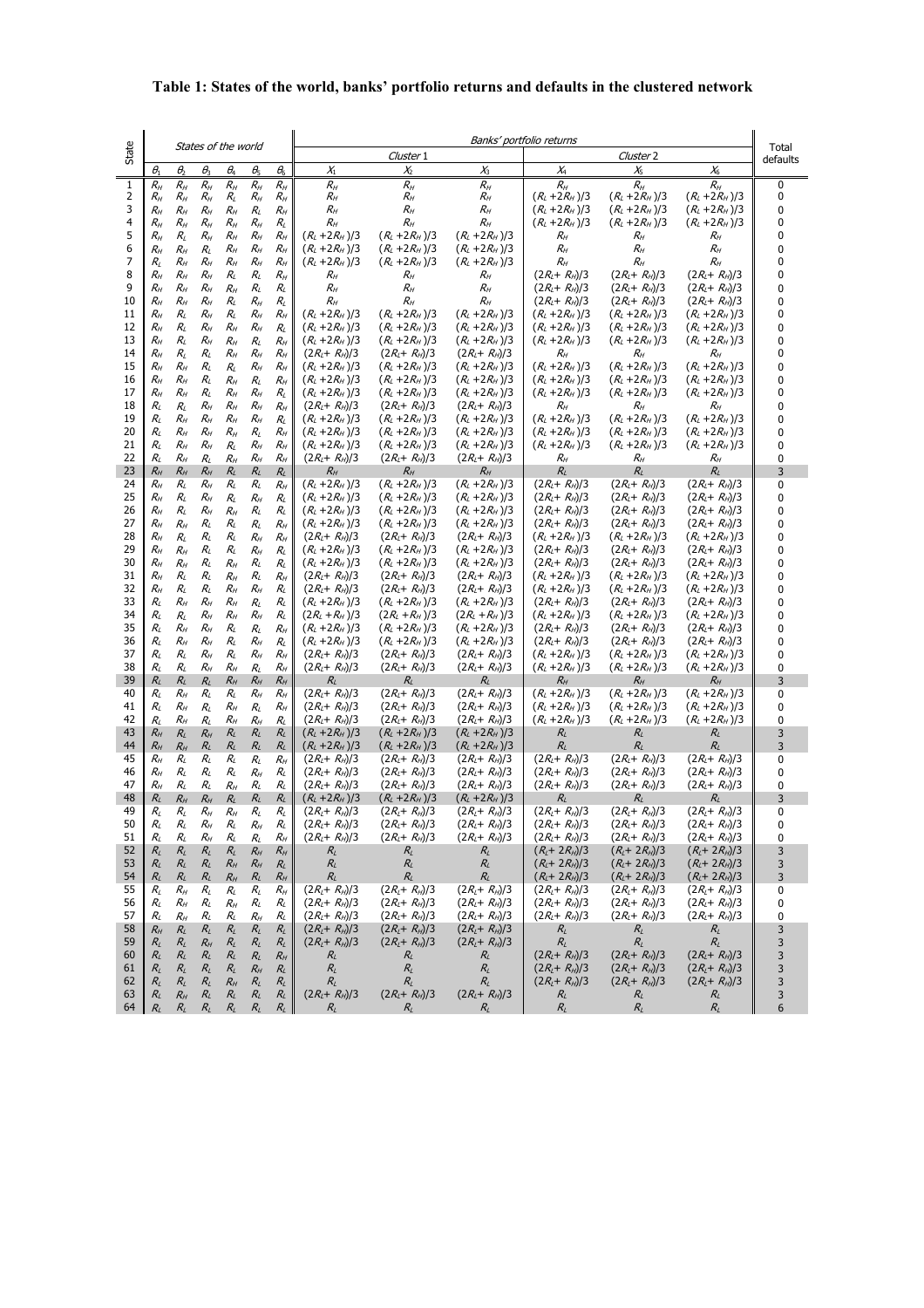**Table 1: States of the world, banks' portfolio returns and defaults in the clustered network**

| State | States of the world | | | | | | Banks' portfolio returns | | | | | | Total defaults |
|---|---|---|---|---|---|---|---|---|---|---|---|---|---|
| | | | | | | | *Cluster 1* | | | *Cluster 2* | | | |
| | $\theta_1$ | $\theta_2$ | $\theta_3$ | $\theta_4$ | $\theta_5$ | $\theta_6$ | $X_1$ | $X_2$ | $X_3$ | $X_4$ | $X_5$ | $X_6$ | |
| 1 | $R_H$ | $R_H$ | $R_H$ | $R_H$ | $R_H$ | $R_H$ | $R_H$ | $R_H$ | $R_H$ | $R_H$ | $R_H$ | $R_H$ | 0 |
| 2 | $R_H$ | $R_H$ | $R_H$ | $R_L$ | $R_H$ | $R_H$ | $R_H$ | $R_H$ | $R_H$ | $(R_L+2R_H)/3$ | $(R_L+2R_H)/3$ | $(R_L+2R_H)/3$ | 0 |
| 3 | $R_H$ | $R_H$ | $R_H$ | $R_H$ | $R_L$ | $R_H$ | $R_H$ | $R_H$ | $R_H$ | $(R_L+2R_H)/3$ | $(R_L+2R_H)/3$ | $(R_L+2R_H)/3$ | 0 |
| 4 | $R_H$ | $R_H$ | $R_H$ | $R_H$ | $R_H$ | $R_L$ | $R_H$ | $R_H$ | $R_H$ | $(R_L+2R_H)/3$ | $(R_L+2R_H)/3$ | $(R_L+2R_H)/3$ | 0 |
| 5 | $R_H$ | $R_L$ | $R_H$ | $R_H$ | $R_H$ | $R_H$ | $(R_L+2R_H)/3$ | $(R_L+2R_H)/3$ | $(R_L+2R_H)/3$ | $R_H$ | $R_H$ | $R_H$ | 0 |
| 6 | $R_H$ | $R_H$ | $R_L$ | $R_H$ | $R_H$ | $R_H$ | $(R_L+2R_H)/3$ | $(R_L+2R_H)/3$ | $(R_L+2R_H)/3$ | $R_H$ | $R_H$ | $R_H$ | 0 |
| 7 | $R_L$ | $R_H$ | $R_H$ | $R_H$ | $R_H$ | $R_H$ | $(R_L+2R_H)/3$ | $(R_L+2R_H)/3$ | $(R_L+2R_H)/3$ | $R_H$ | $R_H$ | $R_H$ | 0 |
| 8 | $R_H$ | $R_H$ | $R_H$ | $R_L$ | $R_L$ | $R_H$ | $R_H$ | $R_H$ | $R_H$ | $(2R_L+R_H)/3$ | $(2R_L+R_H)/3$ | $(2R_L+R_H)/3$ | 0 |
| 9 | $R_H$ | $R_H$ | $R_H$ | $R_H$ | $R_L$ | $R_L$ | $R_H$ | $R_H$ | $R_H$ | $(2R_L+R_H)/3$ | $(2R_L+R_H)/3$ | $(2R_L+R_H)/3$ | 0 |
| 10 | $R_H$ | $R_H$ | $R_H$ | $R_L$ | $R_H$ | $R_L$ | $R_H$ | $R_H$ | $R_H$ | $(2R_L+R_H)/3$ | $(2R_L+R_H)/3$ | $(2R_L+R_H)/3$ | 0 |
| 11 | $R_H$ | $R_L$ | $R_H$ | $R_L$ | $R_H$ | $R_H$ | $(R_L+2R_H)/3$ | $(R_L+2R_H)/3$ | $(R_L+2R_H)/3$ | $(R_L+2R_H)/3$ | $(R_L+2R_H)/3$ | $(R_L+2R_H)/3$ | 0 |
| 12 | $R_H$ | $R_L$ | $R_H$ | $R_H$ | $R_H$ | $R_L$ | $(R_L+2R_H)/3$ | $(R_L+2R_H)/3$ | $(R_L+2R_H)/3$ | $(R_L+2R_H)/3$ | $(R_L+2R_H)/3$ | $(R_L+2R_H)/3$ | 0 |
| 13 | $R_H$ | $R_L$ | $R_H$ | $R_H$ | $R_L$ | $R_H$ | $(R_L+2R_H)/3$ | $(R_L+2R_H)/3$ | $(R_L+2R_H)/3$ | $(R_L+2R_H)/3$ | $(R_L+2R_H)/3$ | $(R_L+2R_H)/3$ | 0 |
| 14 | $R_H$ | $R_L$ | $R_L$ | $R_H$ | $R_H$ | $R_H$ | $(2R_L+R_H)/3$ | $(2R_L+R_H)/3$ | $(2R_L+R_H)/3$ | $R_H$ | $R_H$ | $R_H$ | 0 |
| 15 | $R_H$ | $R_H$ | $R_L$ | $R_L$ | $R_H$ | $R_H$ | $(R_L+2R_H)/3$ | $(R_L+2R_H)/3$ | $(R_L+2R_H)/3$ | $(R_L+2R_H)/3$ | $(R_L+2R_H)/3$ | $(R_L+2R_H)/3$ | 0 |
| 16 | $R_H$ | $R_H$ | $R_L$ | $R_H$ | $R_L$ | $R_H$ | $(R_L+2R_H)/3$ | $(R_L+2R_H)/3$ | $(R_L+2R_H)/3$ | $(R_L+2R_H)/3$ | $(R_L+2R_H)/3$ | $(R_L+2R_H)/3$ | 0 |
| 17 | $R_H$ | $R_H$ | $R_L$ | $R_H$ | $R_H$ | $R_L$ | $(R_L+2R_H)/3$ | $(R_L+2R_H)/3$ | $(R_L+2R_H)/3$ | $(R_L+2R_H)/3$ | $(R_L+2R_H)/3$ | $(R_L+2R_H)/3$ | 0 |
| 18 | $R_L$ | $R_L$ | $R_H$ | $R_H$ | $R_H$ | $R_H$ | $(2R_L+R_H)/3$ | $(2R_L+R_H)/3$ | $(2R_L+R_H)/3$ | $R_H$ | $R_H$ | $R_H$ | 0 |
| 19 | $R_L$ | $R_H$ | $R_H$ | $R_H$ | $R_H$ | $R_L$ | $(R_L+2R_H)/3$ | $(R_L+2R_H)/3$ | $(R_L+2R_H)/3$ | $(R_L+2R_H)/3$ | $(R_L+2R_H)/3$ | $(R_L+2R_H)/3$ | 0 |
| 20 | $R_L$ | $R_H$ | $R_H$ | $R_H$ | $R_L$ | $R_H$ | $(R_L+2R_H)/3$ | $(R_L+2R_H)/3$ | $(R_L+2R_H)/3$ | $(R_L+2R_H)/3$ | $(R_L+2R_H)/3$ | $(R_L+2R_H)/3$ | 0 |
| 21 | $R_L$ | $R_H$ | $R_H$ | $R_L$ | $R_H$ | $R_H$ | $(R_L+2R_H)/3$ | $(R_L+2R_H)/3$ | $(R_L+2R_H)/3$ | $(R_L+2R_H)/3$ | $(R_L+2R_H)/3$ | $(R_L+2R_H)/3$ | 0 |
| 22 | $R_L$ | $R_H$ | $R_L$ | $R_H$ | $R_H$ | $R_H$ | $(2R_L+R_H)/3$ | $(2R_L+R_H)/3$ | $(2R_L+R_H)/3$ | $R_H$ | $R_H$ | $R_H$ | 0 |
| 23 | $R_H$ | $R_H$ | $R_H$ | $R_L$ | $R_L$ | $R_L$ | $R_H$ | $R_H$ | $R_H$ | $R_L$ | $R_L$ | $R_L$ | 3 |
| 24 | $R_H$ | $R_L$ | $R_H$ | $R_L$ | $R_L$ | $R_H$ | $(R_L+2R_H)/3$ | $(R_L+2R_H)/3$ | $(R_L+2R_H)/3$ | $(2R_L+R_H)/3$ | $(2R_L+R_H)/3$ | $(2R_L+R_H)/3$ | 0 |
| 25 | $R_H$ | $R_L$ | $R_H$ | $R_L$ | $R_H$ | $R_L$ | $(R_L+2R_H)/3$ | $(R_L+2R_H)/3$ | $(R_L+2R_H)/3$ | $(2R_L+R_H)/3$ | $(2R_L+R_H)/3$ | $(2R_L+R_H)/3$ | 0 |
| 26 | $R_H$ | $R_L$ | $R_H$ | $R_H$ | $R_L$ | $R_L$ | $(R_L+2R_H)/3$ | $(R_L+2R_H)/3$ | $(R_L+2R_H)/3$ | $(2R_L+R_H)/3$ | $(2R_L+R_H)/3$ | $(2R_L+R_H)/3$ | 0 |
| 27 | $R_H$ | $R_H$ | $R_L$ | $R_L$ | $R_L$ | $R_H$ | $(R_L+2R_H)/3$ | $(R_L+2R_H)/3$ | $(R_L+2R_H)/3$ | $(2R_L+R_H)/3$ | $(2R_L+R_H)/3$ | $(2R_L+R_H)/3$ | 0 |
| 28 | $R_H$ | $R_L$ | $R_L$ | $R_L$ | $R_H$ | $R_H$ | $(2R_L+R_H)/3$ | $(2R_L+R_H)/3$ | $(2R_L+R_H)/3$ | $(R_L+2R_H)/3$ | $(R_L+2R_H)/3$ | $(R_L+2R_H)/3$ | 0 |
| 29 | $R_H$ | $R_H$ | $R_L$ | $R_L$ | $R_H$ | $R_L$ | $(R_L+2R_H)/3$ | $(R_L+2R_H)/3$ | $(R_L+2R_H)/3$ | $(2R_L+R_H)/3$ | $(2R_L+R_H)/3$ | $(2R_L+R_H)/3$ | 0 |
| 30 | $R_H$ | $R_H$ | $R_L$ | $R_H$ | $R_L$ | $R_L$ | $(R_L+2R_H)/3$ | $(R_L+2R_H)/3$ | $(R_L+2R_H)/3$ | $(2R_L+R_H)/3$ | $(2R_L+R_H)/3$ | $(2R_L+R_H)/3$ | 0 |
| 31 | $R_H$ | $R_L$ | $R_L$ | $R_H$ | $R_L$ | $R_H$ | $(2R_L+R_H)/3$ | $(2R_L+R_H)/3$ | $(2R_L+R_H)/3$ | $(R_L+2R_H)/3$ | $(R_L+2R_H)/3$ | $(R_L+2R_H)/3$ | 0 |
| 32 | $R_H$ | $R_L$ | $R_L$ | $R_H$ | $R_H$ | $R_L$ | $(2R_L+R_H)/3$ | $(2R_L+R_H)/3$ | $(2R_L+R_H)/3$ | $(R_L+2R_H)/3$ | $(R_L+2R_H)/3$ | $(R_L+2R_H)/3$ | 0 |
| 33 | $R_L$ | $R_H$ | $R_H$ | $R_H$ | $R_L$ | $R_L$ | $(R_L+2R_H)/3$ | $(R_L+2R_H)/3$ | $(R_L+2R_H)/3$ | $(2R_L+R_H)/3$ | $(2R_L+R_H)/3$ | $(2R_L+R_H)/3$ | 0 |
| 34 | $R_L$ | $R_L$ | $R_H$ | $R_H$ | $R_H$ | $R_L$ | $(2R_L+R_H)/3$ | $(2R_L+R_H)/3$ | $(2R_L+R_H)/3$ | $(R_L+2R_H)/3$ | $(R_L+2R_H)/3$ | $(R_L+2R_H)/3$ | 0 |
| 35 | $R_L$ | $R_H$ | $R_H$ | $R_L$ | $R_L$ | $R_H$ | $(R_L+2R_H)/3$ | $(R_L+2R_H)/3$ | $(R_L+2R_H)/3$ | $(2R_L+R_H)/3$ | $(2R_L+R_H)/3$ | $(2R_L+R_H)/3$ | 0 |
| 36 | $R_L$ | $R_H$ | $R_H$ | $R_L$ | $R_H$ | $R_L$ | $(R_L+2R_H)/3$ | $(R_L+2R_H)/3$ | $(R_L+2R_H)/3$ | $(2R_L+R_H)/3$ | $(2R_L+R_H)/3$ | $(2R_L+R_H)/3$ | 0 |
| 37 | $R_L$ | $R_L$ | $R_H$ | $R_L$ | $R_H$ | $R_H$ | $(2R_L+R_H)/3$ | $(2R_L+R_H)/3$ | $(2R_L+R_H)/3$ | $(R_L+2R_H)/3$ | $(R_L+2R_H)/3$ | $(R_L+2R_H)/3$ | 0 |
| 38 | $R_L$ | $R_L$ | $R_H$ | $R_H$ | $R_L$ | $R_H$ | $(2R_L+R_H)/3$ | $(2R_L+R_H)/3$ | $(2R_L+R_H)/3$ | $(R_L+2R_H)/3$ | $(R_L+2R_H)/3$ | $(R_L+2R_H)/3$ | 0 |
| 39 | $R_L$ | $R_L$ | $R_L$ | $R_H$ | $R_H$ | $R_H$ | $R_L$ | $R_L$ | $R_L$ | $R_H$ | $R_H$ | $R_H$ | 3 |
| 40 | $R_L$ | $R_H$ | $R_L$ | $R_L$ | $R_H$ | $R_H$ | $(2R_L+R_H)/3$ | $(2R_L+R_H)/3$ | $(2R_L+R_H)/3$ | $(R_L+2R_H)/3$ | $(R_L+2R_H)/3$ | $(R_L+2R_H)/3$ | 0 |
| 41 | $R_L$ | $R_H$ | $R_L$ | $R_H$ | $R_L$ | $R_H$ | $(2R_L+R_H)/3$ | $(2R_L+R_H)/3$ | $(2R_L+R_H)/3$ | $(R_L+2R_H)/3$ | $(R_L+2R_H)/3$ | $(R_L+2R_H)/3$ | 0 |
| 42 | $R_L$ | $R_H$ | $R_L$ | $R_H$ | $R_H$ | $R_L$ | $(2R_L+R_H)/3$ | $(2R_L+R_H)/3$ | $(2R_L+R_H)/3$ | $(R_L+2R_H)/3$ | $(R_L+2R_H)/3$ | $(R_L+2R_H)/3$ | 0 |
| 43 | $R_H$ | $R_L$ | $R_H$ | $R_L$ | $R_L$ | $R_L$ | $(R_L+2R_H)/3$ | $(R_L+2R_H)/3$ | $(R_L+2R_H)/3$ | $R_L$ | $R_L$ | $R_L$ | 3 |
| 44 | $R_H$ | $R_H$ | $R_L$ | $R_L$ | $R_L$ | $R_L$ | $(R_L+2R_H)/3$ | $(R_L+2R_H)/3$ | $(R_L+2R_H)/3$ | $R_L$ | $R_L$ | $R_L$ | 3 |
| 45 | $R_H$ | $R_L$ | $R_L$ | $R_L$ | $R_L$ | $R_H$ | $(2R_L+R_H)/3$ | $(2R_L+R_H)/3$ | $(2R_L+R_H)/3$ | $(2R_L+R_H)/3$ | $(2R_L+R_H)/3$ | $(2R_L+R_H)/3$ | 0 |
| 46 | $R_H$ | $R_L$ | $R_L$ | $R_L$ | $R_H$ | $R_L$ | $(2R_L+R_H)/3$ | $(2R_L+R_H)/3$ | $(2R_L+R_H)/3$ | $(2R_L+R_H)/3$ | $(2R_L+R_H)/3$ | $(2R_L+R_H)/3$ | 0 |
| 47 | $R_H$ | $R_L$ | $R_L$ | $R_H$ | $R_L$ | $R_L$ | $(2R_L+R_H)/3$ | $(2R_L+R_H)/3$ | $(2R_L+R_H)/3$ | $(2R_L+R_H)/3$ | $(2R_L+R_H)/3$ | $(2R_L+R_H)/3$ | 0 |
| 48 | $R_L$ | $R_H$ | $R_H$ | $R_L$ | $R_L$ | $R_L$ | $(R_L+2R_H)/3$ | $(R_L+2R_H)/3$ | $(R_L+2R_H)/3$ | $R_L$ | $R_L$ | $R_L$ | 3 |
| 49 | $R_L$ | $R_L$ | $R_H$ | $R_H$ | $R_L$ | $R_L$ | $(2R_L+R_H)/3$ | $(2R_L+R_H)/3$ | $(2R_L+R_H)/3$ | $(2R_L+R_H)/3$ | $(2R_L+R_H)/3$ | $(2R_L+R_H)/3$ | 0 |
| 50 | $R_L$ | $R_L$ | $R_H$ | $R_L$ | $R_H$ | $R_L$ | $(2R_L+R_H)/3$ | $(2R_L+R_H)/3$ | $(2R_L+R_H)/3$ | $(2R_L+R_H)/3$ | $(2R_L+R_H)/3$ | $(2R_L+R_H)/3$ | 0 |
| 51 | $R_L$ | $R_L$ | $R_H$ | $R_L$ | $R_L$ | $R_H$ | $(2R_L+R_H)/3$ | $(2R_L+R_H)/3$ | $(2R_L+R_H)/3$ | $(2R_L+R_H)/3$ | $(2R_L+R_H)/3$ | $(2R_L+R_H)/3$ | 0 |
| 52 | $R_L$ | $R_L$ | $R_L$ | $R_L$ | $R_H$ | $R_H$ | $R_L$ | $R_L$ | $R_L$ | $(R_L+2R_H)/3$ | $(R_L+2R_H)/3$ | $(R_L+2R_H)/3$ | 3 |
| 53 | $R_L$ | $R_L$ | $R_L$ | $R_H$ | $R_H$ | $R_L$ | $R_L$ | $R_L$ | $R_L$ | $(R_L+2R_H)/3$ | $(R_L+2R_H)/3$ | $(R_L+2R_H)/3$ | 3 |
| 54 | $R_L$ | $R_L$ | $R_L$ | $R_H$ | $R_L$ | $R_H$ | $R_L$ | $R_L$ | $R_L$ | $(R_L+2R_H)/3$ | $(R_L+2R_H)/3$ | $(R_L+2R_H)/3$ | 3 |
| 55 | $R_L$ | $R_H$ | $R_L$ | $R_L$ | $R_L$ | $R_H$ | $(2R_L+R_H)/3$ | $(2R_L+R_H)/3$ | $(2R_L+R_H)/3$ | $(2R_L+R_H)/3$ | $(2R_L+R_H)/3$ | $(2R_L+R_H)/3$ | 0 |
| 56 | $R_L$ | $R_H$ | $R_L$ | $R_H$ | $R_L$ | $R_L$ | $(2R_L+R_H)/3$ | $(2R_L+R_H)/3$ | $(2R_L+R_H)/3$ | $(2R_L+R_H)/3$ | $(2R_L+R_H)/3$ | $(2R_L+R_H)/3$ | 0 |
| 57 | $R_L$ | $R_H$ | $R_L$ | $R_L$ | $R_H$ | $R_L$ | $(2R_L+R_H)/3$ | $(2R_L+R_H)/3$ | $(2R_L+R_H)/3$ | $(2R_L+R_H)/3$ | $(2R_L+R_H)/3$ | $(2R_L+R_H)/3$ | 0 |
| 58 | $R_H$ | $R_L$ | $R_L$ | $R_L$ | $R_L$ | $R_L$ | $(2R_L+R_H)/3$ | $(2R_L+R_H)/3$ | $(2R_L+R_H)/3$ | $R_L$ | $R_L$ | $R_L$ | 3 |
| 59 | $R_L$ | $R_L$ | $R_H$ | $R_L$ | $R_L$ | $R_L$ | $(2R_L+R_H)/3$ | $(2R_L+R_H)/3$ | $(2R_L+R_H)/3$ | $R_L$ | $R_L$ | $R_L$ | 3 |
| 60 | $R_L$ | $R_L$ | $R_L$ | $R_L$ | $R_L$ | $R_H$ | $R_L$ | $R_L$ | $R_L$ | $(2R_L+R_H)/3$ | $(2R_L+R_H)/3$ | $(2R_L+R_H)/3$ | 3 |
| 61 | $R_L$ | $R_L$ | $R_L$ | $R_L$ | $R_H$ | $R_L$ | $R_L$ | $R_L$ | $R_L$ | $(2R_L+R_H)/3$ | $(2R_L+R_H)/3$ | $(2R_L+R_H)/3$ | 3 |
| 62 | $R_L$ | $R_L$ | $R_L$ | $R_H$ | $R_L$ | $R_L$ | $R_L$ | $R_L$ | $R_L$ | $(2R_L+R_H)/3$ | $(2R_L+R_H)/3$ | $(2R_L+R_H)/3$ | 3 |
| 63 | $R_L$ | $R_H$ | $R_L$ | $R_L$ | $R_L$ | $R_L$ | $(2R_L+R_H)/3$ | $(2R_L+R_H)/3$ | $(2R_L+R_H)/3$ | $R_L$ | $R_L$ | $R_L$ | 3 |
| 64 | $R_L$ | $R_L$ | $R_L$ | $R_L$ | $R_L$ | $R_L$ | $R_L$ | $R_L$ | $R_L$ | $R_L$ | $R_L$ | $R_L$ | 6 |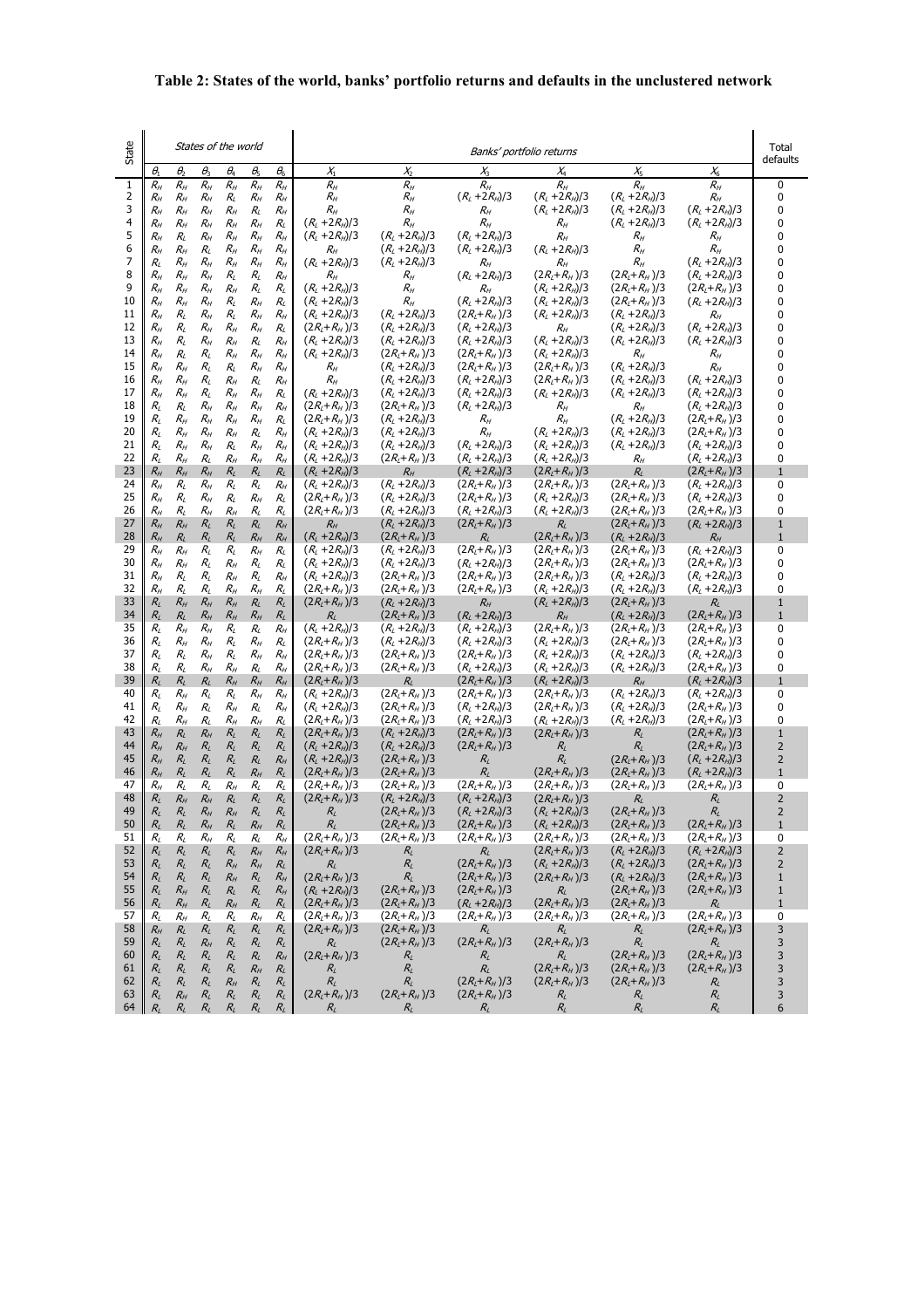**Table 2: States of the world, banks' portfolio returns and defaults in the unclustered network**

| State | States of the world | | | | | | Banks' portfolio returns | | | | | | Total defaults |
|---|---|---|---|---|---|---|---|---|---|---|---|---|---|
| | $\theta_1$ | $\theta_2$ | $\theta_3$ | $\theta_4$ | $\theta_5$ | $\theta_6$ | $X_1$ | $X_2$ | $X_3$ | $X_4$ | $X_5$ | $X_6$ | |
| 1 | $R_H$ | $R_H$ | $R_H$ | $R_H$ | $R_H$ | $R_H$ | $R_H$ | $R_H$ | $R_H$ | $R_H$ | $R_H$ | $R_H$ | 0 |
| 2 | $R_H$ | $R_H$ | $R_H$ | $R_L$ | $R_H$ | $R_H$ | $R_H$ | $R_H$ | $(R_L+2R_H)/3$ | $(R_L+2R_H)/3$ | $(R_L+2R_H)/3$ | $R_H$ | 0 |
| 3 | $R_H$ | $R_H$ | $R_H$ | $R_H$ | $R_L$ | $R_H$ | $R_H$ | $R_H$ | $R_H$ | $(R_L+2R_H)/3$ | $(R_L+2R_H)/3$ | $(R_L+2R_H)/3$ | 0 |
| 4 | $R_H$ | $R_H$ | $R_H$ | $R_H$ | $R_H$ | $R_L$ | $(R_L+2R_H)/3$ | $R_H$ | $R_H$ | $R_H$ | $(R_L+2R_H)/3$ | $(R_L+2R_H)/3$ | 0 |
| 5 | $R_H$ | $R_L$ | $R_H$ | $R_H$ | $R_H$ | $R_H$ | $(R_L+2R_H)/3$ | $(R_L+2R_H)/3$ | $(R_L+2R_H)/3$ | $R_H$ | $R_H$ | $R_H$ | 0 |
| 6 | $R_H$ | $R_H$ | $R_L$ | $R_H$ | $R_H$ | $R_H$ | $R_H$ | $(R_L+2R_H)/3$ | $(R_L+2R_H)/3$ | $(R_L+2R_H)/3$ | $R_H$ | $R_H$ | 0 |
| 7 | $R_L$ | $R_H$ | $R_H$ | $R_H$ | $R_H$ | $R_H$ | $(R_L+2R_H)/3$ | $(R_L+2R_H)/3$ | $R_H$ | $R_H$ | $R_H$ | $(R_L+2R_H)/3$ | 0 |
| 8 | $R_H$ | $R_H$ | $R_H$ | $R_L$ | $R_L$ | $R_H$ | $R_H$ | $R_H$ | $(R_L+2R_H)/3$ | $(2R_L+R_H)/3$ | $(2R_L+R_H)/3$ | $(R_L+2R_H)/3$ | 0 |
| 9 | $R_H$ | $R_H$ | $R_H$ | $R_H$ | $R_L$ | $R_L$ | $(R_L+2R_H)/3$ | $R_H$ | $R_H$ | $(R_L+2R_H)/3$ | $(2R_L+R_H)/3$ | $(2R_L+R_H)/3$ | 0 |
| 10 | $R_H$ | $R_H$ | $R_H$ | $R_L$ | $R_H$ | $R_L$ | $(R_L+2R_H)/3$ | $R_H$ | $(R_L+2R_H)/3$ | $(R_L+2R_H)/3$ | $(2R_L+R_H)/3$ | $(R_L+2R_H)/3$ | 0 |
| 11 | $R_H$ | $R_L$ | $R_H$ | $R_L$ | $R_H$ | $R_H$ | $(R_L+2R_H)/3$ | $(R_L+2R_H)/3$ | $(2R_L+R_H)/3$ | $(R_L+2R_H)/3$ | $(R_L+2R_H)/3$ | $R_H$ | 0 |
| 12 | $R_H$ | $R_L$ | $R_H$ | $R_H$ | $R_H$ | $R_L$ | $(2R_L+R_H)/3$ | $(R_L+2R_H)/3$ | $(R_L+2R_H)/3$ | $R_H$ | $(R_L+2R_H)/3$ | $(R_L+2R_H)/3$ | 0 |
| 13 | $R_H$ | $R_L$ | $R_H$ | $R_H$ | $R_L$ | $R_H$ | $(R_L+2R_H)/3$ | $(R_L+2R_H)/3$ | $(R_L+2R_H)/3$ | $(R_L+2R_H)/3$ | $(R_L+2R_H)/3$ | $(R_L+2R_H)/3$ | 0 |
| 14 | $R_H$ | $R_L$ | $R_L$ | $R_H$ | $R_H$ | $R_H$ | $(R_L+2R_H)/3$ | $(2R_L+R_H)/3$ | $(2R_L+R_H)/3$ | $(R_L+2R_H)/3$ | $R_H$ | $R_H$ | 0 |
| 15 | $R_H$ | $R_H$ | $R_L$ | $R_L$ | $R_H$ | $R_H$ | $R_H$ | $(R_L+2R_H)/3$ | $(2R_L+R_H)/3$ | $(2R_L+R_H)/3$ | $(R_L+2R_H)/3$ | $R_H$ | 0 |
| 16 | $R_H$ | $R_H$ | $R_L$ | $R_H$ | $R_L$ | $R_H$ | $R_H$ | $(R_L+2R_H)/3$ | $(R_L+2R_H)/3$ | $(2R_L+R_H)/3$ | $(R_L+2R_H)/3$ | $(R_L+2R_H)/3$ | 0 |
| 17 | $R_H$ | $R_H$ | $R_L$ | $R_H$ | $R_H$ | $R_L$ | $(R_L+2R_H)/3$ | $(R_L+2R_H)/3$ | $(R_L+2R_H)/3$ | $(R_L+2R_H)/3$ | $(R_L+2R_H)/3$ | $(R_L+2R_H)/3$ | 0 |
| 18 | $R_L$ | $R_L$ | $R_H$ | $R_H$ | $R_H$ | $R_H$ | $(2R_L+R_H)/3$ | $(2R_L+R_H)/3$ | $(R_L+2R_H)/3$ | $R_H$ | $R_H$ | $(R_L+2R_H)/3$ | 0 |
| 19 | $R_L$ | $R_H$ | $R_H$ | $R_H$ | $R_H$ | $R_L$ | $(2R_L+R_H)/3$ | $(R_L+2R_H)/3$ | $R_H$ | $R_H$ | $(R_L+2R_H)/3$ | $(2R_L+R_H)/3$ | 0 |
| 20 | $R_L$ | $R_H$ | $R_H$ | $R_H$ | $R_L$ | $R_H$ | $(R_L+2R_H)/3$ | $(R_L+2R_H)/3$ | $R_H$ | $(R_L+2R_H)/3$ | $(R_L+2R_H)/3$ | $(2R_L+R_H)/3$ | 0 |
| 21 | $R_L$ | $R_H$ | $R_H$ | $R_L$ | $R_H$ | $R_H$ | $(R_L+2R_H)/3$ | $(R_L+2R_H)/3$ | $(R_L+2R_H)/3$ | $(R_L+2R_H)/3$ | $(R_L+2R_H)/3$ | $(R_L+2R_H)/3$ | 0 |
| 22 | $R_L$ | $R_H$ | $R_L$ | $R_H$ | $R_H$ | $R_H$ | $(R_L+2R_H)/3$ | $(2R_L+R_H)/3$ | $(R_L+2R_H)/3$ | $(R_L+2R_H)/3$ | $R_H$ | $(R_L+2R_H)/3$ | 0 |
| 23 | $R_H$ | $R_H$ | $R_H$ | $R_L$ | $R_L$ | $R_L$ | $(R_L+2R_H)/3$ | $R_H$ | $(R_L+2R_H)/3$ | $(2R_L+R_H)/3$ | $R_L$ | $(2R_L+R_H)/3$ | 1 |
| 24 | $R_H$ | $R_L$ | $R_H$ | $R_L$ | $R_L$ | $R_H$ | $(R_L+2R_H)/3$ | $(R_L+2R_H)/3$ | $(2R_L+R_H)/3$ | $(2R_L+R_H)/3$ | $(2R_L+R_H)/3$ | $(R_L+2R_H)/3$ | 0 |
| 25 | $R_H$ | $R_L$ | $R_H$ | $R_L$ | $R_H$ | $R_L$ | $(2R_L+R_H)/3$ | $(R_L+2R_H)/3$ | $(2R_L+R_H)/3$ | $(R_L+2R_H)/3$ | $(2R_L+R_H)/3$ | $(R_L+2R_H)/3$ | 0 |
| 26 | $R_H$ | $R_L$ | $R_H$ | $R_H$ | $R_L$ | $R_L$ | $(2R_L+R_H)/3$ | $(R_L+2R_H)/3$ | $(R_L+2R_H)/3$ | $(R_L+2R_H)/3$ | $(2R_L+R_H)/3$ | $(2R_L+R_H)/3$ | 0 |
| 27 | $R_H$ | $R_H$ | $R_L$ | $R_L$ | $R_L$ | $R_H$ | $R_H$ | $(R_L+2R_H)/3$ | $(2R_L+R_H)/3$ | $R_L$ | $(2R_L+R_H)/3$ | $(R_L+2R_H)/3$ | 1 |
| 28 | $R_H$ | $R_L$ | $R_L$ | $R_L$ | $R_H$ | $R_H$ | $(R_L+2R_H)/3$ | $(2R_L+R_H)/3$ | $R_L$ | $(2R_L+R_H)/3$ | $(R_L+2R_H)/3$ | $R_H$ | 1 |
| 29 | $R_H$ | $R_H$ | $R_L$ | $R_L$ | $R_H$ | $R_L$ | $(R_L+2R_H)/3$ | $(R_L+2R_H)/3$ | $(2R_L+R_H)/3$ | $(2R_L+R_H)/3$ | $(2R_L+R_H)/3$ | $(R_L+2R_H)/3$ | 0 |
| 30 | $R_H$ | $R_H$ | $R_L$ | $R_H$ | $R_L$ | $R_L$ | $(R_L+2R_H)/3$ | $(R_L+2R_H)/3$ | $(R_L+2R_H)/3$ | $(2R_L+R_H)/3$ | $(2R_L+R_H)/3$ | $(2R_L+R_H)/3$ | 0 |
| 31 | $R_H$ | $R_L$ | $R_L$ | $R_H$ | $R_L$ | $R_H$ | $(R_L+2R_H)/3$ | $(2R_L+R_H)/3$ | $(2R_L+R_H)/3$ | $(2R_L+R_H)/3$ | $(R_L+2R_H)/3$ | $(R_L+2R_H)/3$ | 0 |
| 32 | $R_H$ | $R_L$ | $R_L$ | $R_H$ | $R_H$ | $R_L$ | $(2R_L+R_H)/3$ | $(2R_L+R_H)/3$ | $(2R_L+R_H)/3$ | $(R_L+2R_H)/3$ | $(R_L+2R_H)/3$ | $(R_L+2R_H)/3$ | 0 |
| 33 | $R_L$ | $R_H$ | $R_H$ | $R_H$ | $R_L$ | $R_L$ | $(2R_L+R_H)/3$ | $(R_L+2R_H)/3$ | $R_H$ | $(R_L+2R_H)/3$ | $(2R_L+R_H)/3$ | $R_L$ | 1 |
| 34 | $R_L$ | $R_L$ | $R_H$ | $R_H$ | $R_H$ | $R_L$ | $R_L$ | $(2R_L+R_H)/3$ | $(R_L+2R_H)/3$ | $R_H$ | $(R_L+2R_H)/3$ | $(2R_L+R_H)/3$ | 1 |
| 35 | $R_L$ | $R_H$ | $R_H$ | $R_L$ | $R_L$ | $R_H$ | $(R_L+2R_H)/3$ | $(R_L+2R_H)/3$ | $(R_L+2R_H)/3$ | $(2R_L+R_H)/3$ | $(2R_L+R_H)/3$ | $(2R_L+R_H)/3$ | 0 |
| 36 | $R_L$ | $R_H$ | $R_H$ | $R_L$ | $R_H$ | $R_L$ | $(2R_L+R_H)/3$ | $(R_L+2R_H)/3$ | $(R_L+2R_H)/3$ | $(R_L+2R_H)/3$ | $(2R_L+R_H)/3$ | $(2R_L+R_H)/3$ | 0 |
| 37 | $R_L$ | $R_L$ | $R_H$ | $R_L$ | $R_H$ | $R_H$ | $(2R_L+R_H)/3$ | $(2R_L+R_H)/3$ | $(2R_L+R_H)/3$ | $(R_L+2R_H)/3$ | $(R_L+2R_H)/3$ | $(R_L+2R_H)/3$ | 0 |
| 38 | $R_L$ | $R_L$ | $R_H$ | $R_H$ | $R_L$ | $R_H$ | $(2R_L+R_H)/3$ | $(2R_L+R_H)/3$ | $(R_L+2R_H)/3$ | $(R_L+2R_H)/3$ | $(R_L+2R_H)/3$ | $(2R_L+R_H)/3$ | 0 |
| 39 | $R_L$ | $R_L$ | $R_L$ | $R_H$ | $R_H$ | $R_H$ | $(2R_L+R_H)/3$ | $R_L$ | $(2R_L+R_H)/3$ | $(R_L+2R_H)/3$ | $R_H$ | $(R_L+2R_H)/3$ | 1 |
| 40 | $R_L$ | $R_H$ | $R_L$ | $R_L$ | $R_H$ | $R_H$ | $(R_L+2R_H)/3$ | $(2R_L+R_H)/3$ | $(2R_L+R_H)/3$ | $(2R_L+R_H)/3$ | $(R_L+2R_H)/3$ | $(R_L+2R_H)/3$ | 0 |
| 41 | $R_L$ | $R_H$ | $R_L$ | $R_H$ | $R_L$ | $R_H$ | $(R_L+2R_H)/3$ | $(2R_L+R_H)/3$ | $(R_L+2R_H)/3$ | $(2R_L+R_H)/3$ | $(R_L+2R_H)/3$ | $(2R_L+R_H)/3$ | 0 |
| 42 | $R_L$ | $R_H$ | $R_L$ | $R_H$ | $R_H$ | $R_L$ | $(2R_L+R_H)/3$ | $(2R_L+R_H)/3$ | $(R_L+2R_H)/3$ | $(R_L+2R_H)/3$ | $(R_L+2R_H)/3$ | $(2R_L+R_H)/3$ | 0 |
| 43 | $R_H$ | $R_L$ | $R_H$ | $R_L$ | $R_L$ | $R_L$ | $(2R_L+R_H)/3$ | $(R_L+2R_H)/3$ | $(2R_L+R_H)/3$ | $(2R_L+R_H)/3$ | $R_L$ | $(2R_L+R_H)/3$ | 1 |
| 44 | $R_H$ | $R_H$ | $R_L$ | $R_L$ | $R_L$ | $R_L$ | $(R_L+2R_H)/3$ | $(R_L+2R_H)/3$ | $(2R_L+R_H)/3$ | $R_L$ | $R_L$ | $(2R_L+R_H)/3$ | 2 |
| 45 | $R_H$ | $R_L$ | $R_L$ | $R_L$ | $R_L$ | $R_H$ | $(R_L+2R_H)/3$ | $(2R_L+R_H)/3$ | $R_L$ | $R_L$ | $(2R_L+R_H)/3$ | $(R_L+2R_H)/3$ | 2 |
| 46 | $R_H$ | $R_L$ | $R_L$ | $R_L$ | $R_H$ | $R_L$ | $(2R_L+R_H)/3$ | $(2R_L+R_H)/3$ | $R_L$ | $(2R_L+R_H)/3$ | $(2R_L+R_H)/3$ | $(R_L+2R_H)/3$ | 1 |
| 47 | $R_H$ | $R_L$ | $R_L$ | $R_H$ | $R_L$ | $R_L$ | $(2R_L+R_H)/3$ | $(2R_L+R_H)/3$ | $(2R_L+R_H)/3$ | $(2R_L+R_H)/3$ | $(2R_L+R_H)/3$ | $(2R_L+R_H)/3$ | 0 |
| 48 | $R_L$ | $R_H$ | $R_H$ | $R_L$ | $R_L$ | $R_L$ | $(2R_L+R_H)/3$ | $(R_L+2R_H)/3$ | $(R_L+2R_H)/3$ | $(2R_L+R_H)/3$ | $R_L$ | $R_L$ | 2 |
| 49 | $R_L$ | $R_L$ | $R_H$ | $R_H$ | $R_L$ | $R_L$ | $R_L$ | $(2R_L+R_H)/3$ | $(R_L+2R_H)/3$ | $(R_L+2R_H)/3$ | $(2R_L+R_H)/3$ | $R_L$ | 2 |
| 50 | $R_L$ | $R_L$ | $R_H$ | $R_L$ | $R_H$ | $R_L$ | $R_L$ | $(2R_L+R_H)/3$ | $(2R_L+R_H)/3$ | $(R_L+2R_H)/3$ | $(2R_L+R_H)/3$ | $(2R_L+R_H)/3$ | 1 |
| 51 | $R_L$ | $R_L$ | $R_H$ | $R_L$ | $R_L$ | $R_H$ | $(2R_L+R_H)/3$ | $(2R_L+R_H)/3$ | $(2R_L+R_H)/3$ | $(2R_L+R_H)/3$ | $(2R_L+R_H)/3$ | $(2R_L+R_H)/3$ | 0 |
| 52 | $R_L$ | $R_L$ | $R_L$ | $R_L$ | $R_H$ | $R_H$ | $(2R_L+R_H)/3$ | $R_L$ | $R_L$ | $(2R_L+R_H)/3$ | $(R_L+2R_H)/3$ | $(R_L+2R_H)/3$ | 2 |
| 53 | $R_L$ | $R_L$ | $R_L$ | $R_H$ | $R_H$ | $R_L$ | $R_L$ | $R_L$ | $(2R_L+R_H)/3$ | $(R_L+2R_H)/3$ | $(R_L+2R_H)/3$ | $(2R_L+R_H)/3$ | 2 |
| 54 | $R_L$ | $R_L$ | $R_L$ | $R_H$ | $R_L$ | $R_H$ | $(2R_L+R_H)/3$ | $R_L$ | $(2R_L+R_H)/3$ | $(2R_L+R_H)/3$ | $(R_L+2R_H)/3$ | $(2R_L+R_H)/3$ | 1 |
| 55 | $R_L$ | $R_H$ | $R_L$ | $R_L$ | $R_L$ | $R_H$ | $(R_L+2R_H)/3$ | $(2R_L+R_H)/3$ | $(2R_L+R_H)/3$ | $R_L$ | $(2R_L+R_H)/3$ | $(2R_L+R_H)/3$ | 1 |
| 56 | $R_L$ | $R_H$ | $R_L$ | $R_H$ | $R_L$ | $R_L$ | $(2R_L+R_H)/3$ | $(2R_L+R_H)/3$ | $(R_L+2R_H)/3$ | $(2R_L+R_H)/3$ | $(2R_L+R_H)/3$ | $R_L$ | 1 |
| 57 | $R_L$ | $R_H$ | $R_L$ | $R_L$ | $R_H$ | $R_L$ | $(2R_L+R_H)/3$ | $(2R_L+R_H)/3$ | $(2R_L+R_H)/3$ | $(2R_L+R_H)/3$ | $(2R_L+R_H)/3$ | $(2R_L+R_H)/3$ | 0 |
| 58 | $R_H$ | $R_L$ | $R_L$ | $R_L$ | $R_L$ | $R_L$ | $(2R_L+R_H)/3$ | $(2R_L+R_H)/3$ | $R_L$ | $R_L$ | $R_L$ | $(2R_L+R_H)/3$ | 3 |
| 59 | $R_L$ | $R_L$ | $R_H$ | $R_L$ | $R_L$ | $R_L$ | $R_L$ | $(2R_L+R_H)/3$ | $(2R_L+R_H)/3$ | $(2R_L+R_H)/3$ | $R_L$ | $R_L$ | 3 |
| 60 | $R_L$ | $R_L$ | $R_L$ | $R_L$ | $R_L$ | $R_H$ | $(2R_L+R_H)/3$ | $R_L$ | $R_L$ | $R_L$ | $(2R_L+R_H)/3$ | $(2R_L+R_H)/3$ | 3 |
| 61 | $R_L$ | $R_L$ | $R_L$ | $R_L$ | $R_H$ | $R_L$ | $R_L$ | $R_L$ | $R_L$ | $(2R_L+R_H)/3$ | $(2R_L+R_H)/3$ | $(2R_L+R_H)/3$ | 3 |
| 62 | $R_L$ | $R_L$ | $R_L$ | $R_H$ | $R_L$ | $R_L$ | $R_L$ | $R_L$ | $(2R_L+R_H)/3$ | $(2R_L+R_H)/3$ | $(2R_L+R_H)/3$ | $R_L$ | 3 |
| 63 | $R_L$ | $R_H$ | $R_L$ | $R_L$ | $R_L$ | $R_L$ | $(2R_L+R_H)/3$ | $(2R_L+R_H)/3$ | $(2R_L+R_H)/3$ | $R_L$ | $R_L$ | $R_L$ | 3 |
| 64 | $R_L$ | $R_L$ | $R_L$ | $R_L$ | $R_L$ | $R_L$ | $R_L$ | $R_L$ | $R_L$ | $R_L$ | $R_L$ | $R_L$ | 6 |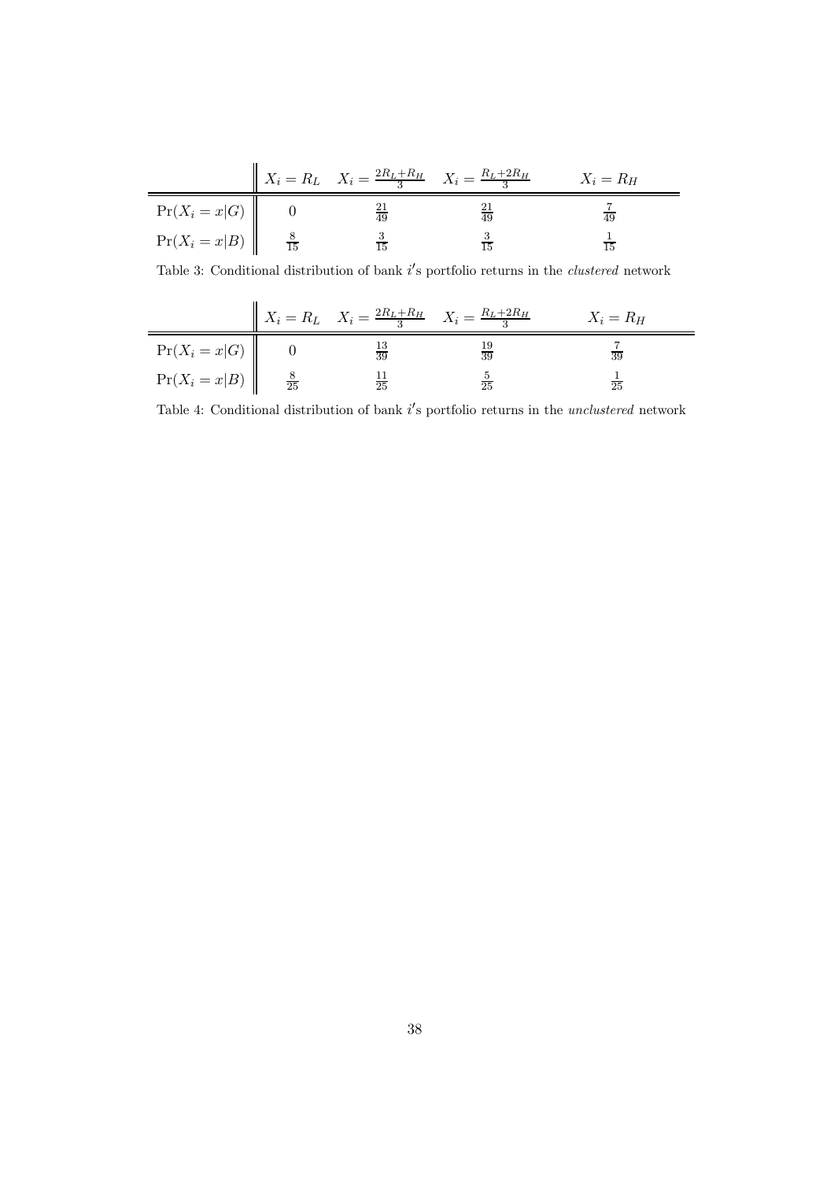| | $X_i = R_L$ | $X_i = \frac{2R_L+R_H}{3}$ | $X_i = \frac{R_L+2R_H}{3}$ | $X_i = R_H$ |
|---|---|---|---|---|
| $\Pr(X_i = x\|G)$ | $0$ | $\frac{21}{49}$ | $\frac{21}{49}$ | $\frac{7}{49}$ |
| $\Pr(X_i = x\|B)$ | $\frac{8}{15}$ | $\frac{3}{15}$ | $\frac{3}{15}$ | $\frac{1}{15}$ |

Table 3: Conditional distribution of bank $i$'s portfolio returns in the *clustered* network

| | $X_i = R_L$ | $X_i = \frac{2R_L+R_H}{3}$ | $X_i = \frac{R_L+2R_H}{3}$ | $X_i = R_H$ |
|---|---|---|---|---|
| $\Pr(X_i = x\|G)$ | $0$ | $\frac{13}{39}$ | $\frac{19}{39}$ | $\frac{7}{39}$ |
| $\Pr(X_i = x\|B)$ | $\frac{8}{25}$ | $\frac{11}{25}$ | $\frac{5}{25}$ | $\frac{1}{25}$ |

Table 4: Conditional distribution of bank $i$'s portfolio returns in the *unclustered* network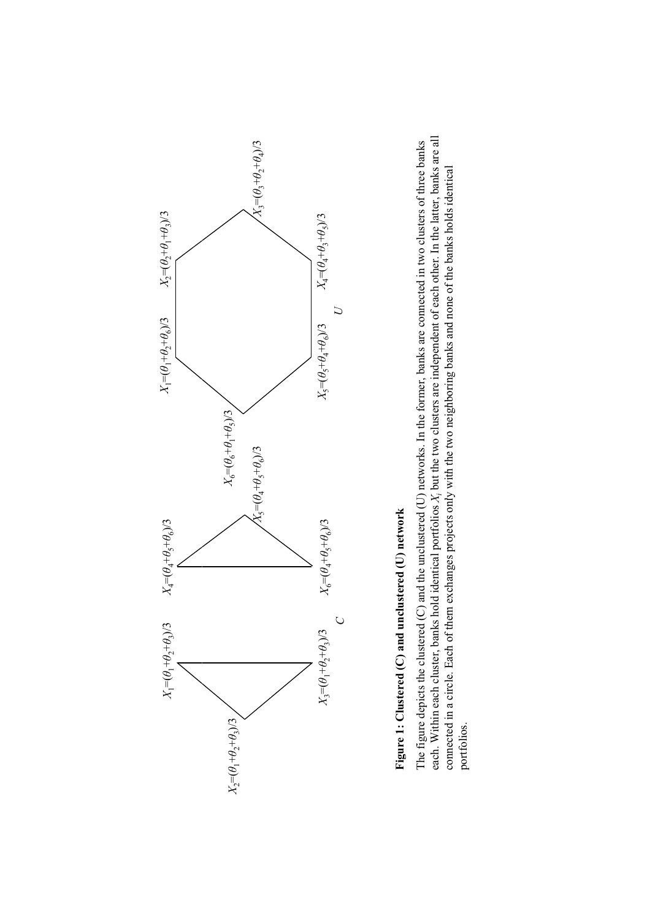$X_1=(\theta_1+\theta_2+\theta_3)/3$

$X_2=(\theta_1+\theta_2+\theta_3)/3$

$X_3=(\theta_1+\theta_2+\theta_3)/3$

$X_4=(\theta_4+\theta_5+\theta_6)/3$

$X_5=(\theta_4+\theta_5+\theta_6)/3$

$X_6=(\theta_4+\theta_5+\theta_6)/3$

*C*

$X_1=(\theta_1+\theta_2+\theta_6)/3$

$X_2=(\theta_2+\theta_1+\theta_3)/3$

$X_3=(\theta_3+\theta_2+\theta_4)/3$

$X_4=(\theta_4+\theta_3+\theta_5)/3$

$X_5=(\theta_5+\theta_4+\theta_6)/3$

$X_6=(\theta_6+\theta_1+\theta_5)/3$

*U*

**Figure 1: Clustered (C) and unclustered (U) network**

The figure depicts the clustered (C) and the unclustered (U) networks. In the former, banks are connected in two clusters of three banks each. Within each cluster, banks hold identical portfolios $X_i$ but the two clusters are independent of each other. In the latter, banks are all connected in a circle. Each of them exchanges projects only with the two neighboring banks and none of the banks holds identical portfolios.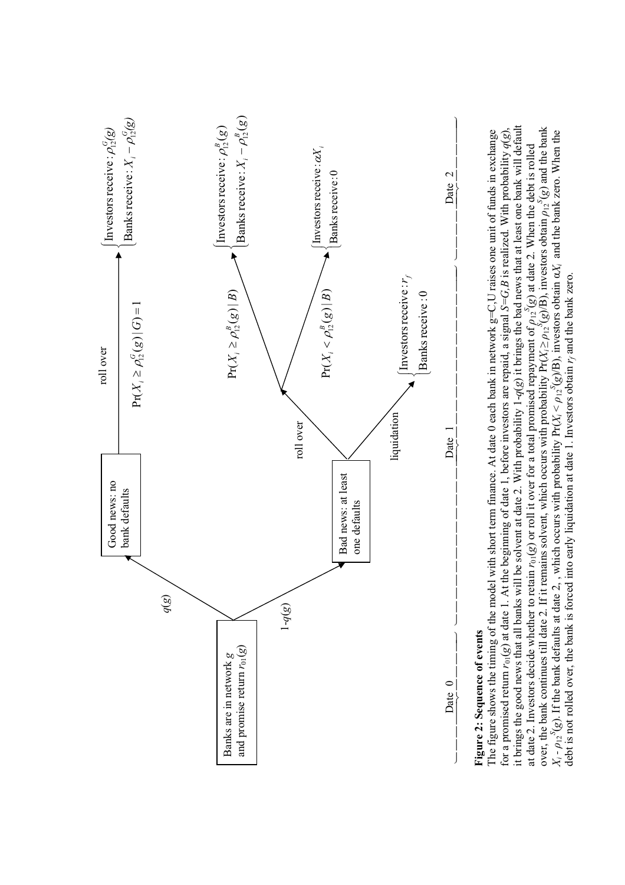Date 0

Banks are in network $g$ and promise return $r_{01}(g)$

$q(g)$ → Good news: no bank defaults → roll over, $\Pr(X_i \geq \rho_{12}^G(g) \mid G) = 1$ → $\begin{cases} \text{Investors receive: } \rho_{12}^G(g) \\ \text{Banks receive: } X_i - \rho_{12}^G(g) \end{cases}$

$1\text{-}q(g)$ → Bad news: at least one defaults

- roll over:
  - $\Pr(X_i \geq \rho_{12}^B(g) \mid B)$ → $\begin{cases} \text{Investors receive: } \rho_{12}^B(g) \\ \text{Banks receive: } X_i - \rho_{12}^B(g) \end{cases}$
  - $\Pr(X_i < \rho_{12}^B(g) \mid B)$ → $\begin{cases} \text{Investors receive: } \alpha X_i \\ \text{Banks receive: } 0 \end{cases}$
- liquidation → $\begin{cases} \text{Investors receive: } r_f \\ \text{Banks receive: } 0 \end{cases}$

Date 1

Date 2

**Figure 2: Sequence of events**

The figure shows the timing of the model with short term finance. At date 0 each bank in network $g$=C,U raises one unit of funds in exchange for a promised return $r_{01}(g)$ at date 1. At the beginning of date 1, before investors are repaid, a signal $S$=$G$,$B$ is realized. With probability $q(g)$, it brings the good news that all banks will be solvent at date 2. With probability 1-$q(g)$ it brings the bad news that at least one bank will default at date 2. Investors decide whether to retain $r_{01}(g)$ or roll it over for a total promised repayment of $\rho_{12}^{S}(g)$ at date 2. When the debt is rolled over, the bank continues till date 2. If it remains solvent, which occurs with probability $\Pr(X_i \geq \rho_{12}^{S}(g)/B)$, investors obtain $\rho_{12}^{S}(g)$ and the bank $X_i - \rho_{12}^{S}(g)$. If the bank defaults at date 2 , which occurs with probability $\Pr(X_i < \rho_{12}^{S}(g)/B)$, investors obtain $\alpha X_i$ and the bank zero. When the debt is not rolled over, the bank is forced into early liquidation at date 1. Investors obtain $r_f$ and the bank zero.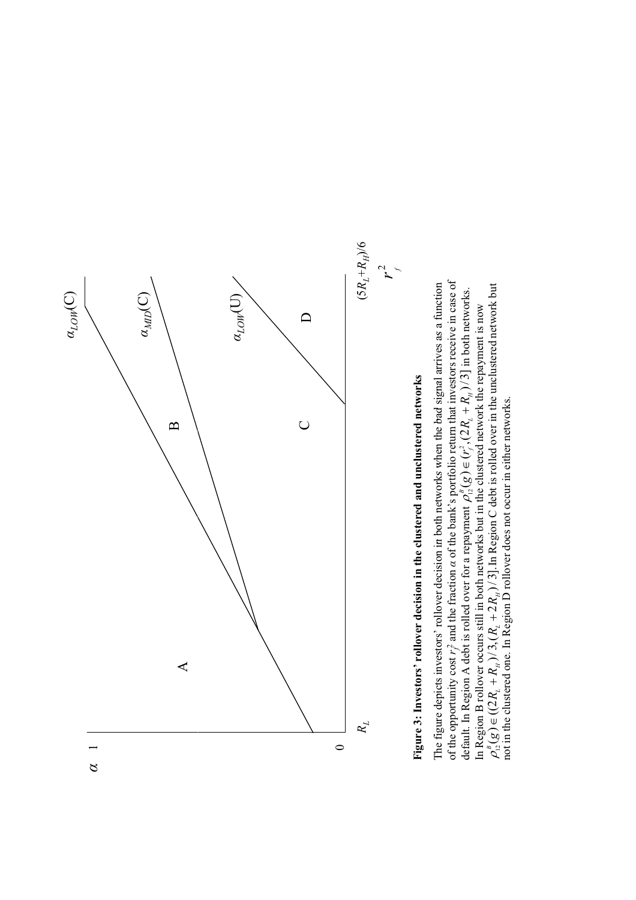**Figure 3: Investors' rollover decision in the clustered and unclustered networks**

The figure depicts investors' rollover decision in both networks when the bad signal arrives as a function of the opportunity cost $r_f^2$ and the fraction $\alpha$ of the bank's portfolio return that investors receive in case of default. In Region A debt is rolled over for a repayment $\rho_{12}^B(g) \in (r_f^2, (2R_L + R_H)/3]$ in both networks. In Region B rollover occurs still in both networks but in the clustered network the repayment is now $\rho_{12}^B(g) \in ((2R_L + R_H)/3, (R_L + 2R_H)/3]$. In Region C debt is rolled over in the unclustered network but not in the clustered one. In Region D rollover does not occur in either networks.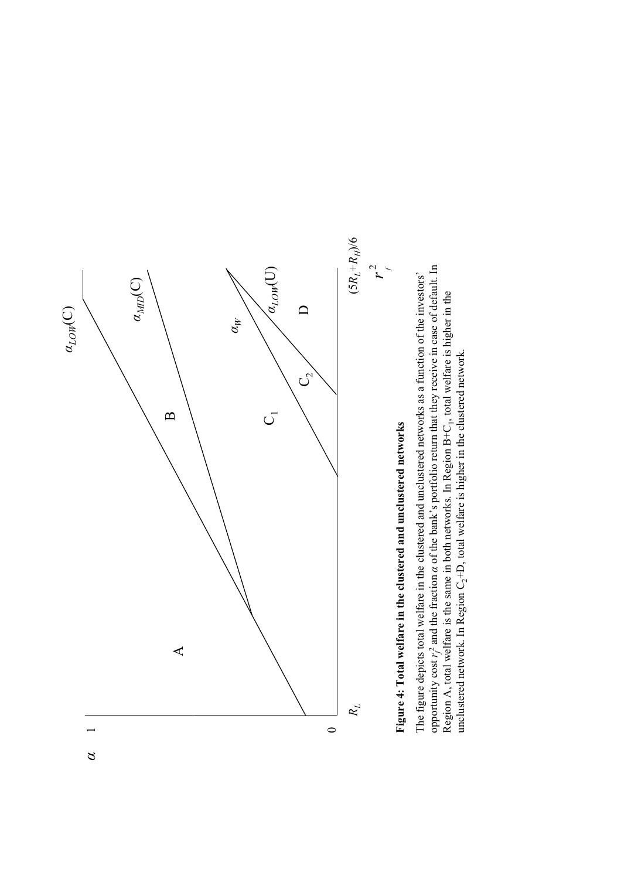$\alpha$ 1

0

$R_L$

$(5R_L+R_H)/6$

$r_f^2$

A

B

$C_1$

$C_2$

D

$\alpha_{LOW}(C)$

$\alpha_{MID}(C)$

$\alpha_W$

$\alpha_{LOW}(U)$

**Figure 4: Total welfare in the clustered and unclustered networks**

The figure depicts total welfare in the clustered and unclustered networks as a function of the investors' opportunity cost $r_f^2$ and the fraction $\alpha$ of the bank's portfolio return that they receive in case of default. In Region A, total welfare is the same in both networks. In Region B+$C_1$, total welfare is higher in the unclustered network. In Region $C_2$+D, total welfare is higher in the clustered network.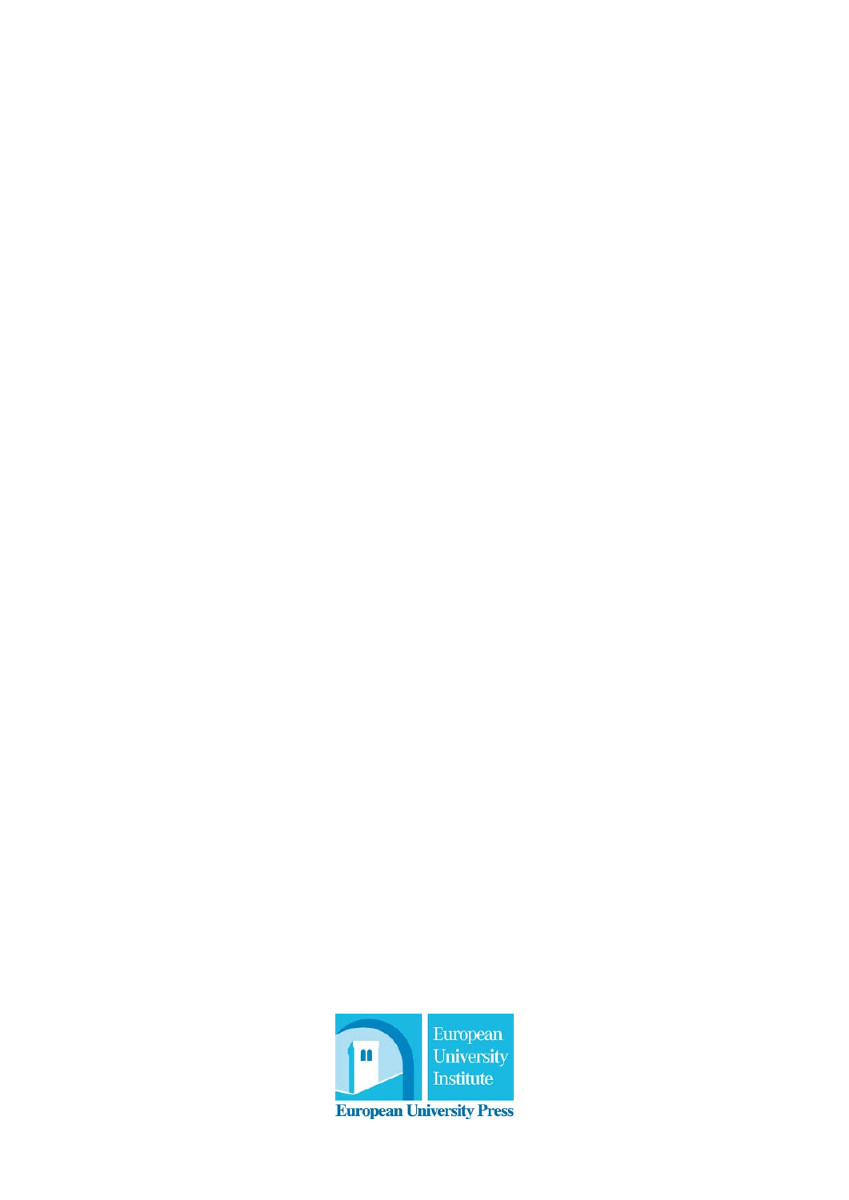European
University
Institute

European University Press